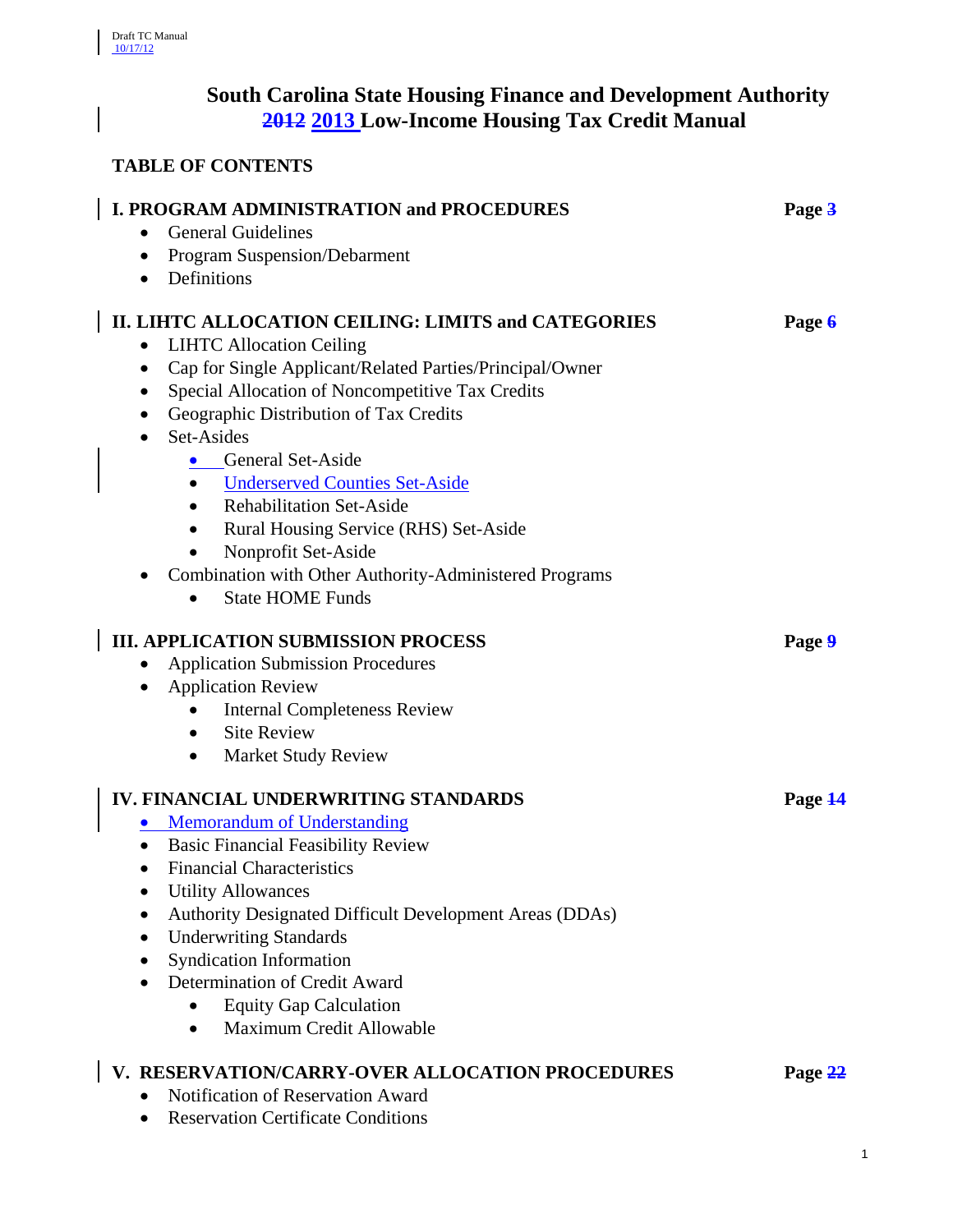Draft TC Manual
10/17/12

# South Carolina State Housing Finance and Development Authority
# ~~2012~~ 2013 Low-Income Housing Tax Credit Manual

**TABLE OF CONTENTS**

**I. PROGRAM ADMINISTRATION and PROCEDURES** **Page ~~3~~**

- General Guidelines
- Program Suspension/Debarment
- Definitions

**II. LIHTC ALLOCATION CEILING: LIMITS and CATEGORIES** **Page ~~6~~**

- LIHTC Allocation Ceiling
- Cap for Single Applicant/Related Parties/Principal/Owner
- Special Allocation of Noncompetitive Tax Credits
- Geographic Distribution of Tax Credits
- Set-Asides
    - General Set-Aside
    - Underserved Counties Set-Aside
    - Rehabilitation Set-Aside
    - Rural Housing Service (RHS) Set-Aside
    - Nonprofit Set-Aside
- Combination with Other Authority-Administered Programs
    - State HOME Funds

**III. APPLICATION SUBMISSION PROCESS** **Page ~~9~~**

- Application Submission Procedures
- Application Review
    - Internal Completeness Review
    - Site Review
    - Market Study Review

**IV. FINANCIAL UNDERWRITING STANDARDS** **Page ~~14~~**

- Memorandum of Understanding
- Basic Financial Feasibility Review
- Financial Characteristics
- Utility Allowances
- Authority Designated Difficult Development Areas (DDAs)
- Underwriting Standards
- Syndication Information
- Determination of Credit Award
    - Equity Gap Calculation
    - Maximum Credit Allowable

**V. RESERVATION/CARRY-OVER ALLOCATION PROCEDURES** **Page 22**

- Notification of Reservation Award
- Reservation Certificate Conditions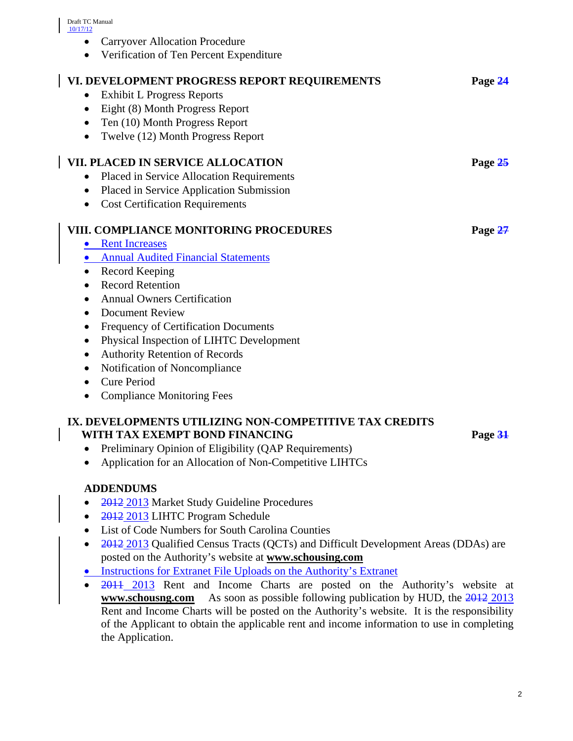- Carryover Allocation Procedure
- Verification of Ten Percent Expenditure

**VI. DEVELOPMENT PROGRESS REPORT REQUIREMENTS** **Page ~~24~~**

- Exhibit L Progress Reports
- Eight (8) Month Progress Report
- Ten (10) Month Progress Report
- Twelve (12) Month Progress Report

**VII. PLACED IN SERVICE ALLOCATION** **Page ~~25~~**

- Placed in Service Allocation Requirements
- Placed in Service Application Submission
- Cost Certification Requirements

**VIII. COMPLIANCE MONITORING PROCEDURES** **Page ~~27~~**

- Rent Increases
- Annual Audited Financial Statements
- Record Keeping
- Record Retention
- Annual Owners Certification
- Document Review
- Frequency of Certification Documents
- Physical Inspection of LIHTC Development
- Authority Retention of Records
- Notification of Noncompliance
- Cure Period
- Compliance Monitoring Fees

**IX. DEVELOPMENTS UTILIZING NON-COMPETITIVE TAX CREDITS WITH TAX EXEMPT BOND FINANCING** **Page ~~31~~**

- Preliminary Opinion of Eligibility (QAP Requirements)
- Application for an Allocation of Non-Competitive LIHTCs

**ADDENDUMS**

- ~~2012~~ 2013 Market Study Guideline Procedures
- ~~2012~~ 2013 LIHTC Program Schedule
- List of Code Numbers for South Carolina Counties
- ~~2012~~ 2013 Qualified Census Tracts (QCTs) and Difficult Development Areas (DDAs) are posted on the Authority's website at **www.schousing.com**
- Instructions for Extranet File Uploads on the Authority's Extranet
- ~~2011~~ 2013 Rent and Income Charts are posted on the Authority's website at **www.schousng.com** As soon as possible following publication by HUD, the ~~2012~~ 2013 Rent and Income Charts will be posted on the Authority's website. It is the responsibility of the Applicant to obtain the applicable rent and income information to use in completing the Application.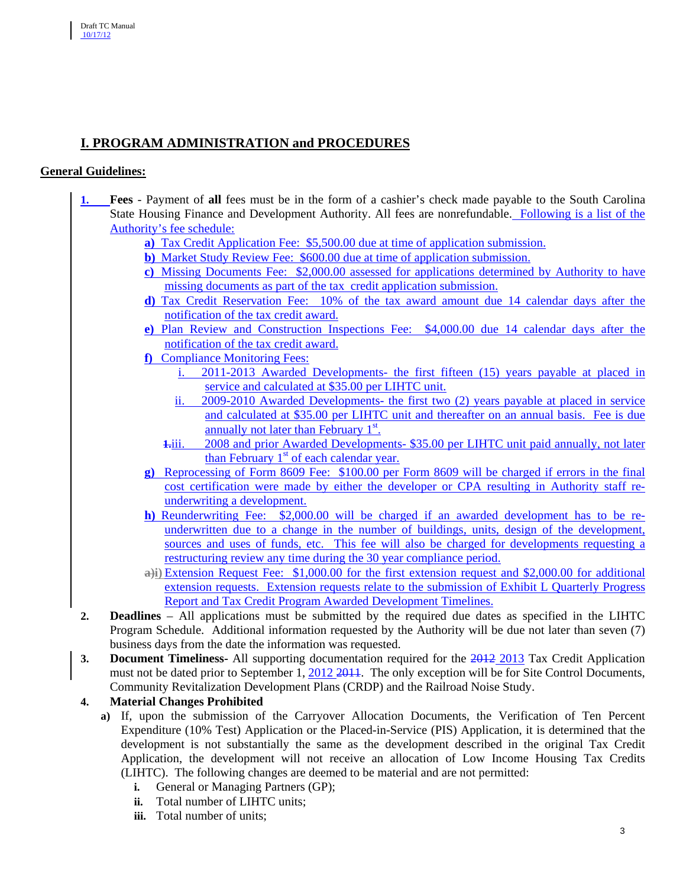Draft TC Manual
10/17/12

# I. PROGRAM ADMINISTRATION and PROCEDURES

## General Guidelines:

1. **Fees** - Payment of **all** fees must be in the form of a cashier's check made payable to the South Carolina State Housing Finance and Development Authority. All fees are nonrefundable. Following is a list of the Authority's fee schedule:
   - **a)** Tax Credit Application Fee: $5,500.00 due at time of application submission.
   - **b)** Market Study Review Fee: $600.00 due at time of application submission.
   - **c)** Missing Documents Fee: $2,000.00 assessed for applications determined by Authority to have missing documents as part of the tax credit application submission.
   - **d)** Tax Credit Reservation Fee: 10% of the tax award amount due 14 calendar days after the notification of the tax credit award.
   - **e)** Plan Review and Construction Inspections Fee: $4,000.00 due 14 calendar days after the notification of the tax credit award.
   - **f)** Compliance Monitoring Fees:
     - i. 2011-2013 Awarded Developments- the first fifteen (15) years payable at placed in service and calculated at $35.00 per LIHTC unit.
     - ii. 2009-2010 Awarded Developments- the first two (2) years payable at placed in service and calculated at $35.00 per LIHTC unit and thereafter on an annual basis. Fee is due annually not later than February 1st.
     - ~~1.~~iii. 2008 and prior Awarded Developments- $35.00 per LIHTC unit paid annually, not later than February 1st of each calendar year.
   - **g)** Reprocessing of Form 8609 Fee: $100.00 per Form 8609 will be charged if errors in the final cost certification were made by either the developer or CPA resulting in Authority staff re-underwriting a development.
   - **h)** Reunderwriting Fee: $2,000.00 will be charged if an awarded development has to be re-underwritten due to a change in the number of buildings, units, design of the development, sources and uses of funds, etc. This fee will also be charged for developments requesting a restructuring review any time during the 30 year compliance period.
   - ~~a)~~**i)** Extension Request Fee: $1,000.00 for the first extension request and $2,000.00 for additional extension requests. Extension requests relate to the submission of Exhibit L Quarterly Progress Report and Tax Credit Program Awarded Development Timelines.
2. **Deadlines** – All applications must be submitted by the required due dates as specified in the LIHTC Program Schedule. Additional information requested by the Authority will be due not later than seven (7) business days from the date the information was requested.
3. **Document Timeliness**- All supporting documentation required for the ~~2012~~ 2013 Tax Credit Application must not be dated prior to September 1, 2012 ~~2011~~. The only exception will be for Site Control Documents, Community Revitalization Development Plans (CRDP) and the Railroad Noise Study.
4. **Material Changes Prohibited**
   - **a)** If, upon the submission of the Carryover Allocation Documents, the Verification of Ten Percent Expenditure (10% Test) Application or the Placed-in-Service (PIS) Application, it is determined that the development is not substantially the same as the development described in the original Tax Credit Application, the development will not receive an allocation of Low Income Housing Tax Credits (LIHTC). The following changes are deemed to be material and are not permitted:
     - **i.** General or Managing Partners (GP);
     - **ii.** Total number of LIHTC units;
     - **iii.** Total number of units;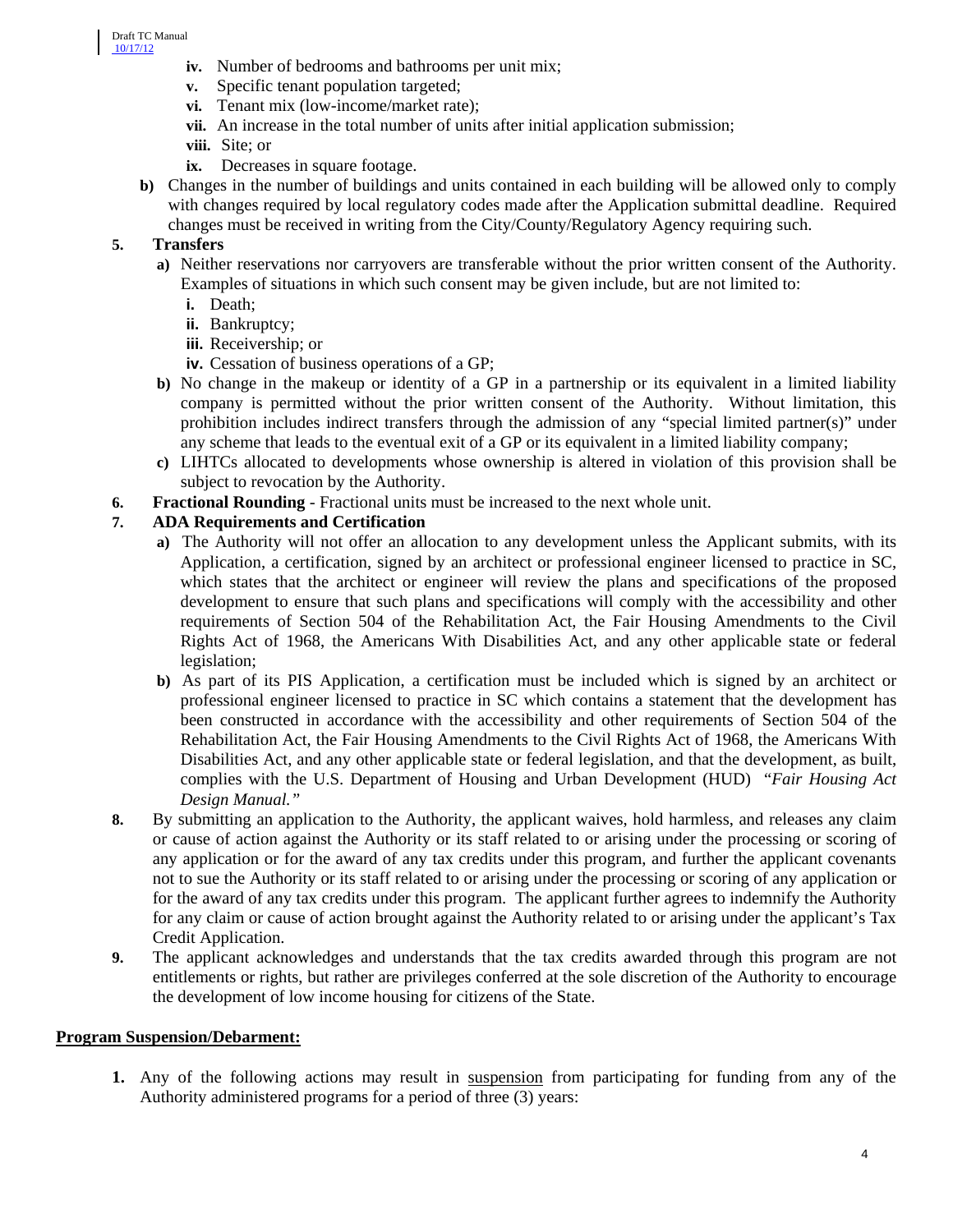- **iv.** Number of bedrooms and bathrooms per unit mix;
   - **v.** Specific tenant population targeted;
   - **vi.** Tenant mix (low-income/market rate);
   - **vii.** An increase in the total number of units after initial application submission;
   - **viii.** Site; or
   - **ix.** Decreases in square footage.

   **b)** Changes in the number of buildings and units contained in each building will be allowed only to comply with changes required by local regulatory codes made after the Application submittal deadline. Required changes must be received in writing from the City/County/Regulatory Agency requiring such.

**5. Transfers**

   **a)** Neither reservations nor carryovers are transferable without the prior written consent of the Authority. Examples of situations in which such consent may be given include, but are not limited to:
   - **i.** Death;
   - **ii.** Bankruptcy;
   - **iii.** Receivership; or
   - **iv.** Cessation of business operations of a GP;

   **b)** No change in the makeup or identity of a GP in a partnership or its equivalent in a limited liability company is permitted without the prior written consent of the Authority. Without limitation, this prohibition includes indirect transfers through the admission of any "special limited partner(s)" under any scheme that leads to the eventual exit of a GP or its equivalent in a limited liability company;

   **c)** LIHTCs allocated to developments whose ownership is altered in violation of this provision shall be subject to revocation by the Authority.

**6. Fractional Rounding** - Fractional units must be increased to the next whole unit.

**7. ADA Requirements and Certification**

   **a)** The Authority will not offer an allocation to any development unless the Applicant submits, with its Application, a certification, signed by an architect or professional engineer licensed to practice in SC, which states that the architect or engineer will review the plans and specifications of the proposed development to ensure that such plans and specifications will comply with the accessibility and other requirements of Section 504 of the Rehabilitation Act, the Fair Housing Amendments to the Civil Rights Act of 1968, the Americans With Disabilities Act, and any other applicable state or federal legislation;

   **b)** As part of its PIS Application, a certification must be included which is signed by an architect or professional engineer licensed to practice in SC which contains a statement that the development has been constructed in accordance with the accessibility and other requirements of Section 504 of the Rehabilitation Act, the Fair Housing Amendments to the Civil Rights Act of 1968, the Americans With Disabilities Act, and any other applicable state or federal legislation, and that the development, as built, complies with the U.S. Department of Housing and Urban Development (HUD) *"Fair Housing Act Design Manual."*

**8.** By submitting an application to the Authority, the applicant waives, hold harmless, and releases any claim or cause of action against the Authority or its staff related to or arising under the processing or scoring of any application or for the award of any tax credits under this program, and further the applicant covenants not to sue the Authority or its staff related to or arising under the processing or scoring of any application or for the award of any tax credits under this program. The applicant further agrees to indemnify the Authority for any claim or cause of action brought against the Authority related to or arising under the applicant's Tax Credit Application.

**9.** The applicant acknowledges and understands that the tax credits awarded through this program are not entitlements or rights, but rather are privileges conferred at the sole discretion of the Authority to encourage the development of low income housing for citizens of the State.

**Program Suspension/Debarment:**

**1.** Any of the following actions may result in suspension from participating for funding from any of the Authority administered programs for a period of three (3) years: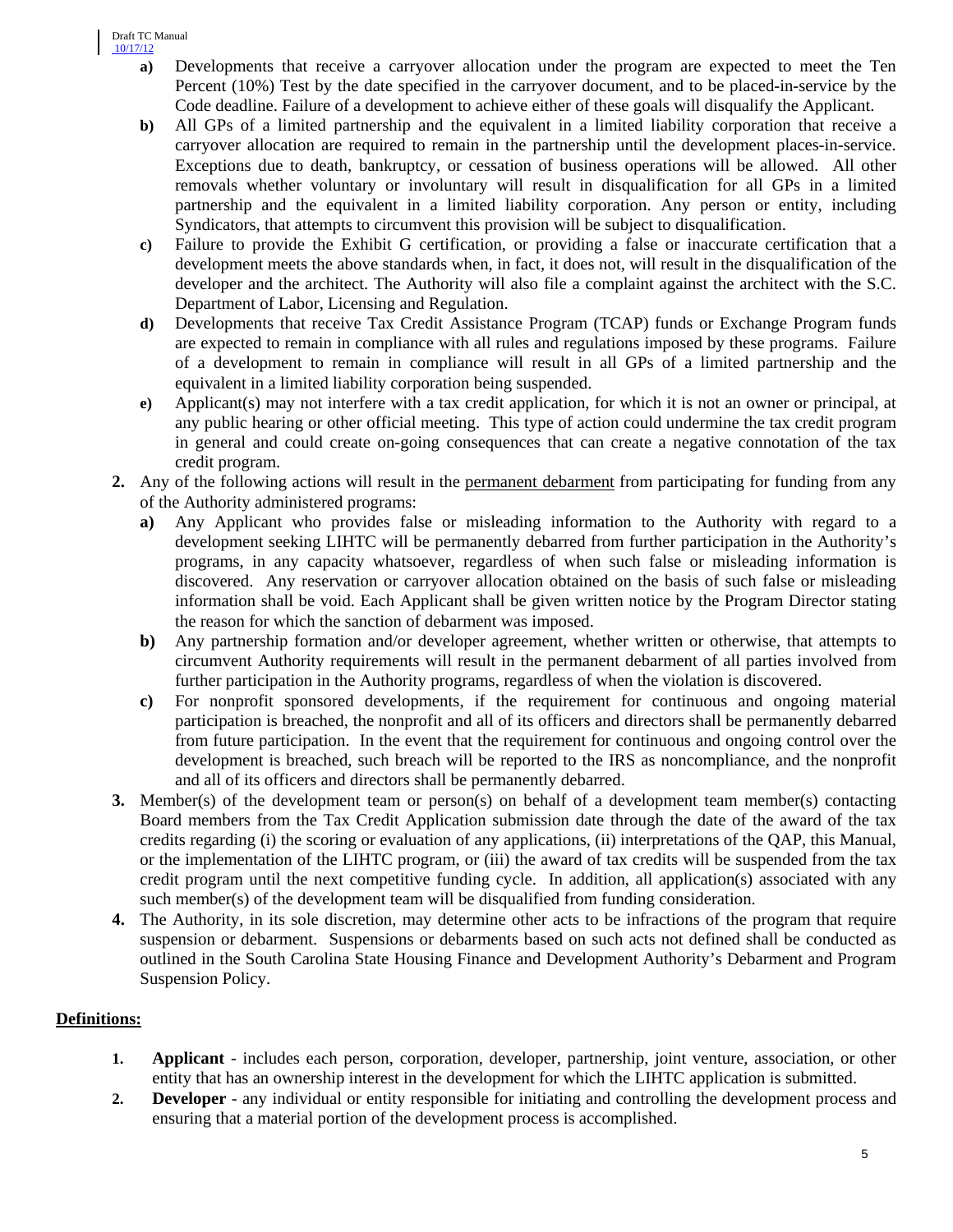a) Developments that receive a carryover allocation under the program are expected to meet the Ten Percent (10%) Test by the date specified in the carryover document, and to be placed-in-service by the Code deadline. Failure of a development to achieve either of these goals will disqualify the Applicant.

b) All GPs of a limited partnership and the equivalent in a limited liability corporation that receive a carryover allocation are required to remain in the partnership until the development places-in-service. Exceptions due to death, bankruptcy, or cessation of business operations will be allowed. All other removals whether voluntary or involuntary will result in disqualification for all GPs in a limited partnership and the equivalent in a limited liability corporation. Any person or entity, including Syndicators, that attempts to circumvent this provision will be subject to disqualification.

c) Failure to provide the Exhibit G certification, or providing a false or inaccurate certification that a development meets the above standards when, in fact, it does not, will result in the disqualification of the developer and the architect. The Authority will also file a complaint against the architect with the S.C. Department of Labor, Licensing and Regulation.

d) Developments that receive Tax Credit Assistance Program (TCAP) funds or Exchange Program funds are expected to remain in compliance with all rules and regulations imposed by these programs. Failure of a development to remain in compliance will result in all GPs of a limited partnership and the equivalent in a limited liability corporation being suspended.

e) Applicant(s) may not interfere with a tax credit application, for which it is not an owner or principal, at any public hearing or other official meeting. This type of action could undermine the tax credit program in general and could create on-going consequences that can create a negative connotation of the tax credit program.

2. Any of the following actions will result in the permanent debarment from participating for funding from any of the Authority administered programs:

   a) Any Applicant who provides false or misleading information to the Authority with regard to a development seeking LIHTC will be permanently debarred from further participation in the Authority's programs, in any capacity whatsoever, regardless of when such false or misleading information is discovered. Any reservation or carryover allocation obtained on the basis of such false or misleading information shall be void. Each Applicant shall be given written notice by the Program Director stating the reason for which the sanction of debarment was imposed.

   b) Any partnership formation and/or developer agreement, whether written or otherwise, that attempts to circumvent Authority requirements will result in the permanent debarment of all parties involved from further participation in the Authority programs, regardless of when the violation is discovered.

   c) For nonprofit sponsored developments, if the requirement for continuous and ongoing material participation is breached, the nonprofit and all of its officers and directors shall be permanently debarred from future participation. In the event that the requirement for continuous and ongoing control over the development is breached, such breach will be reported to the IRS as noncompliance, and the nonprofit and all of its officers and directors shall be permanently debarred.

3. Member(s) of the development team or person(s) on behalf of a development team member(s) contacting Board members from the Tax Credit Application submission date through the date of the award of the tax credits regarding (i) the scoring or evaluation of any applications, (ii) interpretations of the QAP, this Manual, or the implementation of the LIHTC program, or (iii) the award of tax credits will be suspended from the tax credit program until the next competitive funding cycle. In addition, all application(s) associated with any such member(s) of the development team will be disqualified from funding consideration.

4. The Authority, in its sole discretion, may determine other acts to be infractions of the program that require suspension or debarment. Suspensions or debarments based on such acts not defined shall be conducted as outlined in the South Carolina State Housing Finance and Development Authority's Debarment and Program Suspension Policy.

## Definitions:

1. **Applicant** - includes each person, corporation, developer, partnership, joint venture, association, or other entity that has an ownership interest in the development for which the LIHTC application is submitted.
2. **Developer** - any individual or entity responsible for initiating and controlling the development process and ensuring that a material portion of the development process is accomplished.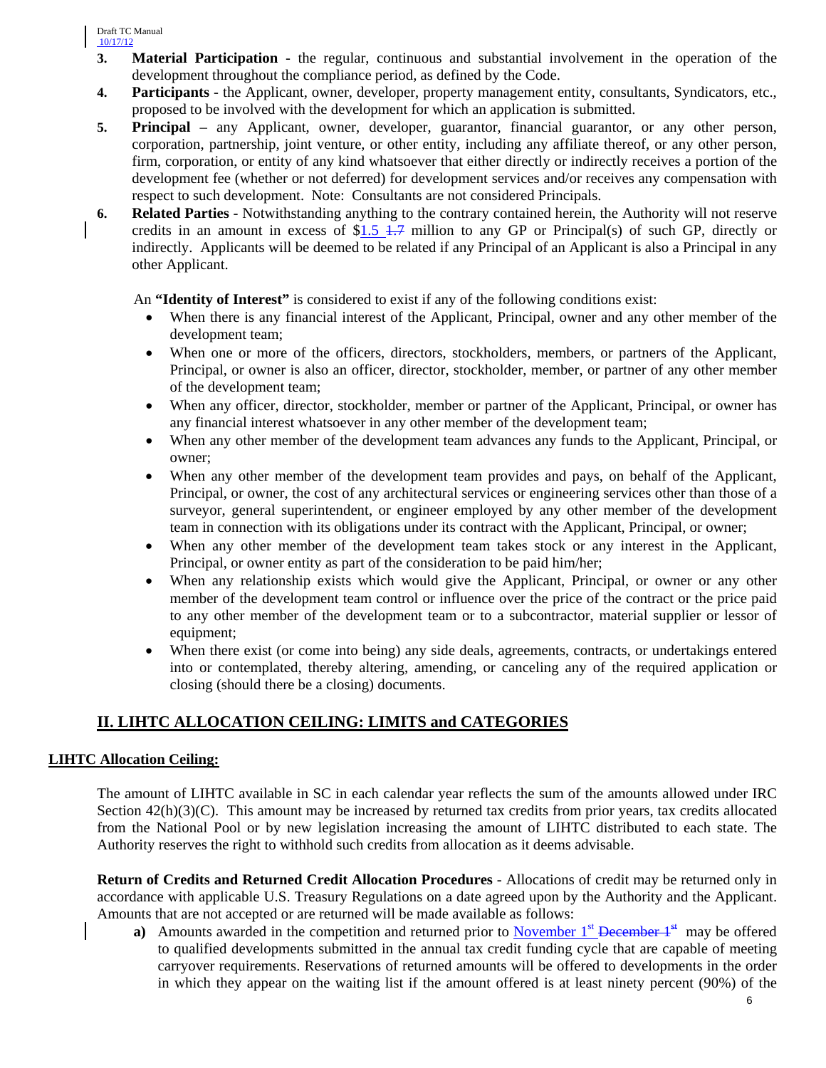3. **Material Participation** - the regular, continuous and substantial involvement in the operation of the development throughout the compliance period, as defined by the Code.
4. **Participants** - the Applicant, owner, developer, property management entity, consultants, Syndicators, etc., proposed to be involved with the development for which an application is submitted.
5. **Principal** – any Applicant, owner, developer, guarantor, financial guarantor, or any other person, corporation, partnership, joint venture, or other entity, including any affiliate thereof, or any other person, firm, corporation, or entity of any kind whatsoever that either directly or indirectly receives a portion of the development fee (whether or not deferred) for development services and/or receives any compensation with respect to such development. Note: Consultants are not considered Principals.
6. **Related Parties** - Notwithstanding anything to the contrary contained herein, the Authority will not reserve credits in an amount in excess of $1.5 ~~1.7~~ million to any GP or Principal(s) of such GP, directly or indirectly. Applicants will be deemed to be related if any Principal of an Applicant is also a Principal in any other Applicant.

An **"Identity of Interest"** is considered to exist if any of the following conditions exist:

- When there is any financial interest of the Applicant, Principal, owner and any other member of the development team;
- When one or more of the officers, directors, stockholders, members, or partners of the Applicant, Principal, or owner is also an officer, director, stockholder, member, or partner of any other member of the development team;
- When any officer, director, stockholder, member or partner of the Applicant, Principal, or owner has any financial interest whatsoever in any other member of the development team;
- When any other member of the development team advances any funds to the Applicant, Principal, or owner;
- When any other member of the development team provides and pays, on behalf of the Applicant, Principal, or owner, the cost of any architectural services or engineering services other than those of a surveyor, general superintendent, or engineer employed by any other member of the development team in connection with its obligations under its contract with the Applicant, Principal, or owner;
- When any other member of the development team takes stock or any interest in the Applicant, Principal, or owner entity as part of the consideration to be paid him/her;
- When any relationship exists which would give the Applicant, Principal, or owner or any other member of the development team control or influence over the price of the contract or the price paid to any other member of the development team or to a subcontractor, material supplier or lessor of equipment;
- When there exist (or come into being) any side deals, agreements, contracts, or undertakings entered into or contemplated, thereby altering, amending, or canceling any of the required application or closing (should there be a closing) documents.

## II. LIHTC ALLOCATION CEILING: LIMITS and CATEGORIES

**LIHTC Allocation Ceiling:**

The amount of LIHTC available in SC in each calendar year reflects the sum of the amounts allowed under IRC Section 42(h)(3)(C). This amount may be increased by returned tax credits from prior years, tax credits allocated from the National Pool or by new legislation increasing the amount of LIHTC distributed to each state. The Authority reserves the right to withhold such credits from allocation as it deems advisable.

**Return of Credits and Returned Credit Allocation Procedures** - Allocations of credit may be returned only in accordance with applicable U.S. Treasury Regulations on a date agreed upon by the Authority and the Applicant. Amounts that are not accepted or are returned will be made available as follows:

a) Amounts awarded in the competition and returned prior to November 1st ~~December 1st~~ may be offered to qualified developments submitted in the annual tax credit funding cycle that are capable of meeting carryover requirements. Reservations of returned amounts will be offered to developments in the order in which they appear on the waiting list if the amount offered is at least ninety percent (90%) of the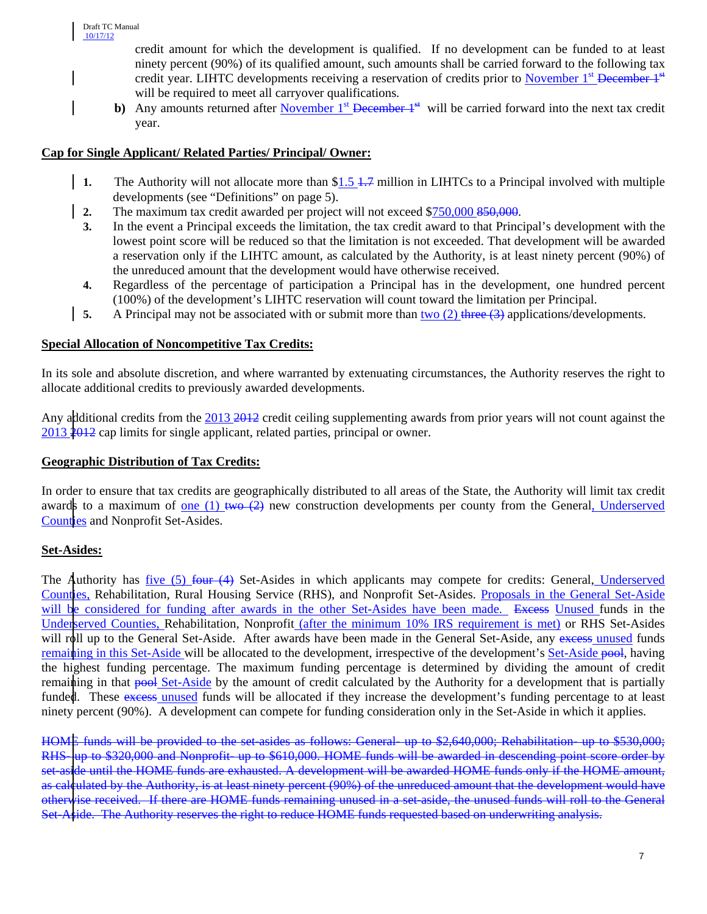credit amount for which the development is qualified. If no development can be funded to at least ninety percent (90%) of its qualified amount, such amounts shall be carried forward to the following tax credit year. LIHTC developments receiving a reservation of credits prior to November 1st ~~December 1st~~ will be required to meet all carryover qualifications.

**b)** Any amounts returned after November 1st ~~December 1st~~ will be carried forward into the next tax credit year.

**Cap for Single Applicant/ Related Parties/ Principal/ Owner:**

1. The Authority will not allocate more than $1.5 ~~1.7~~ million in LIHTCs to a Principal involved with multiple developments (see "Definitions" on page 5).
2. The maximum tax credit awarded per project will not exceed $750,000 ~~850,000~~.
3. In the event a Principal exceeds the limitation, the tax credit award to that Principal's development with the lowest point score will be reduced so that the limitation is not exceeded. That development will be awarded a reservation only if the LIHTC amount, as calculated by the Authority, is at least ninety percent (90%) of the unreduced amount that the development would have otherwise received.
4. Regardless of the percentage of participation a Principal has in the development, one hundred percent (100%) of the development's LIHTC reservation will count toward the limitation per Principal.
5. A Principal may not be associated with or submit more than two (2) ~~three (3)~~ applications/developments.

**Special Allocation of Noncompetitive Tax Credits:**

In its sole and absolute discretion, and where warranted by extenuating circumstances, the Authority reserves the right to allocate additional credits to previously awarded developments.

Any additional credits from the 2013 ~~2012~~ credit ceiling supplementing awards from prior years will not count against the 2013 ~~2012~~ cap limits for single applicant, related parties, principal or owner.

**Geographic Distribution of Tax Credits:**

In order to ensure that tax credits are geographically distributed to all areas of the State, the Authority will limit tax credit awards to a maximum of one (1) ~~two (2)~~ new construction developments per county from the General, Underserved Counties and Nonprofit Set-Asides.

**Set-Asides:**

The Authority has five (5) ~~four (4)~~ Set-Asides in which applicants may compete for credits: General, Underserved Counties, Rehabilitation, Rural Housing Service (RHS), and Nonprofit Set-Asides. Proposals in the General Set-Aside will be considered for funding after awards in the other Set-Asides have been made. ~~Excess~~ Unused funds in the Underserved Counties, Rehabilitation, Nonprofit (after the minimum 10% IRS requirement is met) or RHS Set-Asides will roll up to the General Set-Aside. After awards have been made in the General Set-Aside, any ~~excess~~ unused funds remaining in this Set-Aside will be allocated to the development, irrespective of the development's Set-Aside ~~pool~~, having the highest funding percentage. The maximum funding percentage is determined by dividing the amount of credit remaining in that ~~pool~~ Set-Aside by the amount of credit calculated by the Authority for a development that is partially funded. These ~~excess~~ unused funds will be allocated if they increase the development's funding percentage to at least ninety percent (90%). A development can compete for funding consideration only in the Set-Aside in which it applies.

~~HOME funds will be provided to the set-asides as follows: General- up to $2,640,000; Rehabilitation- up to $530,000; RHS- up to $320,000 and Nonprofit- up to $610,000. HOME funds will be awarded in descending point score order by set-aside until the HOME funds are exhausted. A development will be awarded HOME funds only if the HOME amount, as calculated by the Authority, is at least ninety percent (90%) of the unreduced amount that the development would have otherwise received. If there are HOME funds remaining unused in a set-aside, the unused funds will roll to the General Set-Aside. The Authority reserves the right to reduce HOME funds requested based on underwriting analysis.~~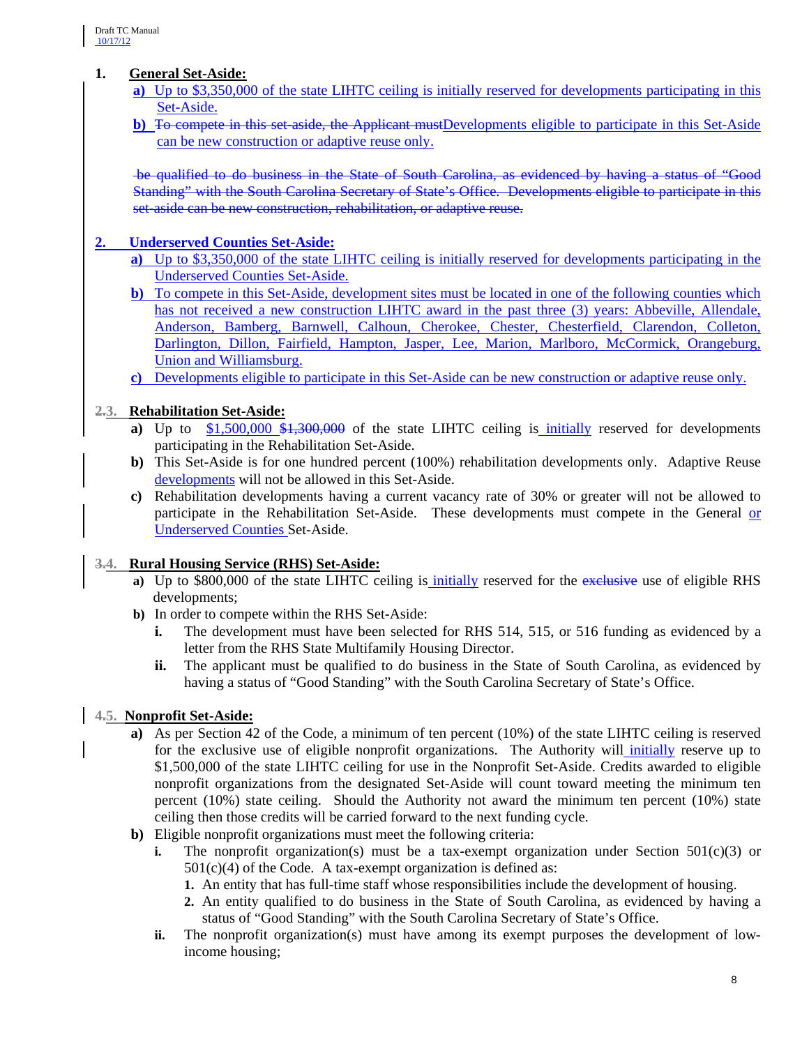1. **General Set-Aside:**
   - **a)** Up to $3,350,000 of the state LIHTC ceiling is initially reserved for developments participating in this Set-Aside.
   - **b)** ~~To compete in this set-aside, the Applicant must~~Developments eligible to participate in this Set-Aside can be new construction or adaptive reuse only.

   ~~be qualified to do business in the State of South Carolina, as evidenced by having a status of "Good Standing" with the South Carolina Secretary of State's Office. Developments eligible to participate in this set-aside can be new construction, rehabilitation, or adaptive reuse.~~

2. **Underserved Counties Set-Aside:**
   - **a)** Up to $3,350,000 of the state LIHTC ceiling is initially reserved for developments participating in the Underserved Counties Set-Aside.
   - **b)** To compete in this Set-Aside, development sites must be located in one of the following counties which has not received a new construction LIHTC award in the past three (3) years: Abbeville, Allendale, Anderson, Bamberg, Barnwell, Calhoun, Cherokee, Chester, Chesterfield, Clarendon, Colleton, Darlington, Dillon, Fairfield, Hampton, Jasper, Lee, Marion, Marlboro, McCormick, Orangeburg, Union and Williamsburg.
   - **c)** Developments eligible to participate in this Set-Aside can be new construction or adaptive reuse only.

~~2.~~3. **Rehabilitation Set-Aside:**
   - **a)** Up to $1,500,000 ~~$1,300,000~~ of the state LIHTC ceiling is initially reserved for developments participating in the Rehabilitation Set-Aside.
   - **b)** This Set-Aside is for one hundred percent (100%) rehabilitation developments only. Adaptive Reuse developments will not be allowed in this Set-Aside.
   - **c)** Rehabilitation developments having a current vacancy rate of 30% or greater will not be allowed to participate in the Rehabilitation Set-Aside. These developments must compete in the General or Underserved Counties Set-Aside.

~~3.~~4. **Rural Housing Service (RHS) Set-Aside:**
   - **a)** Up to $800,000 of the state LIHTC ceiling is initially reserved for the ~~exclusive~~ use of eligible RHS developments;
   - **b)** In order to compete within the RHS Set-Aside:
     - **i.** The development must have been selected for RHS 514, 515, or 516 funding as evidenced by a letter from the RHS State Multifamily Housing Director.
     - **ii.** The applicant must be qualified to do business in the State of South Carolina, as evidenced by having a status of "Good Standing" with the South Carolina Secretary of State's Office.

~~4.~~5. **Nonprofit Set-Aside:**
   - **a)** As per Section 42 of the Code, a minimum of ten percent (10%) of the state LIHTC ceiling is reserved for the exclusive use of eligible nonprofit organizations. The Authority will initially reserve up to $1,500,000 of the state LIHTC ceiling for use in the Nonprofit Set-Aside. Credits awarded to eligible nonprofit organizations from the designated Set-Aside will count toward meeting the minimum ten percent (10%) state ceiling. Should the Authority not award the minimum ten percent (10%) state ceiling then those credits will be carried forward to the next funding cycle.
   - **b)** Eligible nonprofit organizations must meet the following criteria:
     - **i.** The nonprofit organization(s) must be a tax-exempt organization under Section 501(c)(3) or 501(c)(4) of the Code. A tax-exempt organization is defined as:
       1. An entity that has full-time staff whose responsibilities include the development of housing.
       2. An entity qualified to do business in the State of South Carolina, as evidenced by having a status of "Good Standing" with the South Carolina Secretary of State's Office.
     - **ii.** The nonprofit organization(s) must have among its exempt purposes the development of low-income housing;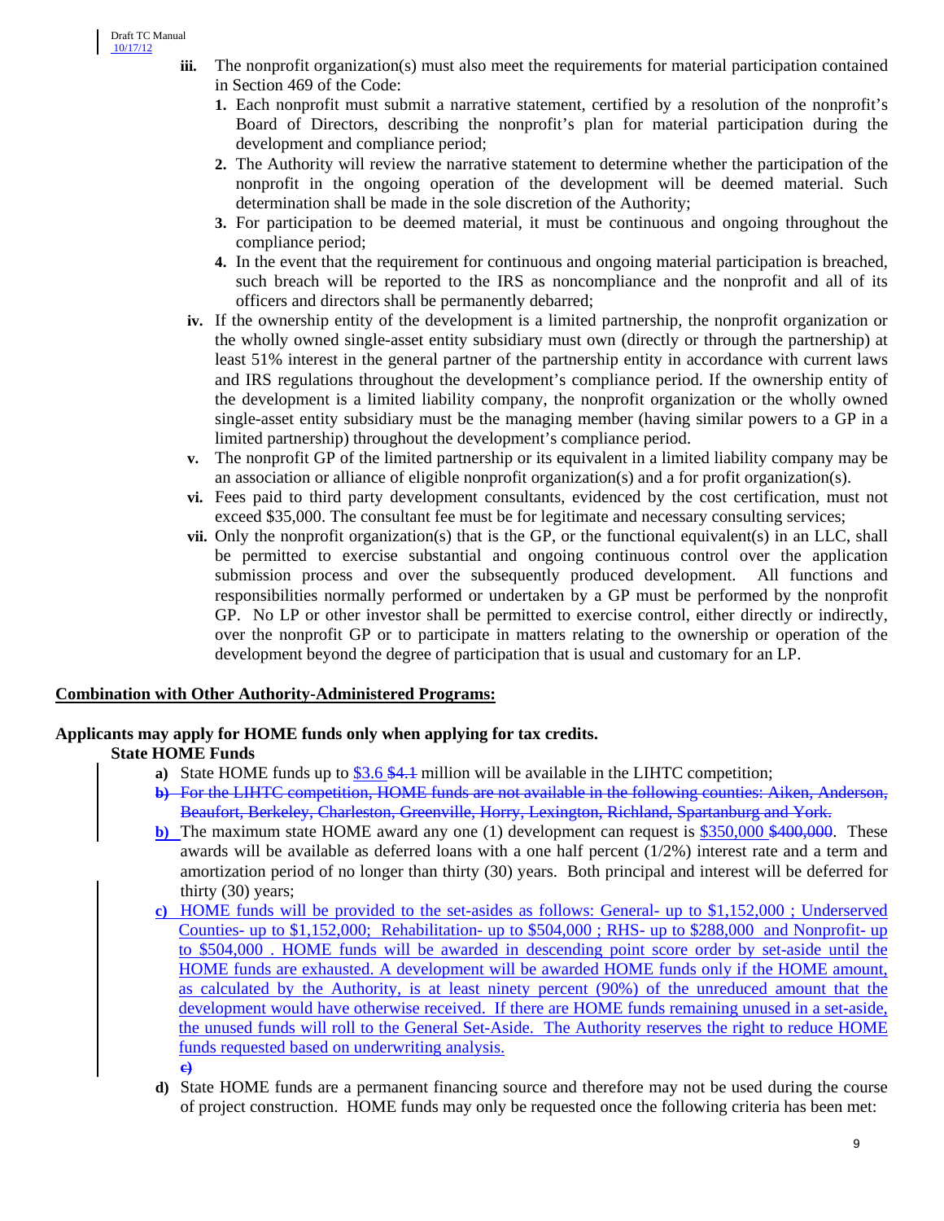- **iii.** The nonprofit organization(s) must also meet the requirements for material participation contained in Section 469 of the Code:
  1. Each nonprofit must submit a narrative statement, certified by a resolution of the nonprofit's Board of Directors, describing the nonprofit's plan for material participation during the development and compliance period;
  2. The Authority will review the narrative statement to determine whether the participation of the nonprofit in the ongoing operation of the development will be deemed material. Such determination shall be made in the sole discretion of the Authority;
  3. For participation to be deemed material, it must be continuous and ongoing throughout the compliance period;
  4. In the event that the requirement for continuous and ongoing material participation is breached, such breach will be reported to the IRS as noncompliance and the nonprofit and all of its officers and directors shall be permanently debarred;
- **iv.** If the ownership entity of the development is a limited partnership, the nonprofit organization or the wholly owned single-asset entity subsidiary must own (directly or through the partnership) at least 51% interest in the general partner of the partnership entity in accordance with current laws and IRS regulations throughout the development's compliance period. If the ownership entity of the development is a limited liability company, the nonprofit organization or the wholly owned single-asset entity subsidiary must be the managing member (having similar powers to a GP in a limited partnership) throughout the development's compliance period.
- **v.** The nonprofit GP of the limited partnership or its equivalent in a limited liability company may be an association or alliance of eligible nonprofit organization(s) and a for profit organization(s).
- **vi.** Fees paid to third party development consultants, evidenced by the cost certification, must not exceed $35,000. The consultant fee must be for legitimate and necessary consulting services;
- **vii.** Only the nonprofit organization(s) that is the GP, or the functional equivalent(s) in an LLC, shall be permitted to exercise substantial and ongoing continuous control over the application submission process and over the subsequently produced development. All functions and responsibilities normally performed or undertaken by a GP must be performed by the nonprofit GP. No LP or other investor shall be permitted to exercise control, either directly or indirectly, over the nonprofit GP or to participate in matters relating to the ownership or operation of the development beyond the degree of participation that is usual and customary for an LP.

**Combination with Other Authority-Administered Programs:**

**Applicants may apply for HOME funds only when applying for tax credits.**

**State HOME Funds**

- **a)** State HOME funds up to $3.6 ~~$4.1~~ million will be available in the LIHTC competition;
- ~~**b)** For the LIHTC competition, HOME funds are not available in the following counties: Aiken, Anderson, Beaufort, Berkeley, Charleston, Greenville, Horry, Lexington, Richland, Spartanburg and York.~~
- **b)** The maximum state HOME award any one (1) development can request is $350,000 ~~$400,000~~. These awards will be available as deferred loans with a one half percent (1/2%) interest rate and a term and amortization period of no longer than thirty (30) years. Both principal and interest will be deferred for thirty (30) years;
- **c)** HOME funds will be provided to the set-asides as follows: General- up to $1,152,000 ; Underserved Counties- up to $1,152,000; Rehabilitation- up to $504,000 ; RHS- up to $288,000 and Nonprofit- up to $504,000 . HOME funds will be awarded in descending point score order by set-aside until the HOME funds are exhausted. A development will be awarded HOME funds only if the HOME amount, as calculated by the Authority, is at least ninety percent (90%) of the unreduced amount that the development would have otherwise received. If there are HOME funds remaining unused in a set-aside, the unused funds will roll to the General Set-Aside. The Authority reserves the right to reduce HOME funds requested based on underwriting analysis.
- ~~**c)**~~
- **d)** State HOME funds are a permanent financing source and therefore may not be used during the course of project construction. HOME funds may only be requested once the following criteria has been met: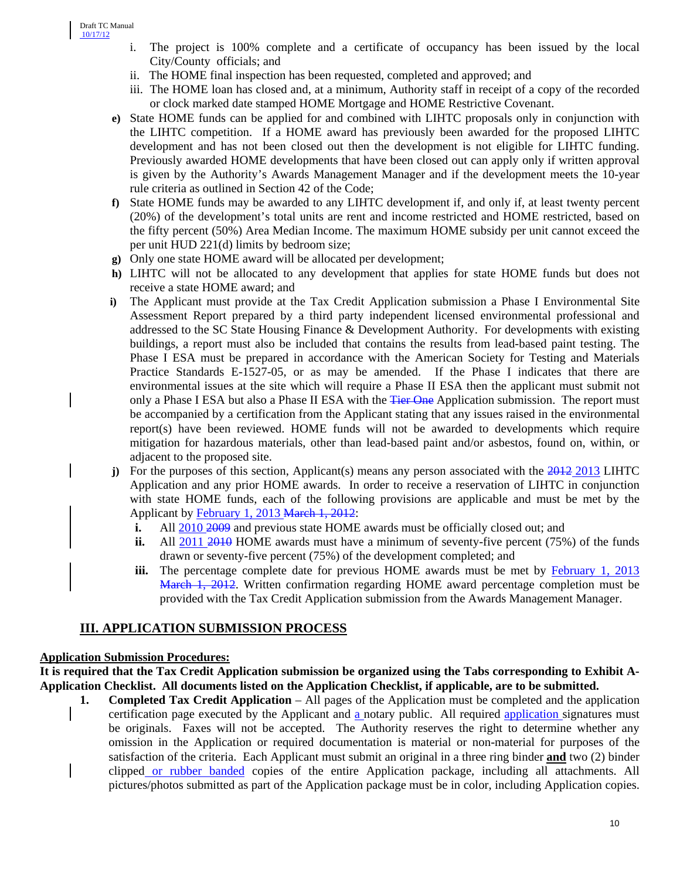i. The project is 100% complete and a certificate of occupancy has been issued by the local City/County officials; and

ii. The HOME final inspection has been requested, completed and approved; and

iii. The HOME loan has closed and, at a minimum, Authority staff in receipt of a copy of the recorded or clock marked date stamped HOME Mortgage and HOME Restrictive Covenant.

**e)** State HOME funds can be applied for and combined with LIHTC proposals only in conjunction with the LIHTC competition. If a HOME award has previously been awarded for the proposed LIHTC development and has not been closed out then the development is not eligible for LIHTC funding. Previously awarded HOME developments that have been closed out can apply only if written approval is given by the Authority's Awards Management Manager and if the development meets the 10-year rule criteria as outlined in Section 42 of the Code;

**f)** State HOME funds may be awarded to any LIHTC development if, and only if, at least twenty percent (20%) of the development's total units are rent and income restricted and HOME restricted, based on the fifty percent (50%) Area Median Income. The maximum HOME subsidy per unit cannot exceed the per unit HUD 221(d) limits by bedroom size;

**g)** Only one state HOME award will be allocated per development;

**h)** LIHTC will not be allocated to any development that applies for state HOME funds but does not receive a state HOME award; and

**i)** The Applicant must provide at the Tax Credit Application submission a Phase I Environmental Site Assessment Report prepared by a third party independent licensed environmental professional and addressed to the SC State Housing Finance & Development Authority. For developments with existing buildings, a report must also be included that contains the results from lead-based paint testing. The Phase I ESA must be prepared in accordance with the American Society for Testing and Materials Practice Standards E-1527-05, or as may be amended. If the Phase I indicates that there are environmental issues at the site which will require a Phase II ESA then the applicant must submit not only a Phase I ESA but also a Phase II ESA with the ~~Tier One~~ Application submission. The report must be accompanied by a certification from the Applicant stating that any issues raised in the environmental report(s) have been reviewed. HOME funds will not be awarded to developments which require mitigation for hazardous materials, other than lead-based paint and/or asbestos, found on, within, or adjacent to the proposed site.

**j)** For the purposes of this section, Applicant(s) means any person associated with the ~~2012~~ 2013 LIHTC Application and any prior HOME awards. In order to receive a reservation of LIHTC in conjunction with state HOME funds, each of the following provisions are applicable and must be met by the Applicant by February 1, 2013 ~~March 1, 2012~~:

**i.** All 2010 ~~2009~~ and previous state HOME awards must be officially closed out; and

**ii.** All 2011 ~~2010~~ HOME awards must have a minimum of seventy-five percent (75%) of the funds drawn or seventy-five percent (75%) of the development completed; and

**iii.** The percentage complete date for previous HOME awards must be met by February 1, 2013 ~~March 1, 2012~~. Written confirmation regarding HOME award percentage completion must be provided with the Tax Credit Application submission from the Awards Management Manager.

## III. APPLICATION SUBMISSION PROCESS

**Application Submission Procedures:**

**It is required that the Tax Credit Application submission be organized using the Tabs corresponding to Exhibit A-Application Checklist. All documents listed on the Application Checklist, if applicable, are to be submitted.**

1. **Completed Tax Credit Application** – All pages of the Application must be completed and the application certification page executed by the Applicant and a notary public. All required application signatures must be originals. Faxes will not be accepted. The Authority reserves the right to determine whether any omission in the Application or required documentation is material or non-material for purposes of the satisfaction of the criteria. Each Applicant must submit an original in a three ring binder **and** two (2) binder clipped or rubber banded copies of the entire Application package, including all attachments. All pictures/photos submitted as part of the Application package must be in color, including Application copies.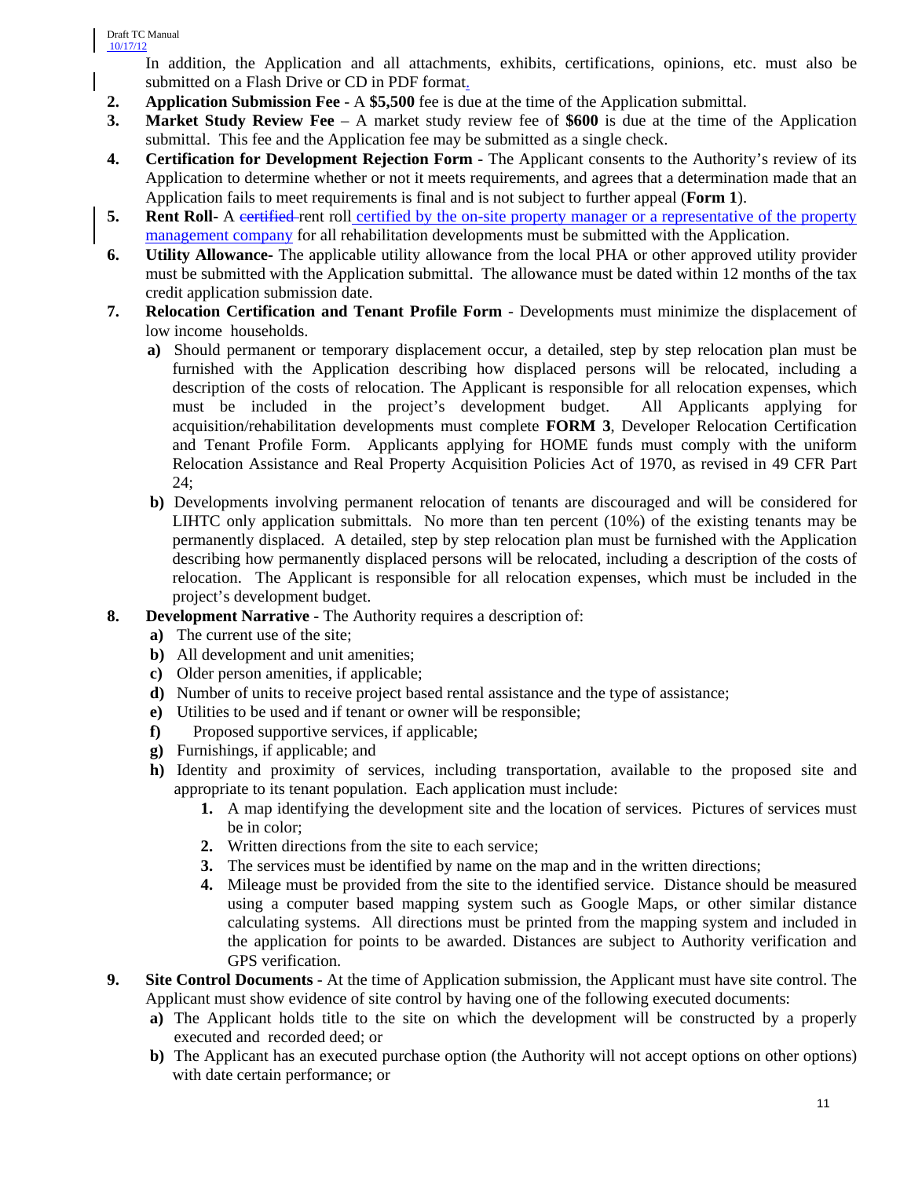In addition, the Application and all attachments, exhibits, certifications, opinions, etc. must also be submitted on a Flash Drive or CD in PDF format.

2. **Application Submission Fee** - A **$5,500** fee is due at the time of the Application submittal.
3. **Market Study Review Fee** – A market study review fee of **$600** is due at the time of the Application submittal. This fee and the Application fee may be submitted as a single check.
4. **Certification for Development Rejection Form** - The Applicant consents to the Authority's review of its Application to determine whether or not it meets requirements, and agrees that a determination made that an Application fails to meet requirements is final and is not subject to further appeal (**Form 1**).
5. **Rent Roll**- A ~~certified~~ rent roll certified by the on-site property manager or a representative of the property management company for all rehabilitation developments must be submitted with the Application.
6. **Utility Allowance**- The applicable utility allowance from the local PHA or other approved utility provider must be submitted with the Application submittal. The allowance must be dated within 12 months of the tax credit application submission date.
7. **Relocation Certification and Tenant Profile Form** - Developments must minimize the displacement of low income households.
   - **a)** Should permanent or temporary displacement occur, a detailed, step by step relocation plan must be furnished with the Application describing how displaced persons will be relocated, including a description of the costs of relocation. The Applicant is responsible for all relocation expenses, which must be included in the project's development budget. All Applicants applying for acquisition/rehabilitation developments must complete **FORM 3**, Developer Relocation Certification and Tenant Profile Form. Applicants applying for HOME funds must comply with the uniform Relocation Assistance and Real Property Acquisition Policies Act of 1970, as revised in 49 CFR Part 24;
   - **b)** Developments involving permanent relocation of tenants are discouraged and will be considered for LIHTC only application submittals. No more than ten percent (10%) of the existing tenants may be permanently displaced. A detailed, step by step relocation plan must be furnished with the Application describing how permanently displaced persons will be relocated, including a description of the costs of relocation. The Applicant is responsible for all relocation expenses, which must be included in the project's development budget.
8. **Development Narrative** - The Authority requires a description of:
   - **a)** The current use of the site;
   - **b)** All development and unit amenities;
   - **c)** Older person amenities, if applicable;
   - **d)** Number of units to receive project based rental assistance and the type of assistance;
   - **e)** Utilities to be used and if tenant or owner will be responsible;
   - **f)** Proposed supportive services, if applicable;
   - **g)** Furnishings, if applicable; and
   - **h)** Identity and proximity of services, including transportation, available to the proposed site and appropriate to its tenant population. Each application must include:
     1. A map identifying the development site and the location of services. Pictures of services must be in color;
     2. Written directions from the site to each service;
     3. The services must be identified by name on the map and in the written directions;
     4. Mileage must be provided from the site to the identified service. Distance should be measured using a computer based mapping system such as Google Maps, or other similar distance calculating systems. All directions must be printed from the mapping system and included in the application for points to be awarded. Distances are subject to Authority verification and GPS verification.
9. **Site Control Documents** - At the time of Application submission, the Applicant must have site control. The Applicant must show evidence of site control by having one of the following executed documents:
   - **a)** The Applicant holds title to the site on which the development will be constructed by a properly executed and recorded deed; or
   - **b)** The Applicant has an executed purchase option (the Authority will not accept options on other options) with date certain performance; or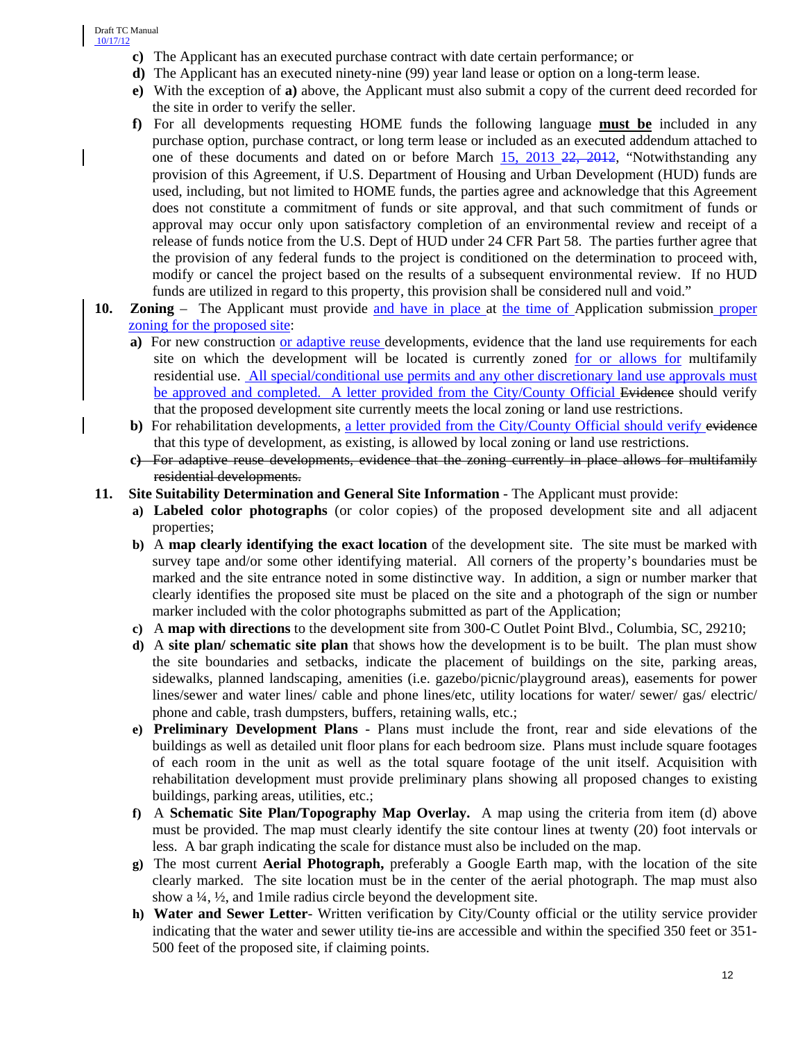- **c)** The Applicant has an executed purchase contract with date certain performance; or
- **d)** The Applicant has an executed ninety-nine (99) year land lease or option on a long-term lease.
- **e)** With the exception of **a)** above, the Applicant must also submit a copy of the current deed recorded for the site in order to verify the seller.
- **f)** For all developments requesting HOME funds the following language **must be** included in any purchase option, purchase contract, or long term lease or included as an executed addendum attached to one of these documents and dated on or before March 15, 2013 ~~22, 2012~~, "Notwithstanding any provision of this Agreement, if U.S. Department of Housing and Urban Development (HUD) funds are used, including, but not limited to HOME funds, the parties agree and acknowledge that this Agreement does not constitute a commitment of funds or site approval, and that such commitment of funds or approval may occur only upon satisfactory completion of an environmental review and receipt of a release of funds notice from the U.S. Dept of HUD under 24 CFR Part 58. The parties further agree that the provision of any federal funds to the project is conditioned on the determination to proceed with, modify or cancel the project based on the results of a subsequent environmental review. If no HUD funds are utilized in regard to this property, this provision shall be considered null and void."

**10. Zoning** – The Applicant must provide and have in place at the time of Application submission proper zoning for the proposed site:

- **a)** For new construction or adaptive reuse developments, evidence that the land use requirements for each site on which the development will be located is currently zoned for or allows for multifamily residential use. All special/conditional use permits and any other discretionary land use approvals must be approved and completed. A letter provided from the City/County Official ~~Evidence~~ should verify that the proposed development site currently meets the local zoning or land use restrictions.
- **b)** For rehabilitation developments, a letter provided from the City/County Official should verify ~~evidence~~ that this type of development, as existing, is allowed by local zoning or land use restrictions.
- ~~**c)** For adaptive reuse developments, evidence that the zoning currently in place allows for multifamily residential developments.~~

**11. Site Suitability Determination and General Site Information** - The Applicant must provide:

- **a) Labeled color photographs** (or color copies) of the proposed development site and all adjacent properties;
- **b)** A **map clearly identifying the exact location** of the development site. The site must be marked with survey tape and/or some other identifying material. All corners of the property's boundaries must be marked and the site entrance noted in some distinctive way. In addition, a sign or number marker that clearly identifies the proposed site must be placed on the site and a photograph of the sign or number marker included with the color photographs submitted as part of the Application;
- **c)** A **map with directions** to the development site from 300-C Outlet Point Blvd., Columbia, SC, 29210;
- **d)** A **site plan/ schematic site plan** that shows how the development is to be built. The plan must show the site boundaries and setbacks, indicate the placement of buildings on the site, parking areas, sidewalks, planned landscaping, amenities (i.e. gazebo/picnic/playground areas), easements for power lines/sewer and water lines/ cable and phone lines/etc, utility locations for water/ sewer/ gas/ electric/ phone and cable, trash dumpsters, buffers, retaining walls, etc.;
- **e) Preliminary Development Plans** - Plans must include the front, rear and side elevations of the buildings as well as detailed unit floor plans for each bedroom size. Plans must include square footages of each room in the unit as well as the total square footage of the unit itself. Acquisition with rehabilitation development must provide preliminary plans showing all proposed changes to existing buildings, parking areas, utilities, etc.;
- **f)** A **Schematic Site Plan/Topography Map Overlay.** A map using the criteria from item (d) above must be provided. The map must clearly identify the site contour lines at twenty (20) foot intervals or less. A bar graph indicating the scale for distance must also be included on the map.
- **g)** The most current **Aerial Photograph,** preferably a Google Earth map, with the location of the site clearly marked. The site location must be in the center of the aerial photograph. The map must also show a ¼, ½, and 1mile radius circle beyond the development site.
- **h) Water and Sewer Letter**- Written verification by City/County official or the utility service provider indicating that the water and sewer utility tie-ins are accessible and within the specified 350 feet or 351-500 feet of the proposed site, if claiming points.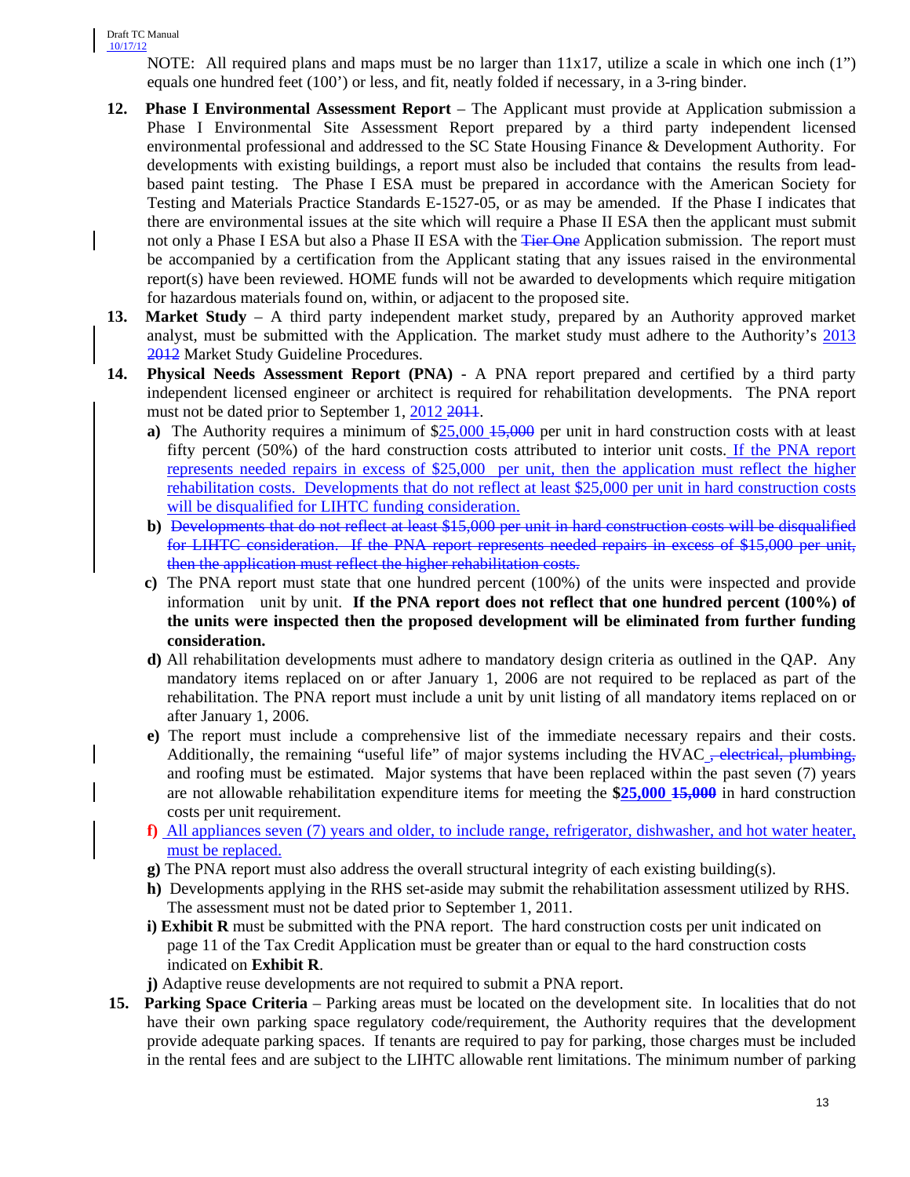NOTE: All required plans and maps must be no larger than 11x17, utilize a scale in which one inch (1") equals one hundred feet (100') or less, and fit, neatly folded if necessary, in a 3-ring binder.

**12. Phase I Environmental Assessment Report** – The Applicant must provide at Application submission a Phase I Environmental Site Assessment Report prepared by a third party independent licensed environmental professional and addressed to the SC State Housing Finance & Development Authority. For developments with existing buildings, a report must also be included that contains the results from lead-based paint testing. The Phase I ESA must be prepared in accordance with the American Society for Testing and Materials Practice Standards E-1527-05, or as may be amended. If the Phase I indicates that there are environmental issues at the site which will require a Phase II ESA then the applicant must submit not only a Phase I ESA but also a Phase II ESA with the ~~Tier One~~ Application submission. The report must be accompanied by a certification from the Applicant stating that any issues raised in the environmental report(s) have been reviewed. HOME funds will not be awarded to developments which require mitigation for hazardous materials found on, within, or adjacent to the proposed site.

**13. Market Study** – A third party independent market study, prepared by an Authority approved market analyst, must be submitted with the Application. The market study must adhere to the Authority's 2013 ~~2012~~ Market Study Guideline Procedures.

**14. Physical Needs Assessment Report (PNA)** - A PNA report prepared and certified by a third party independent licensed engineer or architect is required for rehabilitation developments. The PNA report must not be dated prior to September 1, 2012 ~~2011~~.

- **a)** The Authority requires a minimum of $25,000 ~~15,000~~ per unit in hard construction costs with at least fifty percent (50%) of the hard construction costs attributed to interior unit costs. If the PNA report represents needed repairs in excess of $25,000 per unit, then the application must reflect the higher rehabilitation costs. Developments that do not reflect at least $25,000 per unit in hard construction costs will be disqualified for LIHTC funding consideration.
- **b)** ~~Developments that do not reflect at least $15,000 per unit in hard construction costs will be disqualified for LIHTC consideration. If the PNA report represents needed repairs in excess of $15,000 per unit, then the application must reflect the higher rehabilitation costs.~~
- **c)** The PNA report must state that one hundred percent (100%) of the units were inspected and provide information unit by unit. **If the PNA report does not reflect that one hundred percent (100%) of the units were inspected then the proposed development will be eliminated from further funding consideration.**
- **d)** All rehabilitation developments must adhere to mandatory design criteria as outlined in the QAP. Any mandatory items replaced on or after January 1, 2006 are not required to be replaced as part of the rehabilitation. The PNA report must include a unit by unit listing of all mandatory items replaced on or after January 1, 2006.
- **e)** The report must include a comprehensive list of the immediate necessary repairs and their costs. Additionally, the remaining "useful life" of major systems including the HVAC ~~, electrical, plumbing,~~ and roofing must be estimated. Major systems that have been replaced within the past seven (7) years are not allowable rehabilitation expenditure items for meeting the **$25,000 ~~15,000~~** in hard construction costs per unit requirement.
- **f)** All appliances seven (7) years and older, to include range, refrigerator, dishwasher, and hot water heater, must be replaced.
- **g)** The PNA report must also address the overall structural integrity of each existing building(s).
- **h)** Developments applying in the RHS set-aside may submit the rehabilitation assessment utilized by RHS. The assessment must not be dated prior to September 1, 2011.
- **i) Exhibit R** must be submitted with the PNA report. The hard construction costs per unit indicated on page 11 of the Tax Credit Application must be greater than or equal to the hard construction costs indicated on **Exhibit R**.
- **j)** Adaptive reuse developments are not required to submit a PNA report.

**15. Parking Space Criteria** – Parking areas must be located on the development site. In localities that do not have their own parking space regulatory code/requirement, the Authority requires that the development provide adequate parking spaces. If tenants are required to pay for parking, those charges must be included in the rental fees and are subject to the LIHTC allowable rent limitations. The minimum number of parking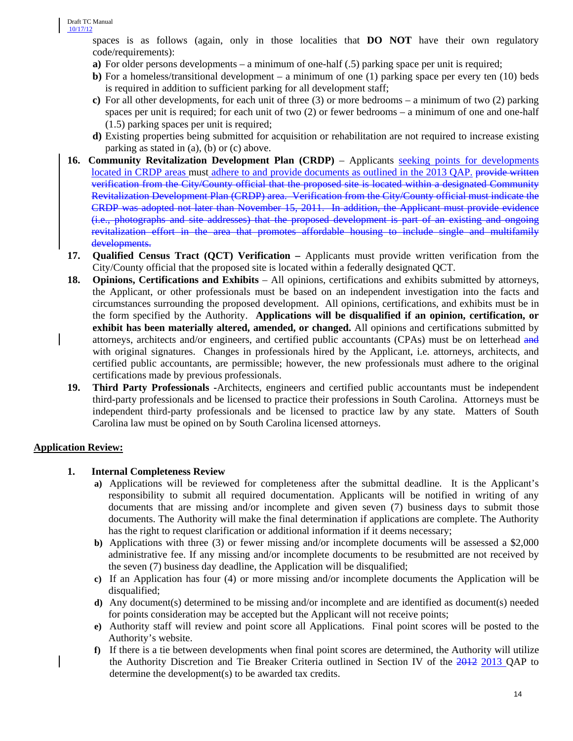spaces is as follows (again, only in those localities that **DO NOT** have their own regulatory code/requirements):

**a)** For older persons developments – a minimum of one-half (.5) parking space per unit is required;

**b)** For a homeless/transitional development – a minimum of one (1) parking space per every ten (10) beds is required in addition to sufficient parking for all development staff;

**c)** For all other developments, for each unit of three (3) or more bedrooms – a minimum of two (2) parking spaces per unit is required; for each unit of two (2) or fewer bedrooms – a minimum of one and one-half (1.5) parking spaces per unit is required;

**d)** Existing properties being submitted for acquisition or rehabilitation are not required to increase existing parking as stated in (a), (b) or (c) above.

**16. Community Revitalization Development Plan (CRDP)** – Applicants seeking points for developments located in CRDP areas must adhere to and provide documents as outlined in the 2013 QAP. ~~provide written verification from the City/County official that the proposed site is located within a designated Community Revitalization Development Plan (CRDP) area. Verification from the City/County official must indicate the CRDP was adopted not later than November 15, 2011. In addition, the Applicant must provide evidence (i.e., photographs and site addresses) that the proposed development is part of an existing and ongoing revitalization effort in the area that promotes affordable housing to include single and multifamily developments.~~

**17. Qualified Census Tract (QCT) Verification –** Applicants must provide written verification from the City/County official that the proposed site is located within a federally designated QCT.

**18. Opinions, Certifications and Exhibits** – All opinions, certifications and exhibits submitted by attorneys, the Applicant, or other professionals must be based on an independent investigation into the facts and circumstances surrounding the proposed development. All opinions, certifications, and exhibits must be in the form specified by the Authority. **Applications will be disqualified if an opinion, certification, or exhibit has been materially altered, amended, or changed.** All opinions and certifications submitted by attorneys, architects and/or engineers, and certified public accountants (CPAs) must be on letterhead ~~and~~ with original signatures. Changes in professionals hired by the Applicant, i.e. attorneys, architects, and certified public accountants, are permissible; however, the new professionals must adhere to the original certifications made by previous professionals.

**19. Third Party Professionals -**Architects, engineers and certified public accountants must be independent third-party professionals and be licensed to practice their professions in South Carolina. Attorneys must be independent third-party professionals and be licensed to practice law by any state. Matters of South Carolina law must be opined on by South Carolina licensed attorneys.

## Application Review:

**1. Internal Completeness Review**

**a)** Applications will be reviewed for completeness after the submittal deadline. It is the Applicant's responsibility to submit all required documentation. Applicants will be notified in writing of any documents that are missing and/or incomplete and given seven (7) business days to submit those documents. The Authority will make the final determination if applications are complete. The Authority has the right to request clarification or additional information if it deems necessary;

**b)** Applications with three (3) or fewer missing and/or incomplete documents will be assessed a $2,000 administrative fee. If any missing and/or incomplete documents to be resubmitted are not received by the seven (7) business day deadline, the Application will be disqualified;

**c)** If an Application has four (4) or more missing and/or incomplete documents the Application will be disqualified;

**d)** Any document(s) determined to be missing and/or incomplete and are identified as document(s) needed for points consideration may be accepted but the Applicant will not receive points;

**e)** Authority staff will review and point score all Applications. Final point scores will be posted to the Authority's website.

**f)** If there is a tie between developments when final point scores are determined, the Authority will utilize the Authority Discretion and Tie Breaker Criteria outlined in Section IV of the ~~2012~~ 2013 QAP to determine the development(s) to be awarded tax credits.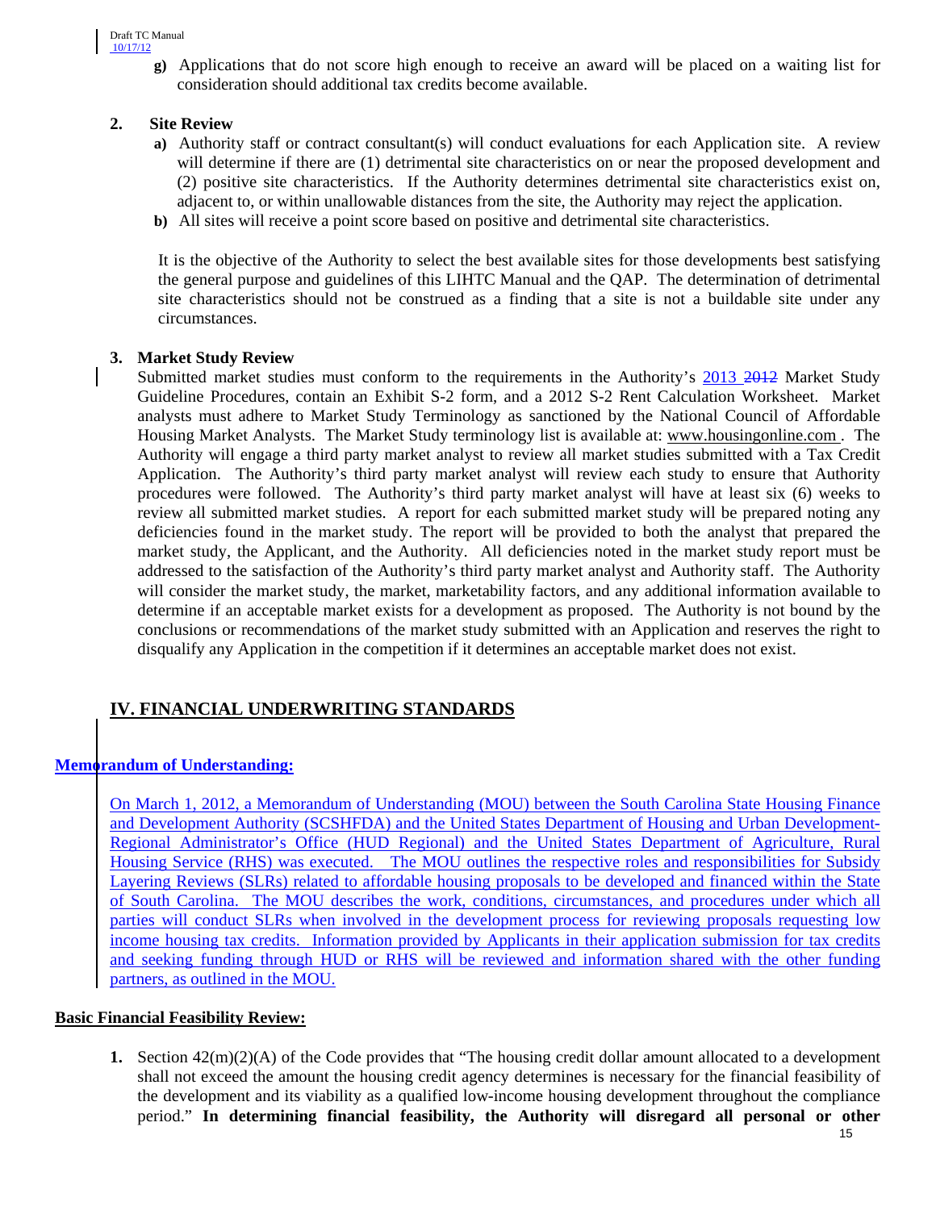**g)** Applications that do not score high enough to receive an award will be placed on a waiting list for consideration should additional tax credits become available.

**2. Site Review**

**a)** Authority staff or contract consultant(s) will conduct evaluations for each Application site. A review will determine if there are (1) detrimental site characteristics on or near the proposed development and (2) positive site characteristics. If the Authority determines detrimental site characteristics exist on, adjacent to, or within unallowable distances from the site, the Authority may reject the application.

**b)** All sites will receive a point score based on positive and detrimental site characteristics.

It is the objective of the Authority to select the best available sites for those developments best satisfying the general purpose and guidelines of this LIHTC Manual and the QAP. The determination of detrimental site characteristics should not be construed as a finding that a site is not a buildable site under any circumstances.

**3. Market Study Review**

Submitted market studies must conform to the requirements in the Authority's 2013 ~~2012~~ Market Study Guideline Procedures, contain an Exhibit S-2 form, and a 2012 S-2 Rent Calculation Worksheet. Market analysts must adhere to Market Study Terminology as sanctioned by the National Council of Affordable Housing Market Analysts. The Market Study terminology list is available at: www.housingonline.com . The Authority will engage a third party market analyst to review all market studies submitted with a Tax Credit Application. The Authority's third party market analyst will review each study to ensure that Authority procedures were followed. The Authority's third party market analyst will have at least six (6) weeks to review all submitted market studies. A report for each submitted market study will be prepared noting any deficiencies found in the market study. The report will be provided to both the analyst that prepared the market study, the Applicant, and the Authority. All deficiencies noted in the market study report must be addressed to the satisfaction of the Authority's third party market analyst and Authority staff. The Authority will consider the market study, the market, marketability factors, and any additional information available to determine if an acceptable market exists for a development as proposed. The Authority is not bound by the conclusions or recommendations of the market study submitted with an Application and reserves the right to disqualify any Application in the competition if it determines an acceptable market does not exist.

## IV. FINANCIAL UNDERWRITING STANDARDS

**Memorandum of Understanding:**

On March 1, 2012, a Memorandum of Understanding (MOU) between the South Carolina State Housing Finance and Development Authority (SCSHFDA) and the United States Department of Housing and Urban Development-Regional Administrator's Office (HUD Regional) and the United States Department of Agriculture, Rural Housing Service (RHS) was executed. The MOU outlines the respective roles and responsibilities for Subsidy Layering Reviews (SLRs) related to affordable housing proposals to be developed and financed within the State of South Carolina. The MOU describes the work, conditions, circumstances, and procedures under which all parties will conduct SLRs when involved in the development process for reviewing proposals requesting low income housing tax credits. Information provided by Applicants in their application submission for tax credits and seeking funding through HUD or RHS will be reviewed and information shared with the other funding partners, as outlined in the MOU.

**Basic Financial Feasibility Review:**

**1.** Section 42(m)(2)(A) of the Code provides that "The housing credit dollar amount allocated to a development shall not exceed the amount the housing credit agency determines is necessary for the financial feasibility of the development and its viability as a qualified low-income housing development throughout the compliance period." **In determining financial feasibility, the Authority will disregard all personal or other**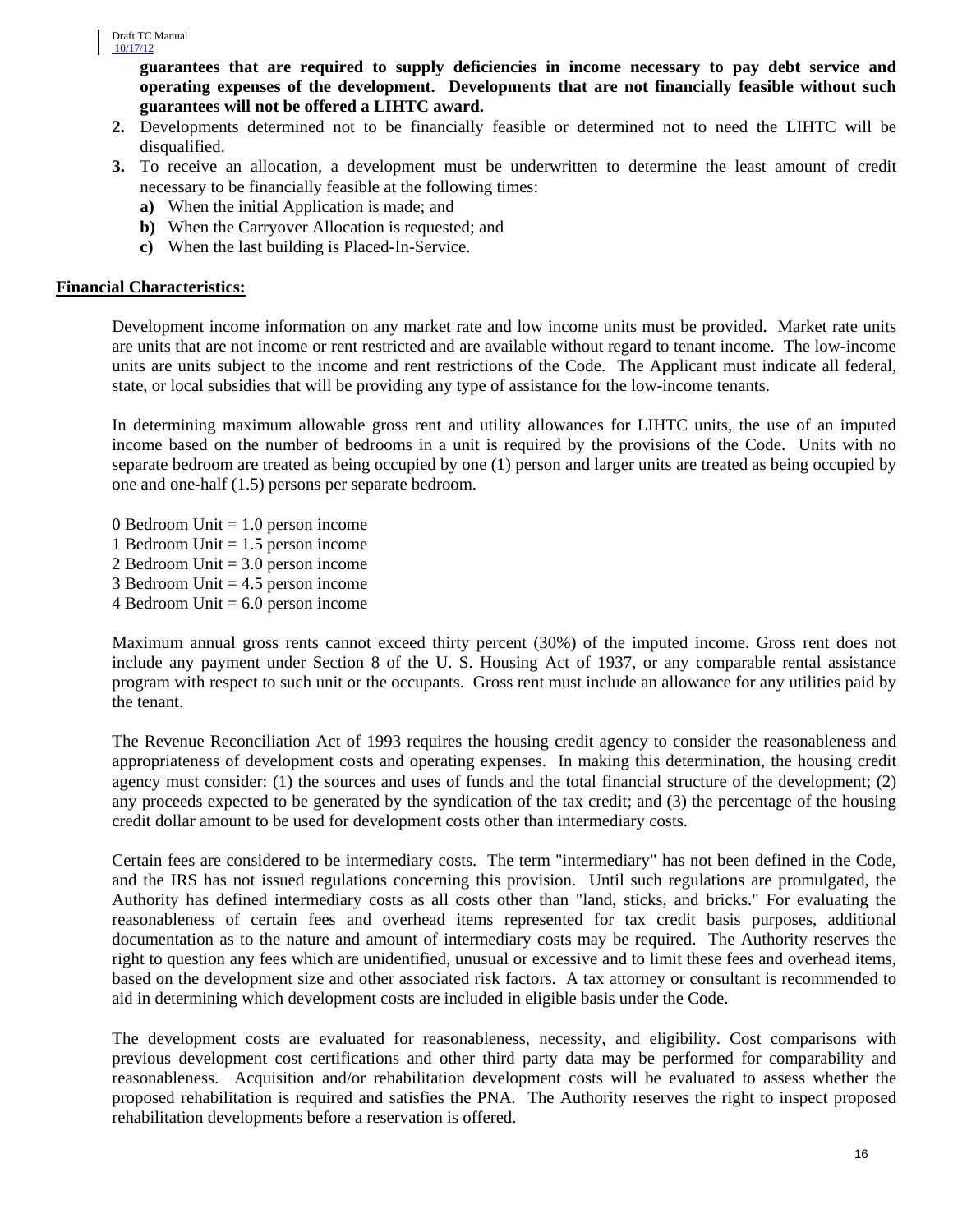**guarantees that are required to supply deficiencies in income necessary to pay debt service and operating expenses of the development. Developments that are not financially feasible without such guarantees will not be offered a LIHTC award.**

**2.** Developments determined not to be financially feasible or determined not to need the LIHTC will be disqualified.

**3.** To receive an allocation, a development must be underwritten to determine the least amount of credit necessary to be financially feasible at the following times:

   **a)** When the initial Application is made; and

   **b)** When the Carryover Allocation is requested; and

   **c)** When the last building is Placed-In-Service.

**Financial Characteristics:**

Development income information on any market rate and low income units must be provided. Market rate units are units that are not income or rent restricted and are available without regard to tenant income. The low-income units are units subject to the income and rent restrictions of the Code. The Applicant must indicate all federal, state, or local subsidies that will be providing any type of assistance for the low-income tenants.

In determining maximum allowable gross rent and utility allowances for LIHTC units, the use of an imputed income based on the number of bedrooms in a unit is required by the provisions of the Code. Units with no separate bedroom are treated as being occupied by one (1) person and larger units are treated as being occupied by one and one-half (1.5) persons per separate bedroom.

0 Bedroom Unit = 1.0 person income
1 Bedroom Unit = 1.5 person income
2 Bedroom Unit = 3.0 person income
3 Bedroom Unit = 4.5 person income
4 Bedroom Unit = 6.0 person income

Maximum annual gross rents cannot exceed thirty percent (30%) of the imputed income. Gross rent does not include any payment under Section 8 of the U. S. Housing Act of 1937, or any comparable rental assistance program with respect to such unit or the occupants. Gross rent must include an allowance for any utilities paid by the tenant.

The Revenue Reconciliation Act of 1993 requires the housing credit agency to consider the reasonableness and appropriateness of development costs and operating expenses. In making this determination, the housing credit agency must consider: (1) the sources and uses of funds and the total financial structure of the development; (2) any proceeds expected to be generated by the syndication of the tax credit; and (3) the percentage of the housing credit dollar amount to be used for development costs other than intermediary costs.

Certain fees are considered to be intermediary costs. The term "intermediary" has not been defined in the Code, and the IRS has not issued regulations concerning this provision. Until such regulations are promulgated, the Authority has defined intermediary costs as all costs other than "land, sticks, and bricks." For evaluating the reasonableness of certain fees and overhead items represented for tax credit basis purposes, additional documentation as to the nature and amount of intermediary costs may be required. The Authority reserves the right to question any fees which are unidentified, unusual or excessive and to limit these fees and overhead items, based on the development size and other associated risk factors. A tax attorney or consultant is recommended to aid in determining which development costs are included in eligible basis under the Code.

The development costs are evaluated for reasonableness, necessity, and eligibility. Cost comparisons with previous development cost certifications and other third party data may be performed for comparability and reasonableness. Acquisition and/or rehabilitation development costs will be evaluated to assess whether the proposed rehabilitation is required and satisfies the PNA. The Authority reserves the right to inspect proposed rehabilitation developments before a reservation is offered.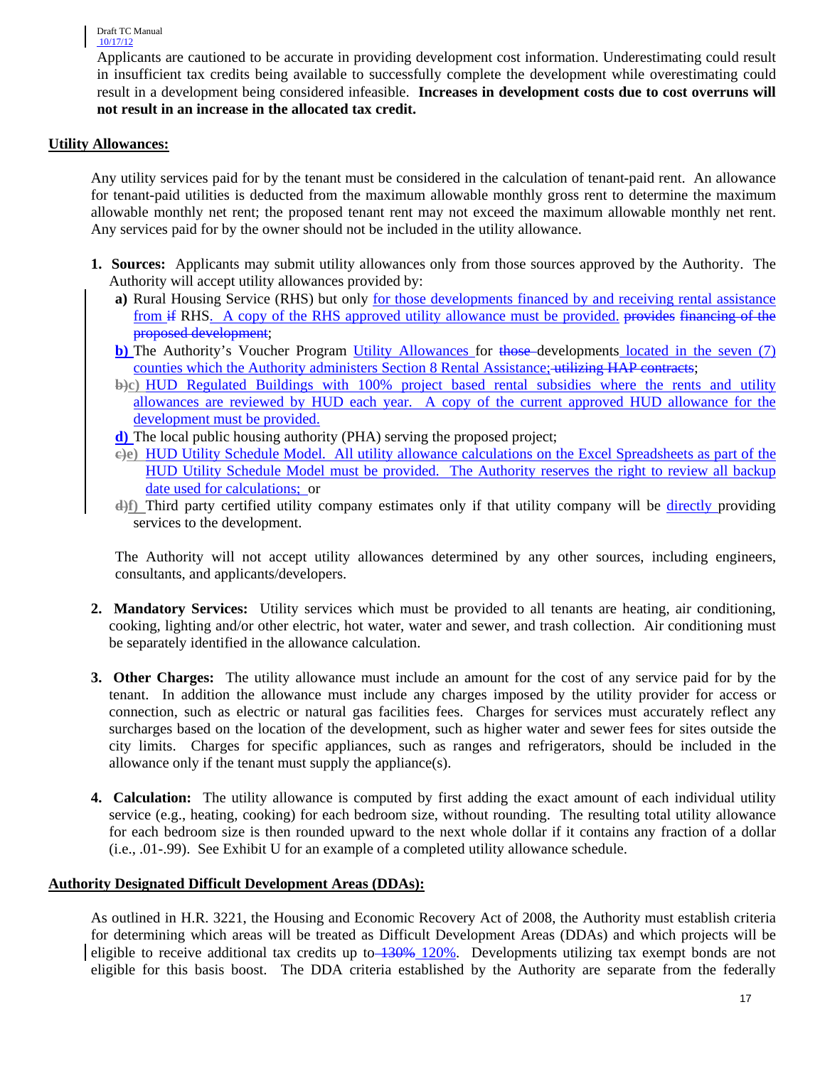Applicants are cautioned to be accurate in providing development cost information. Underestimating could result in insufficient tax credits being available to successfully complete the development while overestimating could result in a development being considered infeasible. **Increases in development costs due to cost overruns will not result in an increase in the allocated tax credit.**

**Utility Allowances:**

Any utility services paid for by the tenant must be considered in the calculation of tenant-paid rent. An allowance for tenant-paid utilities is deducted from the maximum allowable monthly gross rent to determine the maximum allowable monthly net rent; the proposed tenant rent may not exceed the maximum allowable monthly net rent. Any services paid for by the owner should not be included in the utility allowance.

1. **Sources:** Applicants may submit utility allowances only from those sources approved by the Authority. The Authority will accept utility allowances provided by:
   - **a)** Rural Housing Service (RHS) but only for those developments financed by and receiving rental assistance from ~~if~~ RHS. A copy of the RHS approved utility allowance must be provided. ~~provides financing of the proposed development~~;
   - **b)** The Authority's Voucher Program Utility Allowances for ~~those~~ developments located in the seven (7) counties which the Authority administers Section 8 Rental Assistance; ~~utilizing HAP contracts~~;
   - ~~**b)**~~**c)** HUD Regulated Buildings with 100% project based rental subsidies where the rents and utility allowances are reviewed by HUD each year. A copy of the current approved HUD allowance for the development must be provided.
   - **d)** The local public housing authority (PHA) serving the proposed project;
   - ~~**c)**~~**e)** HUD Utility Schedule Model. All utility allowance calculations on the Excel Spreadsheets as part of the HUD Utility Schedule Model must be provided. The Authority reserves the right to review all backup date used for calculations; or
   - ~~**d)**~~**f)** Third party certified utility company estimates only if that utility company will be directly providing services to the development.

   The Authority will not accept utility allowances determined by any other sources, including engineers, consultants, and applicants/developers.

2. **Mandatory Services:** Utility services which must be provided to all tenants are heating, air conditioning, cooking, lighting and/or other electric, hot water, water and sewer, and trash collection. Air conditioning must be separately identified in the allowance calculation.

3. **Other Charges:** The utility allowance must include an amount for the cost of any service paid for by the tenant. In addition the allowance must include any charges imposed by the utility provider for access or connection, such as electric or natural gas facilities fees. Charges for services must accurately reflect any surcharges based on the location of the development, such as higher water and sewer fees for sites outside the city limits. Charges for specific appliances, such as ranges and refrigerators, should be included in the allowance only if the tenant must supply the appliance(s).

4. **Calculation:** The utility allowance is computed by first adding the exact amount of each individual utility service (e.g., heating, cooking) for each bedroom size, without rounding. The resulting total utility allowance for each bedroom size is then rounded upward to the next whole dollar if it contains any fraction of a dollar (i.e., .01-.99). See Exhibit U for an example of a completed utility allowance schedule.

**Authority Designated Difficult Development Areas (DDAs):**

As outlined in H.R. 3221, the Housing and Economic Recovery Act of 2008, the Authority must establish criteria for determining which areas will be treated as Difficult Development Areas (DDAs) and which projects will be eligible to receive additional tax credits up to ~~130%~~ 120%. Developments utilizing tax exempt bonds are not eligible for this basis boost. The DDA criteria established by the Authority are separate from the federally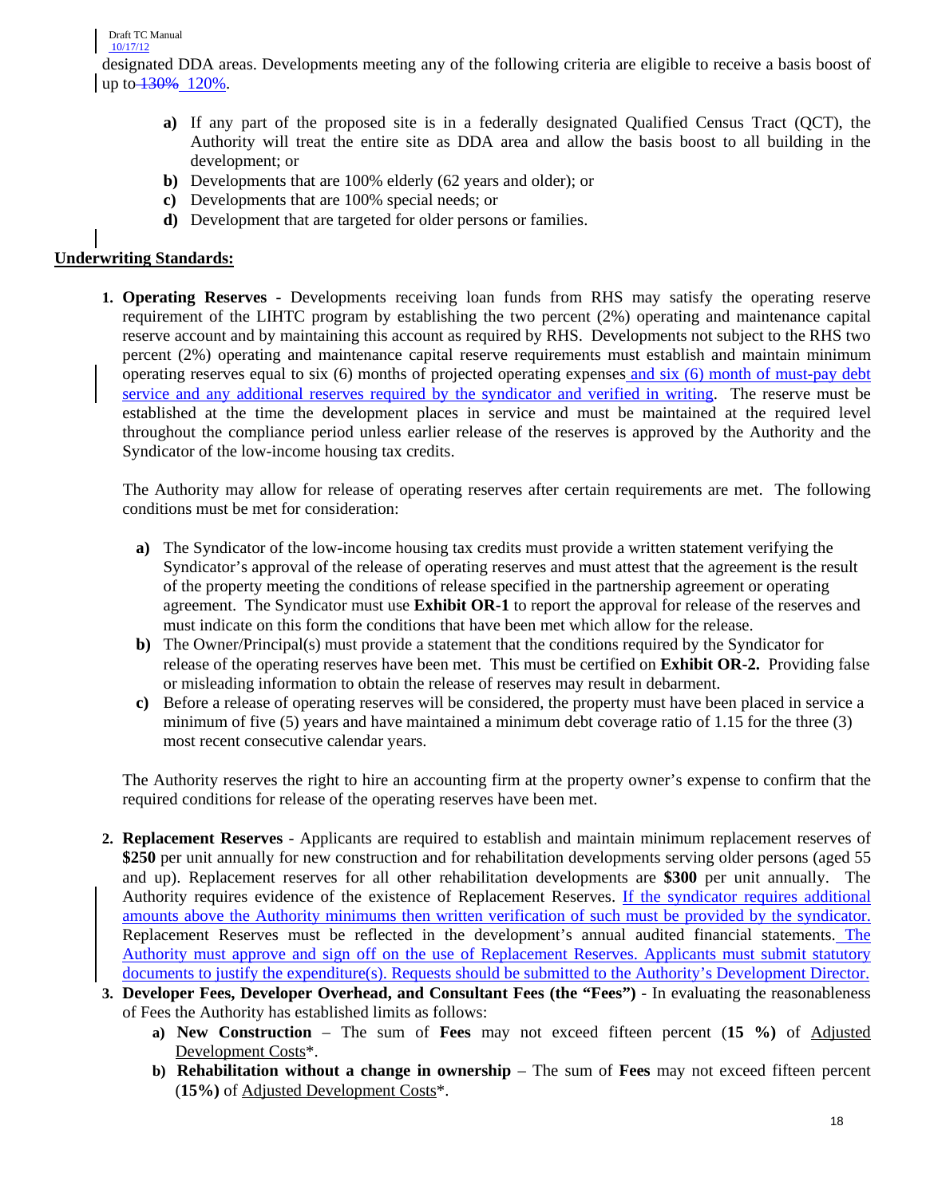designated DDA areas. Developments meeting any of the following criteria are eligible to receive a basis boost of up to ~~130%~~ 120%.

- **a)** If any part of the proposed site is in a federally designated Qualified Census Tract (QCT), the Authority will treat the entire site as DDA area and allow the basis boost to all building in the development; or
- **b)** Developments that are 100% elderly (62 years and older); or
- **c)** Developments that are 100% special needs; or
- **d)** Development that are targeted for older persons or families.

## Underwriting Standards:

1. **Operating Reserves -** Developments receiving loan funds from RHS may satisfy the operating reserve requirement of the LIHTC program by establishing the two percent (2%) operating and maintenance capital reserve account and by maintaining this account as required by RHS. Developments not subject to the RHS two percent (2%) operating and maintenance capital reserve requirements must establish and maintain minimum operating reserves equal to six (6) months of projected operating expenses and six (6) month of must-pay debt service and any additional reserves required by the syndicator and verified in writing. The reserve must be established at the time the development places in service and must be maintained at the required level throughout the compliance period unless earlier release of the reserves is approved by the Authority and the Syndicator of the low-income housing tax credits.

   The Authority may allow for release of operating reserves after certain requirements are met. The following conditions must be met for consideration:

   - **a)** The Syndicator of the low-income housing tax credits must provide a written statement verifying the Syndicator's approval of the release of operating reserves and must attest that the agreement is the result of the property meeting the conditions of release specified in the partnership agreement or operating agreement. The Syndicator must use **Exhibit OR-1** to report the approval for release of the reserves and must indicate on this form the conditions that have been met which allow for the release.
   - **b)** The Owner/Principal(s) must provide a statement that the conditions required by the Syndicator for release of the operating reserves have been met. This must be certified on **Exhibit OR-2.** Providing false or misleading information to obtain the release of reserves may result in debarment.
   - **c)** Before a release of operating reserves will be considered, the property must have been placed in service a minimum of five (5) years and have maintained a minimum debt coverage ratio of 1.15 for the three (3) most recent consecutive calendar years.

   The Authority reserves the right to hire an accounting firm at the property owner's expense to confirm that the required conditions for release of the operating reserves have been met.

2. **Replacement Reserves** - Applicants are required to establish and maintain minimum replacement reserves of **$250** per unit annually for new construction and for rehabilitation developments serving older persons (aged 55 and up). Replacement reserves for all other rehabilitation developments are **$300** per unit annually. The Authority requires evidence of the existence of Replacement Reserves. If the syndicator requires additional amounts above the Authority minimums then written verification of such must be provided by the syndicator. Replacement Reserves must be reflected in the development's annual audited financial statements. The Authority must approve and sign off on the use of Replacement Reserves. Applicants must submit statutory documents to justify the expenditure(s). Requests should be submitted to the Authority's Development Director.

3. **Developer Fees, Developer Overhead, and Consultant Fees (the "Fees")** - In evaluating the reasonableness of Fees the Authority has established limits as follows:
   - **a) New Construction** – The sum of **Fees** may not exceed fifteen percent (**15 %)** of Adjusted Development Costs*.
   - **b) Rehabilitation without a change in ownership** – The sum of **Fees** may not exceed fifteen percent (**15%)** of Adjusted Development Costs*.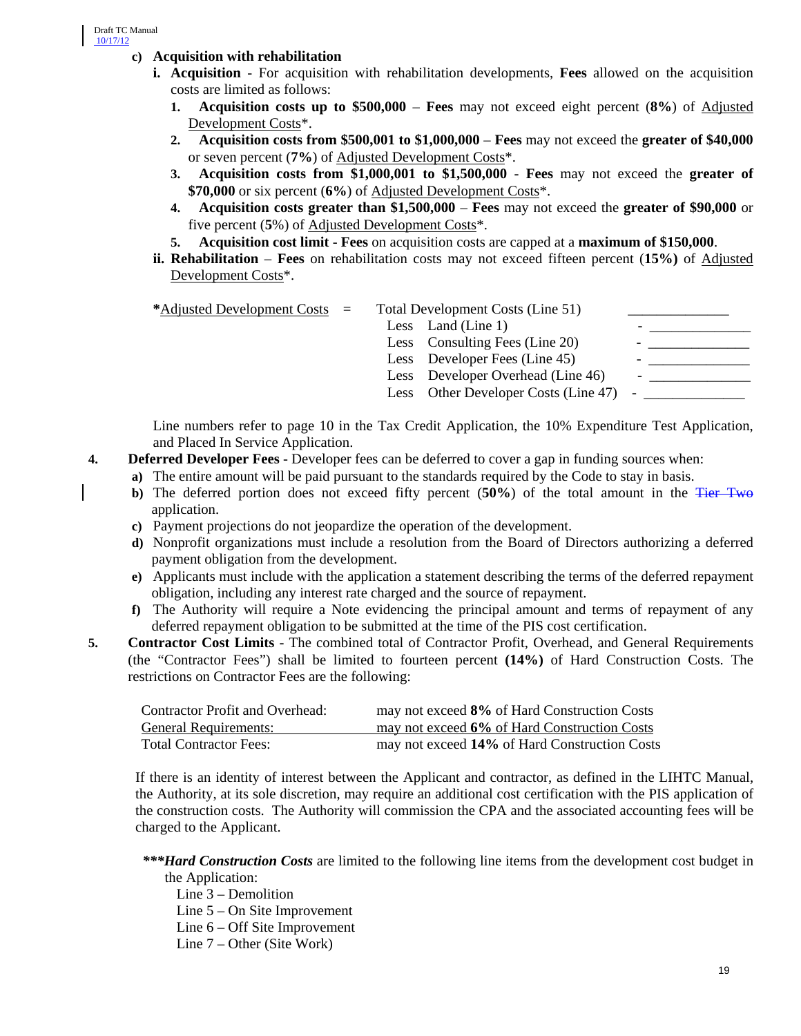**c) Acquisition with rehabilitation**

**i. Acquisition** - For acquisition with rehabilitation developments, **Fees** allowed on the acquisition costs are limited as follows:

1. **Acquisition costs up to $500,000** – **Fees** may not exceed eight percent (**8%**) of Adjusted Development Costs*.
2. **Acquisition costs from $500,001 to $1,000,000** – **Fees** may not exceed the **greater of $40,000** or seven percent (**7%**) of Adjusted Development Costs*.
3. **Acquisition costs from $1,000,001 to $1,500,000** - **Fees** may not exceed the **greater of $70,000** or six percent (**6%**) of Adjusted Development Costs*.
4. **Acquisition costs greater than $1,500,000** – **Fees** may not exceed the **greater of $90,000** or five percent (**5%**) of Adjusted Development Costs*.
5. **Acquisition cost limit** - **Fees** on acquisition costs are capped at a **maximum of $150,000**.

**ii. Rehabilitation** – **Fees** on rehabilitation costs may not exceed fifteen percent (**15%)** of Adjusted Development Costs*.

| | | | |
|---|---|---|---|
| ***Adjusted Development Costs** | = | Total Development Costs (Line 51) | ______________ |
| | | Less Land (Line 1) | - ______________ |
| | | Less Consulting Fees (Line 20) | - ______________ |
| | | Less Developer Fees (Line 45) | - ______________ |
| | | Less Developer Overhead (Line 46) | - ______________ |
| | | Less Other Developer Costs (Line 47) | - ______________ |

Line numbers refer to page 10 in the Tax Credit Application, the 10% Expenditure Test Application, and Placed In Service Application.

4. **Deferred Developer Fees** - Developer fees can be deferred to cover a gap in funding sources when:
   a) The entire amount will be paid pursuant to the standards required by the Code to stay in basis.
   b) The deferred portion does not exceed fifty percent (**50%**) of the total amount in the ~~Tier Two~~ application.
   c) Payment projections do not jeopardize the operation of the development.
   d) Nonprofit organizations must include a resolution from the Board of Directors authorizing a deferred payment obligation from the development.
   e) Applicants must include with the application a statement describing the terms of the deferred repayment obligation, including any interest rate charged and the source of repayment.
   f) The Authority will require a Note evidencing the principal amount and terms of repayment of any deferred repayment obligation to be submitted at the time of the PIS cost certification.

5. **Contractor Cost Limits** - The combined total of Contractor Profit, Overhead, and General Requirements (the "Contractor Fees") shall be limited to fourteen percent **(14%)** of Hard Construction Costs. The restrictions on Contractor Fees are the following:

| | |
|---|---|
| Contractor Profit and Overhead: | may not exceed **8%** of Hard Construction Costs |
| General Requirements: | may not exceed **6%** of Hard Construction Costs |
| Total Contractor Fees: | may not exceed **14%** of Hard Construction Costs |

If there is an identity of interest between the Applicant and contractor, as defined in the LIHTC Manual, the Authority, at its sole discretion, may require an additional cost certification with the PIS application of the construction costs. The Authority will commission the CPA and the associated accounting fees will be charged to the Applicant.

***\*\*\*Hard Construction Costs*** are limited to the following line items from the development cost budget in the Application:

Line 3 – Demolition
Line 5 – On Site Improvement
Line 6 – Off Site Improvement
Line 7 – Other (Site Work)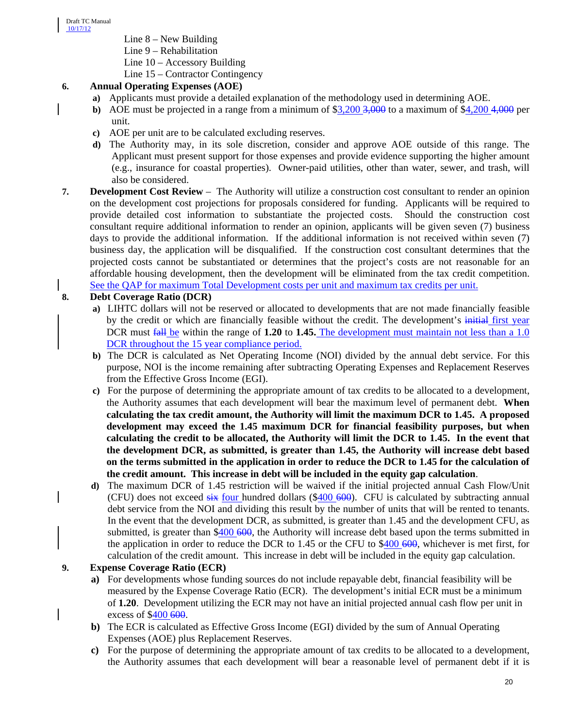Line 8 – New Building
Line 9 – Rehabilitation
Line 10 – Accessory Building
Line 15 – Contractor Contingency

**6. Annual Operating Expenses (AOE)**

- **a)** Applicants must provide a detailed explanation of the methodology used in determining AOE.
- **b)** AOE must be projected in a range from a minimum of $3,200 ~~3,000~~ to a maximum of $4,200 ~~4,000~~ per unit.
- **c)** AOE per unit are to be calculated excluding reserves.
- **d)** The Authority may, in its sole discretion, consider and approve AOE outside of this range. The Applicant must present support for those expenses and provide evidence supporting the higher amount (e.g., insurance for coastal properties). Owner-paid utilities, other than water, sewer, and trash, will also be considered.

**7. Development Cost Review** – The Authority will utilize a construction cost consultant to render an opinion on the development cost projections for proposals considered for funding. Applicants will be required to provide detailed cost information to substantiate the projected costs. Should the construction cost consultant require additional information to render an opinion, applicants will be given seven (7) business days to provide the additional information. If the additional information is not received within seven (7) business day, the application will be disqualified. If the construction cost consultant determines that the projected costs cannot be substantiated or determines that the project's costs are not reasonable for an affordable housing development, then the development will be eliminated from the tax credit competition. See the QAP for maximum Total Development costs per unit and maximum tax credits per unit.

**8. Debt Coverage Ratio (DCR)**

- **a)** LIHTC dollars will not be reserved or allocated to developments that are not made financially feasible by the credit or which are financially feasible without the credit. The development's ~~initial~~ first year DCR must ~~fall~~ be within the range of **1.20** to **1.45.** The development must maintain not less than a 1.0 DCR throughout the 15 year compliance period.
- **b)** The DCR is calculated as Net Operating Income (NOI) divided by the annual debt service. For this purpose, NOI is the income remaining after subtracting Operating Expenses and Replacement Reserves from the Effective Gross Income (EGI).
- **c)** For the purpose of determining the appropriate amount of tax credits to be allocated to a development, the Authority assumes that each development will bear the maximum level of permanent debt. **When calculating the tax credit amount, the Authority will limit the maximum DCR to 1.45. A proposed development may exceed the 1.45 maximum DCR for financial feasibility purposes, but when calculating the credit to be allocated, the Authority will limit the DCR to 1.45. In the event that the development DCR, as submitted, is greater than 1.45, the Authority will increase debt based on the terms submitted in the application in order to reduce the DCR to 1.45 for the calculation of the credit amount. This increase in debt will be included in the equity gap calculation**.
- **d)** The maximum DCR of 1.45 restriction will be waived if the initial projected annual Cash Flow/Unit (CFU) does not exceed ~~six~~ four hundred dollars ($400 ~~600~~). CFU is calculated by subtracting annual debt service from the NOI and dividing this result by the number of units that will be rented to tenants. In the event that the development DCR, as submitted, is greater than 1.45 and the development CFU, as submitted, is greater than $400 ~~600~~, the Authority will increase debt based upon the terms submitted in the application in order to reduce the DCR to 1.45 or the CFU to $400 ~~600~~, whichever is met first, for calculation of the credit amount. This increase in debt will be included in the equity gap calculation.

**9. Expense Coverage Ratio (ECR)**

- **a)** For developments whose funding sources do not include repayable debt, financial feasibility will be measured by the Expense Coverage Ratio (ECR). The development's initial ECR must be a minimum of **1.20**. Development utilizing the ECR may not have an initial projected annual cash flow per unit in excess of $400 ~~600~~.
- **b)** The ECR is calculated as Effective Gross Income (EGI) divided by the sum of Annual Operating Expenses (AOE) plus Replacement Reserves.
- **c)** For the purpose of determining the appropriate amount of tax credits to be allocated to a development, the Authority assumes that each development will bear a reasonable level of permanent debt if it is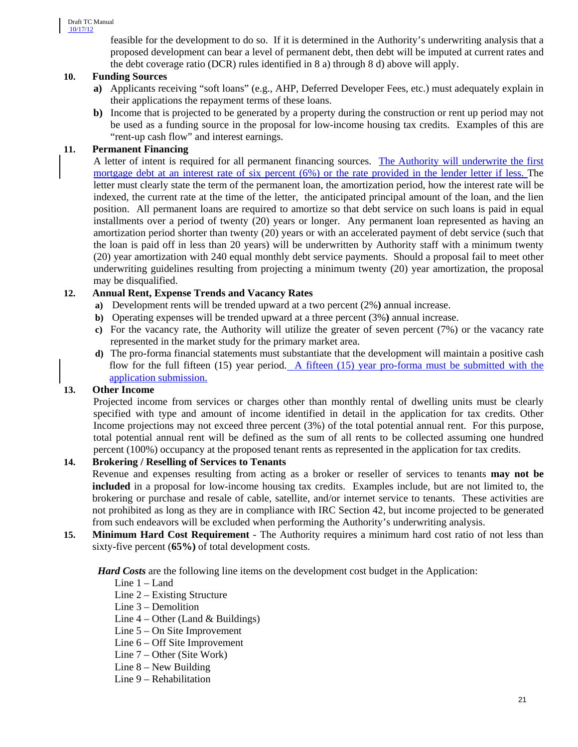feasible for the development to do so. If it is determined in the Authority's underwriting analysis that a proposed development can bear a level of permanent debt, then debt will be imputed at current rates and the debt coverage ratio (DCR) rules identified in 8 a) through 8 d) above will apply.

**10. Funding Sources**

- **a)** Applicants receiving "soft loans" (e.g., AHP, Deferred Developer Fees, etc.) must adequately explain in their applications the repayment terms of these loans.
- **b)** Income that is projected to be generated by a property during the construction or rent up period may not be used as a funding source in the proposal for low-income housing tax credits. Examples of this are "rent-up cash flow" and interest earnings.

**11. Permanent Financing**

A letter of intent is required for all permanent financing sources. The Authority will underwrite the first mortgage debt at an interest rate of six percent (6%) or the rate provided in the lender letter if less. The letter must clearly state the term of the permanent loan, the amortization period, how the interest rate will be indexed, the current rate at the time of the letter, the anticipated principal amount of the loan, and the lien position. All permanent loans are required to amortize so that debt service on such loans is paid in equal installments over a period of twenty (20) years or longer. Any permanent loan represented as having an amortization period shorter than twenty (20) years or with an accelerated payment of debt service (such that the loan is paid off in less than 20 years) will be underwritten by Authority staff with a minimum twenty (20) year amortization with 240 equal monthly debt service payments. Should a proposal fail to meet other underwriting guidelines resulting from projecting a minimum twenty (20) year amortization, the proposal may be disqualified.

**12. Annual Rent, Expense Trends and Vacancy Rates**

- **a)** Development rents will be trended upward at a two percent (2%**)** annual increase.
- **b)** Operating expenses will be trended upward at a three percent (3%**)** annual increase.
- **c)** For the vacancy rate, the Authority will utilize the greater of seven percent (7%) or the vacancy rate represented in the market study for the primary market area.
- **d)** The pro-forma financial statements must substantiate that the development will maintain a positive cash flow for the full fifteen (15) year period. A fifteen (15) year pro-forma must be submitted with the application submission.

**13. Other Income**

Projected income from services or charges other than monthly rental of dwelling units must be clearly specified with type and amount of income identified in detail in the application for tax credits. Other Income projections may not exceed three percent (3%) of the total potential annual rent. For this purpose, total potential annual rent will be defined as the sum of all rents to be collected assuming one hundred percent (100%) occupancy at the proposed tenant rents as represented in the application for tax credits.

**14. Brokering / Reselling of Services to Tenants**

Revenue and expenses resulting from acting as a broker or reseller of services to tenants **may not be included** in a proposal for low-income housing tax credits. Examples include, but are not limited to, the brokering or purchase and resale of cable, satellite, and/or internet service to tenants. These activities are not prohibited as long as they are in compliance with IRC Section 42, but income projected to be generated from such endeavors will be excluded when performing the Authority's underwriting analysis.

**15. Minimum Hard Cost Requirement** - The Authority requires a minimum hard cost ratio of not less than sixty-five percent (**65%)** of total development costs.

***Hard Costs*** are the following line items on the development cost budget in the Application:

Line 1 – Land
Line 2 – Existing Structure
Line 3 – Demolition
Line 4 – Other (Land & Buildings)
Line 5 – On Site Improvement
Line 6 – Off Site Improvement
Line 7 – Other (Site Work)
Line 8 – New Building
Line 9 – Rehabilitation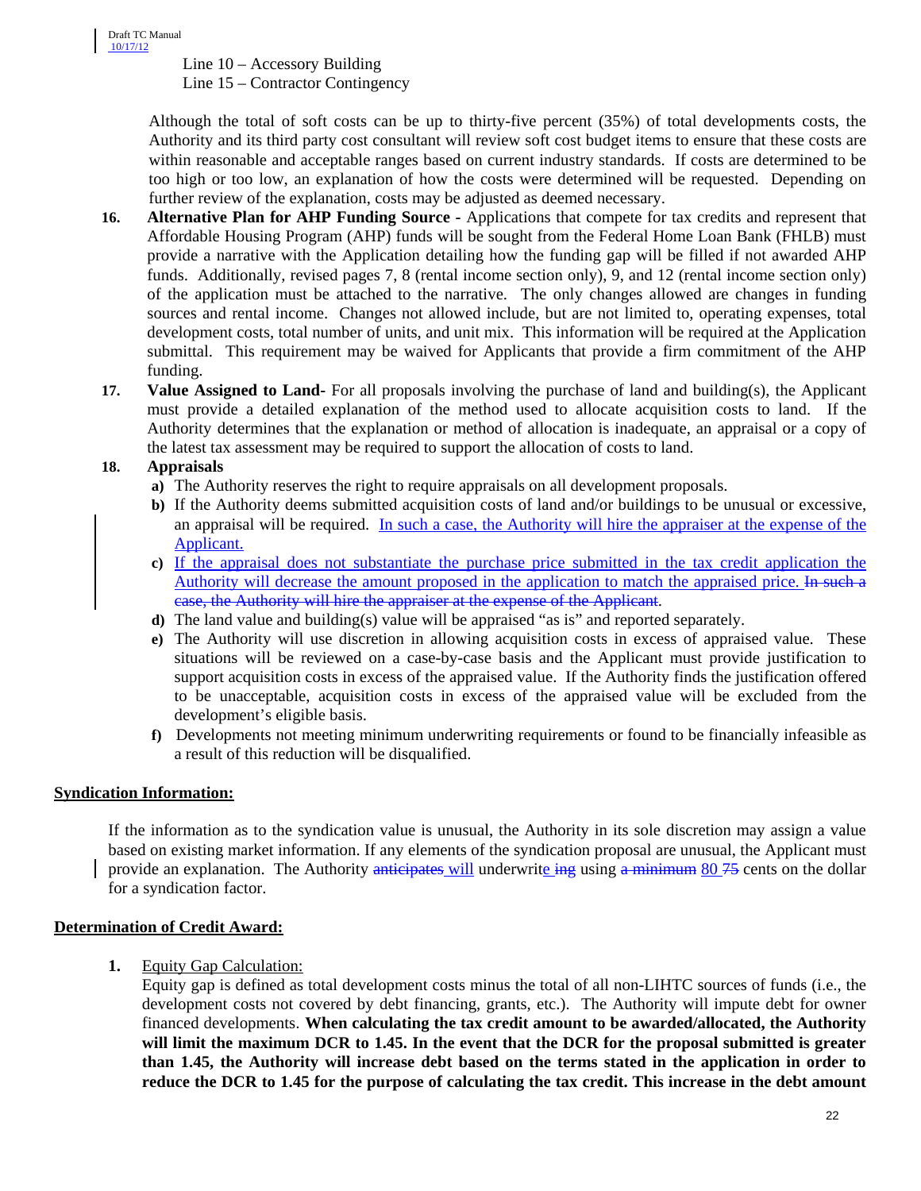Line 10 – Accessory Building
Line 15 – Contractor Contingency

Although the total of soft costs can be up to thirty-five percent (35%) of total developments costs, the Authority and its third party cost consultant will review soft cost budget items to ensure that these costs are within reasonable and acceptable ranges based on current industry standards. If costs are determined to be too high or too low, an explanation of how the costs were determined will be requested. Depending on further review of the explanation, costs may be adjusted as deemed necessary.

16. **Alternative Plan for AHP Funding Source -** Applications that compete for tax credits and represent that Affordable Housing Program (AHP) funds will be sought from the Federal Home Loan Bank (FHLB) must provide a narrative with the Application detailing how the funding gap will be filled if not awarded AHP funds. Additionally, revised pages 7, 8 (rental income section only), 9, and 12 (rental income section only) of the application must be attached to the narrative. The only changes allowed are changes in funding sources and rental income. Changes not allowed include, but are not limited to, operating expenses, total development costs, total number of units, and unit mix. This information will be required at the Application submittal. This requirement may be waived for Applicants that provide a firm commitment of the AHP funding.

17. **Value Assigned to Land-** For all proposals involving the purchase of land and building(s), the Applicant must provide a detailed explanation of the method used to allocate acquisition costs to land. If the Authority determines that the explanation or method of allocation is inadequate, an appraisal or a copy of the latest tax assessment may be required to support the allocation of costs to land.

18. **Appraisals**
    - **a)** The Authority reserves the right to require appraisals on all development proposals.
    - **b)** If the Authority deems submitted acquisition costs of land and/or buildings to be unusual or excessive, an appraisal will be required. In such a case, the Authority will hire the appraiser at the expense of the Applicant.
    - **c)** If the appraisal does not substantiate the purchase price submitted in the tax credit application the Authority will decrease the amount proposed in the application to match the appraised price. ~~In such a case, the Authority will hire the appraiser at the expense of the Applicant~~.
    - **d)** The land value and building(s) value will be appraised "as is" and reported separately.
    - **e)** The Authority will use discretion in allowing acquisition costs in excess of appraised value. These situations will be reviewed on a case-by-case basis and the Applicant must provide justification to support acquisition costs in excess of the appraised value. If the Authority finds the justification offered to be unacceptable, acquisition costs in excess of the appraised value will be excluded from the development's eligible basis.
    - **f)** Developments not meeting minimum underwriting requirements or found to be financially infeasible as a result of this reduction will be disqualified.

## Syndication Information:

If the information as to the syndication value is unusual, the Authority in its sole discretion may assign a value based on existing market information. If any elements of the syndication proposal are unusual, the Applicant must provide an explanation. The Authority ~~anticipates~~ will underwrite ~~ing~~ using ~~a minimum~~ 80 ~~75~~ cents on the dollar for a syndication factor.

## Determination of Credit Award:

1. Equity Gap Calculation:

   Equity gap is defined as total development costs minus the total of all non-LIHTC sources of funds (i.e., the development costs not covered by debt financing, grants, etc.). The Authority will impute debt for owner financed developments. **When calculating the tax credit amount to be awarded/allocated, the Authority will limit the maximum DCR to 1.45. In the event that the DCR for the proposal submitted is greater than 1.45, the Authority will increase debt based on the terms stated in the application in order to reduce the DCR to 1.45 for the purpose of calculating the tax credit. This increase in the debt amount**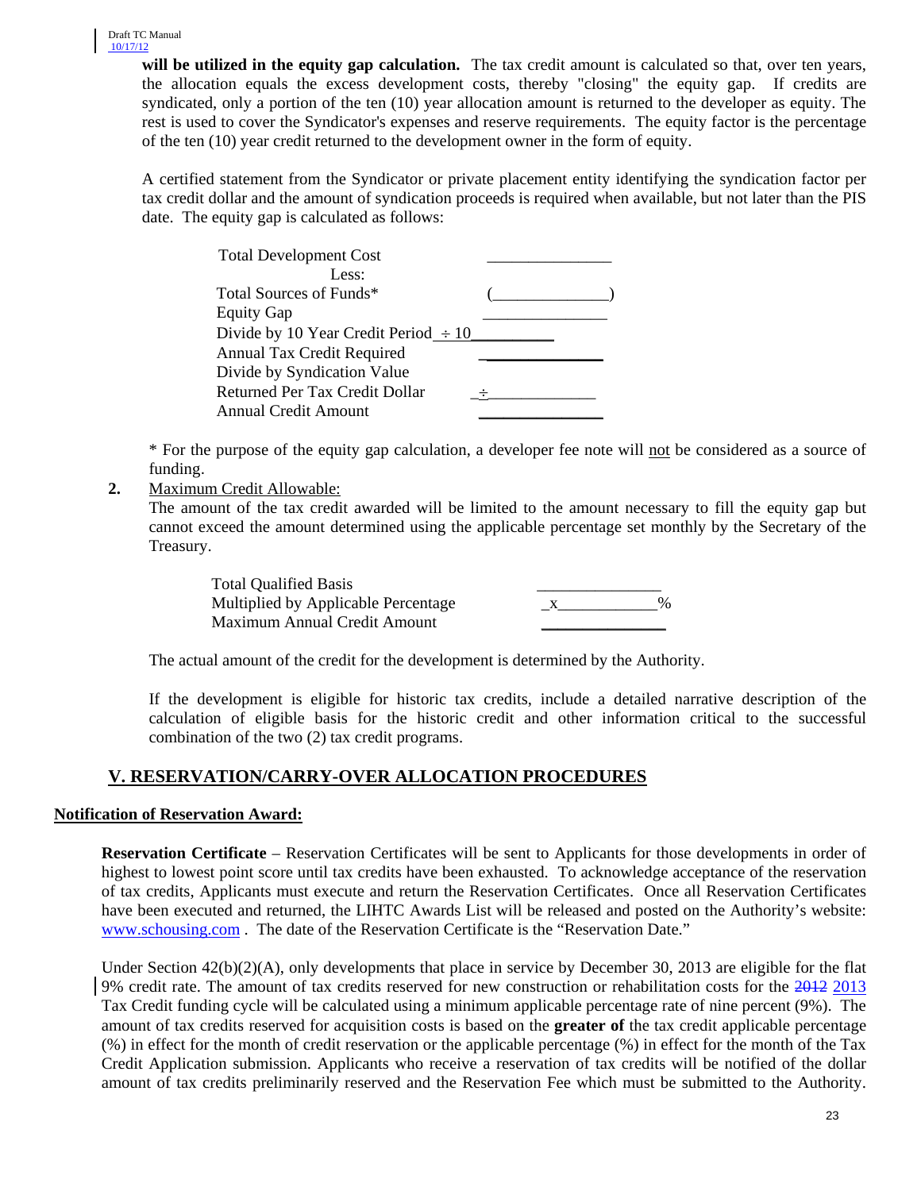**will be utilized in the equity gap calculation.** The tax credit amount is calculated so that, over ten years, the allocation equals the excess development costs, thereby "closing" the equity gap. If credits are syndicated, only a portion of the ten (10) year allocation amount is returned to the developer as equity. The rest is used to cover the Syndicator's expenses and reserve requirements. The equity factor is the percentage of the ten (10) year credit returned to the development owner in the form of equity.

A certified statement from the Syndicator or private placement entity identifying the syndication factor per tax credit dollar and the amount of syndication proceeds is required when available, but not later than the PIS date. The equity gap is calculated as follows:

| | |
|---|---|
| Total Development Cost | _______________ |
| Less: | |
| Total Sources of Funds* | (______________) |
| Equity Gap | _______________ |
| Divide by 10 Year Credit Period | ÷ 10__________ |
| Annual Tax Credit Required | _______________ |
| Divide by Syndication Value | |
| Returned Per Tax Credit Dollar | ÷_____________ |
| Annual Credit Amount | _______________ |

\* For the purpose of the equity gap calculation, a developer fee note will not be considered as a source of funding.

2. Maximum Credit Allowable:
   The amount of the tax credit awarded will be limited to the amount necessary to fill the equity gap but cannot exceed the amount determined using the applicable percentage set monthly by the Secretary of the Treasury.

| | |
|---|---|
| Total Qualified Basis | _______________ |
| Multiplied by Applicable Percentage | x___________% |
| Maximum Annual Credit Amount | _______________ |

The actual amount of the credit for the development is determined by the Authority.

If the development is eligible for historic tax credits, include a detailed narrative description of the calculation of eligible basis for the historic credit and other information critical to the successful combination of the two (2) tax credit programs.

## V. RESERVATION/CARRY-OVER ALLOCATION PROCEDURES

### Notification of Reservation Award:

**Reservation Certificate** – Reservation Certificates will be sent to Applicants for those developments in order of highest to lowest point score until tax credits have been exhausted. To acknowledge acceptance of the reservation of tax credits, Applicants must execute and return the Reservation Certificates. Once all Reservation Certificates have been executed and returned, the LIHTC Awards List will be released and posted on the Authority's website: www.schousing.com . The date of the Reservation Certificate is the "Reservation Date."

Under Section 42(b)(2)(A), only developments that place in service by December 30, 2013 are eligible for the flat 9% credit rate. The amount of tax credits reserved for new construction or rehabilitation costs for the ~~2012~~ 2013 Tax Credit funding cycle will be calculated using a minimum applicable percentage rate of nine percent (9%). The amount of tax credits reserved for acquisition costs is based on the **greater of** the tax credit applicable percentage (%) in effect for the month of credit reservation or the applicable percentage (%) in effect for the month of the Tax Credit Application submission. Applicants who receive a reservation of tax credits will be notified of the dollar amount of tax credits preliminarily reserved and the Reservation Fee which must be submitted to the Authority.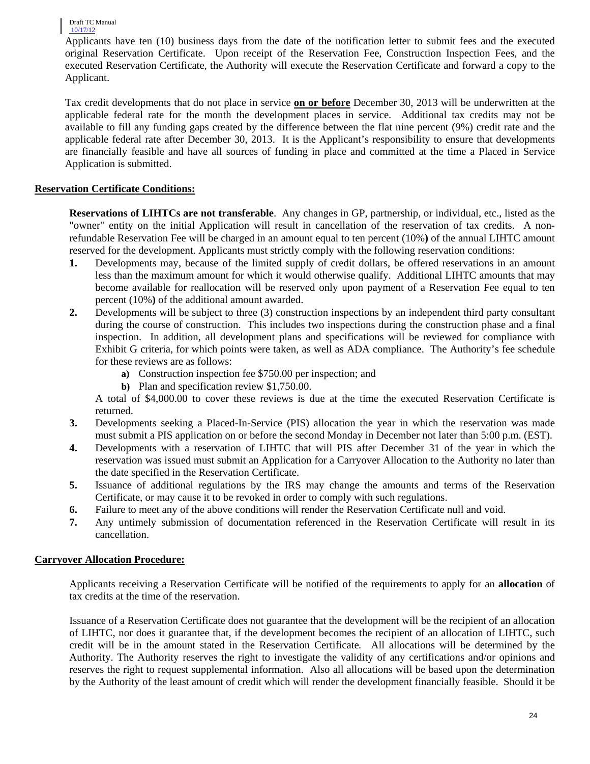Applicants have ten (10) business days from the date of the notification letter to submit fees and the executed original Reservation Certificate. Upon receipt of the Reservation Fee, Construction Inspection Fees, and the executed Reservation Certificate, the Authority will execute the Reservation Certificate and forward a copy to the Applicant.

Tax credit developments that do not place in service **on or before** December 30, 2013 will be underwritten at the applicable federal rate for the month the development places in service. Additional tax credits may not be available to fill any funding gaps created by the difference between the flat nine percent (9%) credit rate and the applicable federal rate after December 30, 2013. It is the Applicant's responsibility to ensure that developments are financially feasible and have all sources of funding in place and committed at the time a Placed in Service Application is submitted.

**Reservation Certificate Conditions:**

**Reservations of LIHTCs are not transferable**. Any changes in GP, partnership, or individual, etc., listed as the "owner" entity on the initial Application will result in cancellation of the reservation of tax credits. A non-refundable Reservation Fee will be charged in an amount equal to ten percent (10%) of the annual LIHTC amount reserved for the development. Applicants must strictly comply with the following reservation conditions:

1. Developments may, because of the limited supply of credit dollars, be offered reservations in an amount less than the maximum amount for which it would otherwise qualify. Additional LIHTC amounts that may become available for reallocation will be reserved only upon payment of a Reservation Fee equal to ten percent (10%) of the additional amount awarded.
2. Developments will be subject to three (3) construction inspections by an independent third party consultant during the course of construction. This includes two inspections during the construction phase and a final inspection. In addition, all development plans and specifications will be reviewed for compliance with Exhibit G criteria, for which points were taken, as well as ADA compliance. The Authority's fee schedule for these reviews are as follows:
   - **a)** Construction inspection fee $750.00 per inspection; and
   - **b)** Plan and specification review $1,750.00.

   A total of $4,000.00 to cover these reviews is due at the time the executed Reservation Certificate is returned.
3. Developments seeking a Placed-In-Service (PIS) allocation the year in which the reservation was made must submit a PIS application on or before the second Monday in December not later than 5:00 p.m. (EST).
4. Developments with a reservation of LIHTC that will PIS after December 31 of the year in which the reservation was issued must submit an Application for a Carryover Allocation to the Authority no later than the date specified in the Reservation Certificate.
5. Issuance of additional regulations by the IRS may change the amounts and terms of the Reservation Certificate, or may cause it to be revoked in order to comply with such regulations.
6. Failure to meet any of the above conditions will render the Reservation Certificate null and void.
7. Any untimely submission of documentation referenced in the Reservation Certificate will result in its cancellation.

**Carryover Allocation Procedure:**

Applicants receiving a Reservation Certificate will be notified of the requirements to apply for an **allocation** of tax credits at the time of the reservation.

Issuance of a Reservation Certificate does not guarantee that the development will be the recipient of an allocation of LIHTC, nor does it guarantee that, if the development becomes the recipient of an allocation of LIHTC, such credit will be in the amount stated in the Reservation Certificate. All allocations will be determined by the Authority. The Authority reserves the right to investigate the validity of any certifications and/or opinions and reserves the right to request supplemental information. Also all allocations will be based upon the determination by the Authority of the least amount of credit which will render the development financially feasible. Should it be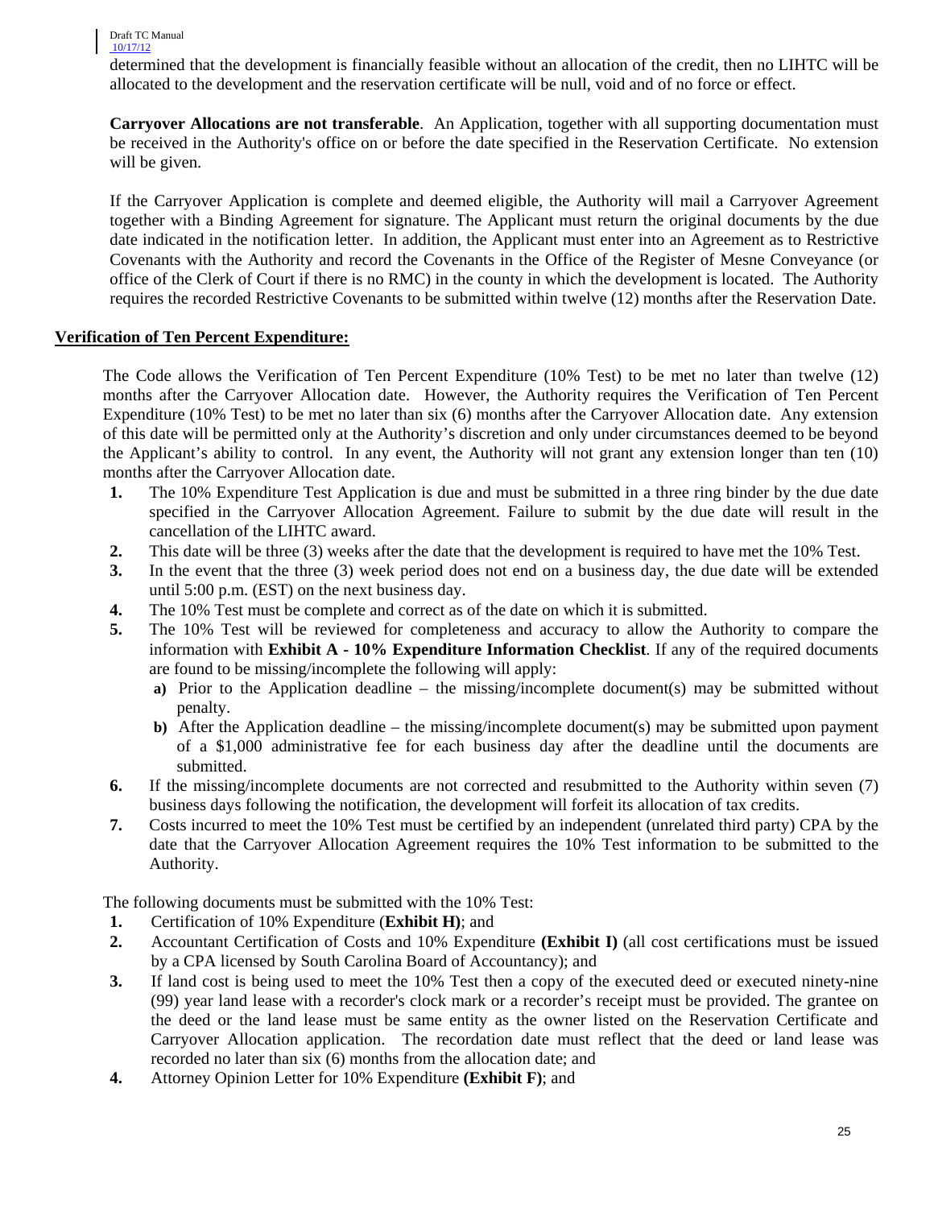determined that the development is financially feasible without an allocation of the credit, then no LIHTC will be allocated to the development and the reservation certificate will be null, void and of no force or effect.

**Carryover Allocations are not transferable**. An Application, together with all supporting documentation must be received in the Authority's office on or before the date specified in the Reservation Certificate. No extension will be given.

If the Carryover Application is complete and deemed eligible, the Authority will mail a Carryover Agreement together with a Binding Agreement for signature. The Applicant must return the original documents by the due date indicated in the notification letter. In addition, the Applicant must enter into an Agreement as to Restrictive Covenants with the Authority and record the Covenants in the Office of the Register of Mesne Conveyance (or office of the Clerk of Court if there is no RMC) in the county in which the development is located. The Authority requires the recorded Restrictive Covenants to be submitted within twelve (12) months after the Reservation Date.

**Verification of Ten Percent Expenditure:**

The Code allows the Verification of Ten Percent Expenditure (10% Test) to be met no later than twelve (12) months after the Carryover Allocation date. However, the Authority requires the Verification of Ten Percent Expenditure (10% Test) to be met no later than six (6) months after the Carryover Allocation date. Any extension of this date will be permitted only at the Authority's discretion and only under circumstances deemed to be beyond the Applicant's ability to control. In any event, the Authority will not grant any extension longer than ten (10) months after the Carryover Allocation date.

1. The 10% Expenditure Test Application is due and must be submitted in a three ring binder by the due date specified in the Carryover Allocation Agreement. Failure to submit by the due date will result in the cancellation of the LIHTC award.
2. This date will be three (3) weeks after the date that the development is required to have met the 10% Test.
3. In the event that the three (3) week period does not end on a business day, the due date will be extended until 5:00 p.m. (EST) on the next business day.
4. The 10% Test must be complete and correct as of the date on which it is submitted.
5. The 10% Test will be reviewed for completeness and accuracy to allow the Authority to compare the information with **Exhibit A - 10% Expenditure Information Checklist**. If any of the required documents are found to be missing/incomplete the following will apply:
   a) Prior to the Application deadline – the missing/incomplete document(s) may be submitted without penalty.
   b) After the Application deadline – the missing/incomplete document(s) may be submitted upon payment of a $1,000 administrative fee for each business day after the deadline until the documents are submitted.
6. If the missing/incomplete documents are not corrected and resubmitted to the Authority within seven (7) business days following the notification, the development will forfeit its allocation of tax credits.
7. Costs incurred to meet the 10% Test must be certified by an independent (unrelated third party) CPA by the date that the Carryover Allocation Agreement requires the 10% Test information to be submitted to the Authority.

The following documents must be submitted with the 10% Test:

1. Certification of 10% Expenditure (**Exhibit H)**; and
2. Accountant Certification of Costs and 10% Expenditure **(Exhibit I)** (all cost certifications must be issued by a CPA licensed by South Carolina Board of Accountancy); and
3. If land cost is being used to meet the 10% Test then a copy of the executed deed or executed ninety-nine (99) year land lease with a recorder's clock mark or a recorder's receipt must be provided. The grantee on the deed or the land lease must be same entity as the owner listed on the Reservation Certificate and Carryover Allocation application. The recordation date must reflect that the deed or land lease was recorded no later than six (6) months from the allocation date; and
4. Attorney Opinion Letter for 10% Expenditure **(Exhibit F)**; and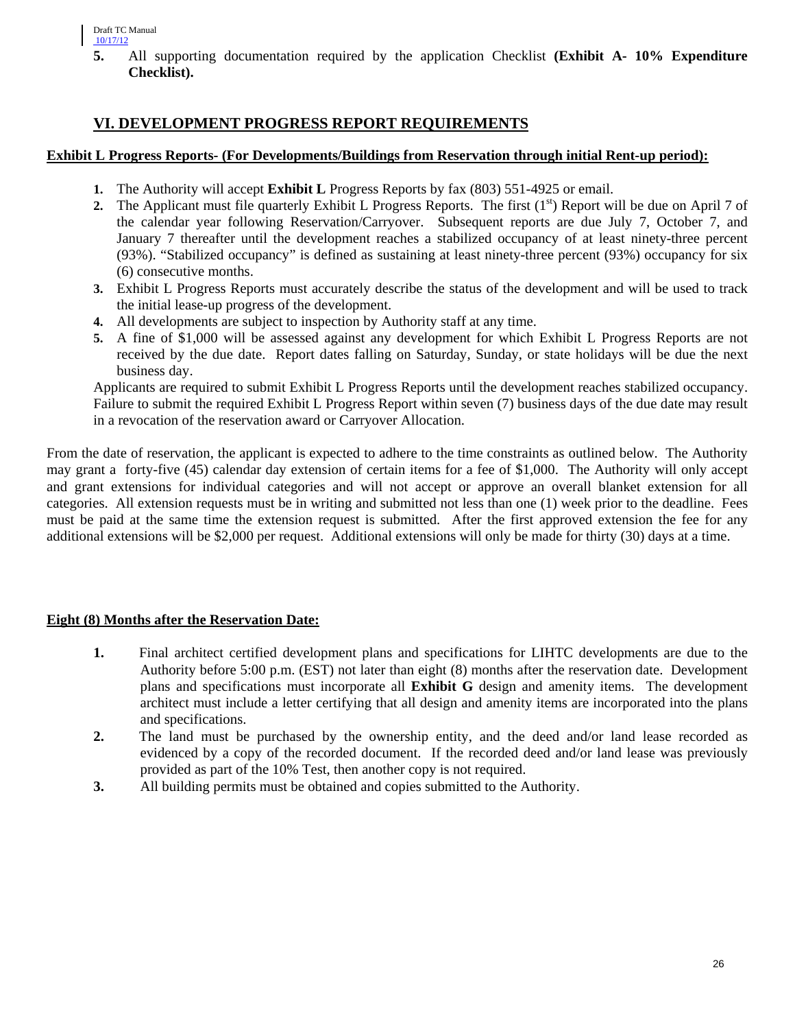5. All supporting documentation required by the application Checklist **(Exhibit A- 10% Expenditure Checklist).**

## VI. DEVELOPMENT PROGRESS REPORT REQUIREMENTS

**Exhibit L Progress Reports- (For Developments/Buildings from Reservation through initial Rent-up period):**

1. The Authority will accept **Exhibit L** Progress Reports by fax (803) 551-4925 or email.
2. The Applicant must file quarterly Exhibit L Progress Reports. The first (1st) Report will be due on April 7 of the calendar year following Reservation/Carryover. Subsequent reports are due July 7, October 7, and January 7 thereafter until the development reaches a stabilized occupancy of at least ninety-three percent (93%). "Stabilized occupancy" is defined as sustaining at least ninety-three percent (93%) occupancy for six (6) consecutive months.
3. Exhibit L Progress Reports must accurately describe the status of the development and will be used to track the initial lease-up progress of the development.
4. All developments are subject to inspection by Authority staff at any time.
5. A fine of $1,000 will be assessed against any development for which Exhibit L Progress Reports are not received by the due date. Report dates falling on Saturday, Sunday, or state holidays will be due the next business day.

Applicants are required to submit Exhibit L Progress Reports until the development reaches stabilized occupancy. Failure to submit the required Exhibit L Progress Report within seven (7) business days of the due date may result in a revocation of the reservation award or Carryover Allocation.

From the date of reservation, the applicant is expected to adhere to the time constraints as outlined below. The Authority may grant a forty-five (45) calendar day extension of certain items for a fee of $1,000. The Authority will only accept and grant extensions for individual categories and will not accept or approve an overall blanket extension for all categories. All extension requests must be in writing and submitted not less than one (1) week prior to the deadline. Fees must be paid at the same time the extension request is submitted. After the first approved extension the fee for any additional extensions will be $2,000 per request. Additional extensions will only be made for thirty (30) days at a time.

**Eight (8) Months after the Reservation Date:**

1. Final architect certified development plans and specifications for LIHTC developments are due to the Authority before 5:00 p.m. (EST) not later than eight (8) months after the reservation date. Development plans and specifications must incorporate all **Exhibit G** design and amenity items. The development architect must include a letter certifying that all design and amenity items are incorporated into the plans and specifications.
2. The land must be purchased by the ownership entity, and the deed and/or land lease recorded as evidenced by a copy of the recorded document. If the recorded deed and/or land lease was previously provided as part of the 10% Test, then another copy is not required.
3. All building permits must be obtained and copies submitted to the Authority.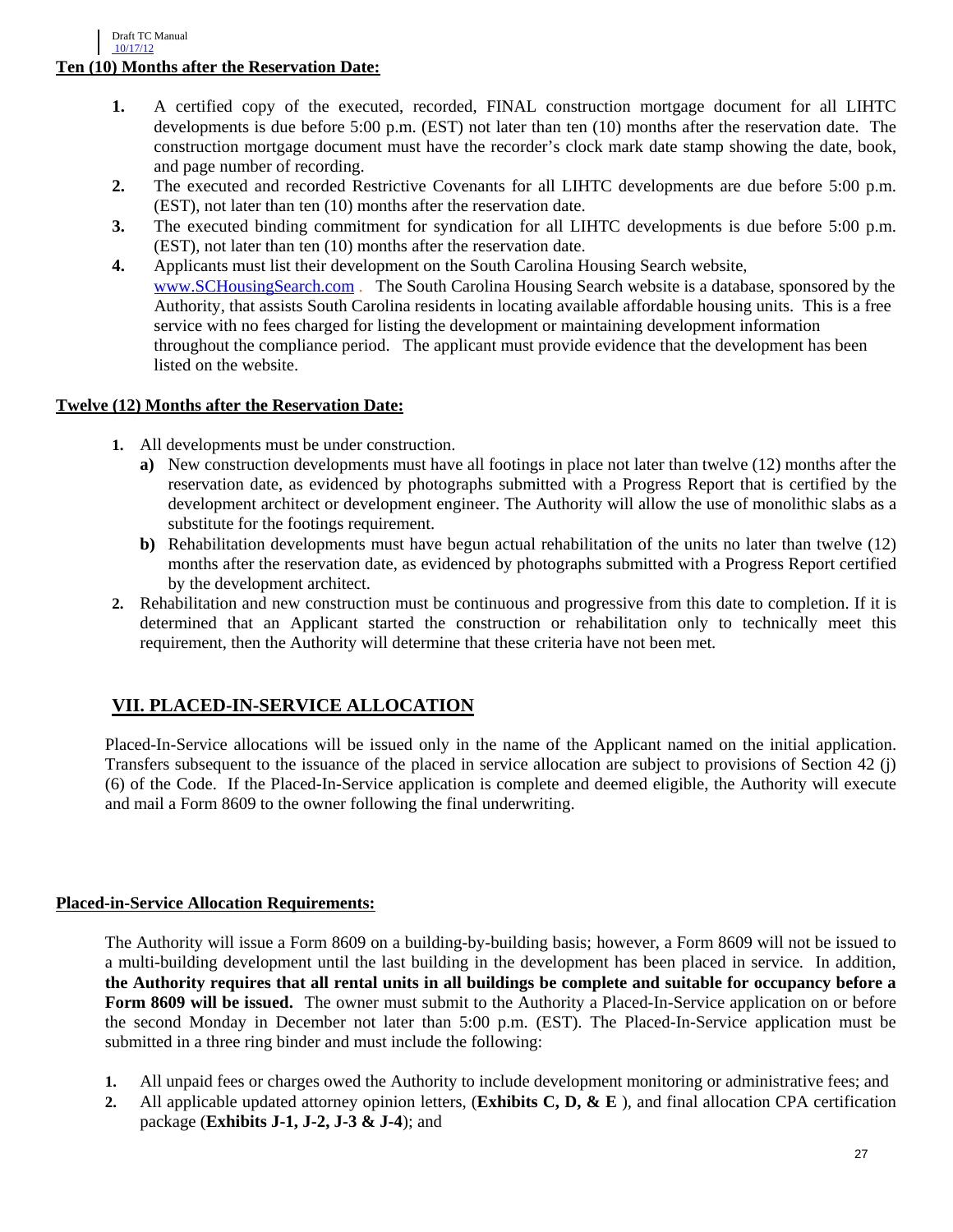**Ten (10) Months after the Reservation Date:**

1. A certified copy of the executed, recorded, FINAL construction mortgage document for all LIHTC developments is due before 5:00 p.m. (EST) not later than ten (10) months after the reservation date. The construction mortgage document must have the recorder's clock mark date stamp showing the date, book, and page number of recording.
2. The executed and recorded Restrictive Covenants for all LIHTC developments are due before 5:00 p.m. (EST), not later than ten (10) months after the reservation date.
3. The executed binding commitment for syndication for all LIHTC developments is due before 5:00 p.m. (EST), not later than ten (10) months after the reservation date.
4. Applicants must list their development on the South Carolina Housing Search website, www.SCHousingSearch.com . The South Carolina Housing Search website is a database, sponsored by the Authority, that assists South Carolina residents in locating available affordable housing units. This is a free service with no fees charged for listing the development or maintaining development information throughout the compliance period. The applicant must provide evidence that the development has been listed on the website.

**Twelve (12) Months after the Reservation Date:**

1. All developments must be under construction.
   - **a)** New construction developments must have all footings in place not later than twelve (12) months after the reservation date, as evidenced by photographs submitted with a Progress Report that is certified by the development architect or development engineer. The Authority will allow the use of monolithic slabs as a substitute for the footings requirement.
   - **b)** Rehabilitation developments must have begun actual rehabilitation of the units no later than twelve (12) months after the reservation date, as evidenced by photographs submitted with a Progress Report certified by the development architect.
2. Rehabilitation and new construction must be continuous and progressive from this date to completion. If it is determined that an Applicant started the construction or rehabilitation only to technically meet this requirement, then the Authority will determine that these criteria have not been met.

## VII. PLACED-IN-SERVICE ALLOCATION

Placed-In-Service allocations will be issued only in the name of the Applicant named on the initial application. Transfers subsequent to the issuance of the placed in service allocation are subject to provisions of Section 42 (j) (6) of the Code. If the Placed-In-Service application is complete and deemed eligible, the Authority will execute and mail a Form 8609 to the owner following the final underwriting.

**Placed-in-Service Allocation Requirements:**

The Authority will issue a Form 8609 on a building-by-building basis; however, a Form 8609 will not be issued to a multi-building development until the last building in the development has been placed in service. In addition, **the Authority requires that all rental units in all buildings be complete and suitable for occupancy before a Form 8609 will be issued.** The owner must submit to the Authority a Placed-In-Service application on or before the second Monday in December not later than 5:00 p.m. (EST). The Placed-In-Service application must be submitted in a three ring binder and must include the following:

1. All unpaid fees or charges owed the Authority to include development monitoring or administrative fees; and
2. All applicable updated attorney opinion letters, (**Exhibits C, D, & E** ), and final allocation CPA certification package (**Exhibits J-1, J-2, J-3 & J-4**); and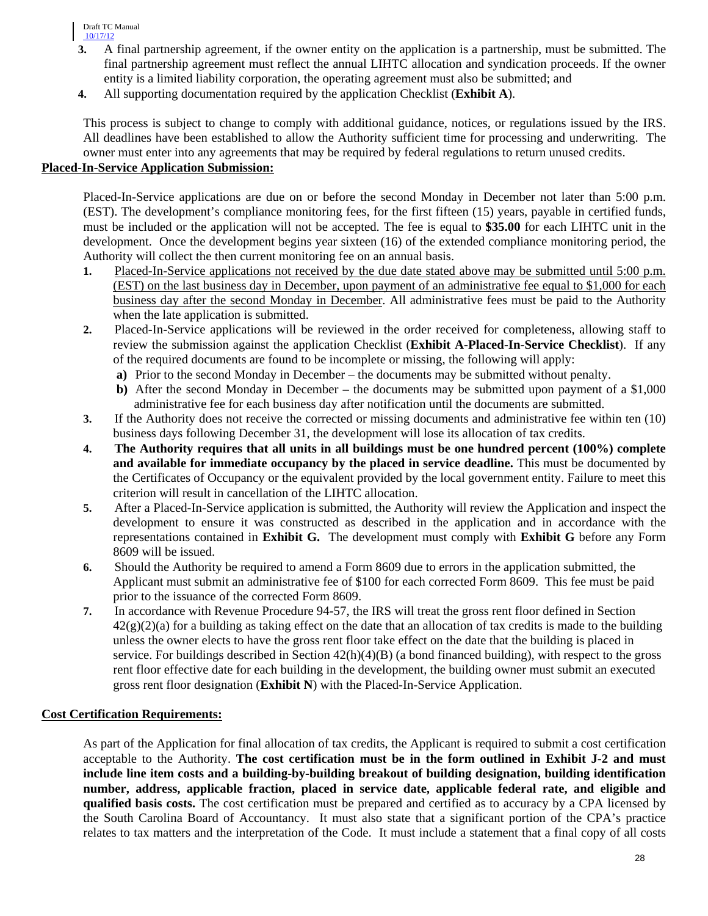3. A final partnership agreement, if the owner entity on the application is a partnership, must be submitted. The final partnership agreement must reflect the annual LIHTC allocation and syndication proceeds. If the owner entity is a limited liability corporation, the operating agreement must also be submitted; and
4. All supporting documentation required by the application Checklist (**Exhibit A**).

This process is subject to change to comply with additional guidance, notices, or regulations issued by the IRS. All deadlines have been established to allow the Authority sufficient time for processing and underwriting. The owner must enter into any agreements that may be required by federal regulations to return unused credits.

**Placed-In-Service Application Submission:**

Placed-In-Service applications are due on or before the second Monday in December not later than 5:00 p.m. (EST). The development's compliance monitoring fees, for the first fifteen (15) years, payable in certified funds, must be included or the application will not be accepted. The fee is equal to **$35.00** for each LIHTC unit in the development. Once the development begins year sixteen (16) of the extended compliance monitoring period, the Authority will collect the then current monitoring fee on an annual basis.

1. Placed-In-Service applications not received by the due date stated above may be submitted until 5:00 p.m. (EST) on the last business day in December, upon payment of an administrative fee equal to $1,000 for each business day after the second Monday in December. All administrative fees must be paid to the Authority when the late application is submitted.
2. Placed-In-Service applications will be reviewed in the order received for completeness, allowing staff to review the submission against the application Checklist (**Exhibit A-Placed-In-Service Checklist**). If any of the required documents are found to be incomplete or missing, the following will apply:
   - **a)** Prior to the second Monday in December – the documents may be submitted without penalty.
   - **b)** After the second Monday in December – the documents may be submitted upon payment of a $1,000 administrative fee for each business day after notification until the documents are submitted.
3. If the Authority does not receive the corrected or missing documents and administrative fee within ten (10) business days following December 31, the development will lose its allocation of tax credits.
4. **The Authority requires that all units in all buildings must be one hundred percent (100%) complete and available for immediate occupancy by the placed in service deadline.** This must be documented by the Certificates of Occupancy or the equivalent provided by the local government entity. Failure to meet this criterion will result in cancellation of the LIHTC allocation.
5. After a Placed-In-Service application is submitted, the Authority will review the Application and inspect the development to ensure it was constructed as described in the application and in accordance with the representations contained in **Exhibit G.** The development must comply with **Exhibit G** before any Form 8609 will be issued.
6. Should the Authority be required to amend a Form 8609 due to errors in the application submitted, the Applicant must submit an administrative fee of $100 for each corrected Form 8609. This fee must be paid prior to the issuance of the corrected Form 8609.
7. In accordance with Revenue Procedure 94-57, the IRS will treat the gross rent floor defined in Section 42(g)(2)(a) for a building as taking effect on the date that an allocation of tax credits is made to the building unless the owner elects to have the gross rent floor take effect on the date that the building is placed in service. For buildings described in Section 42(h)(4)(B) (a bond financed building), with respect to the gross rent floor effective date for each building in the development, the building owner must submit an executed gross rent floor designation (**Exhibit N**) with the Placed-In-Service Application.

**Cost Certification Requirements:**

As part of the Application for final allocation of tax credits, the Applicant is required to submit a cost certification acceptable to the Authority. **The cost certification must be in the form outlined in Exhibit J-2 and must include line item costs and a building-by-building breakout of building designation, building identification number, address, applicable fraction, placed in service date, applicable federal rate, and eligible and qualified basis costs.** The cost certification must be prepared and certified as to accuracy by a CPA licensed by the South Carolina Board of Accountancy. It must also state that a significant portion of the CPA's practice relates to tax matters and the interpretation of the Code. It must include a statement that a final copy of all costs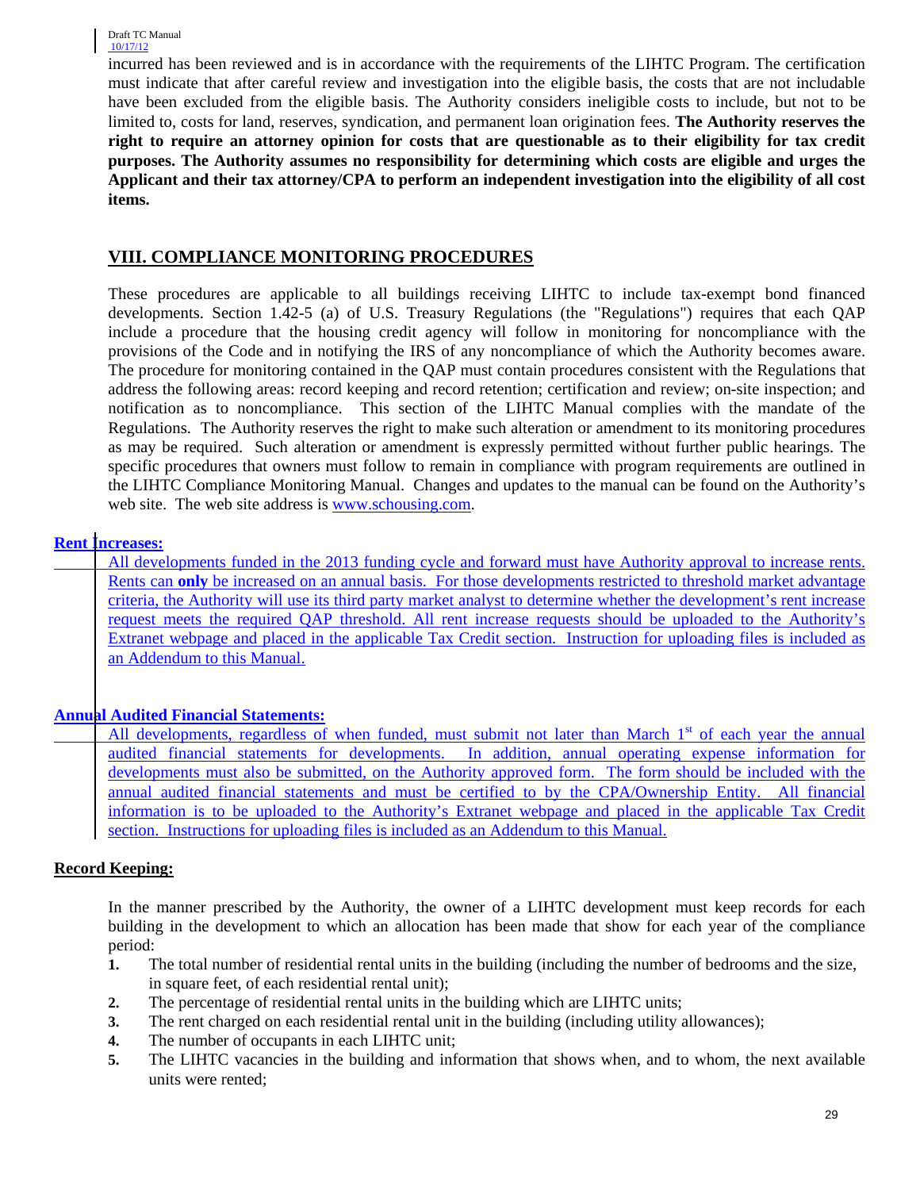incurred has been reviewed and is in accordance with the requirements of the LIHTC Program. The certification must indicate that after careful review and investigation into the eligible basis, the costs that are not includable have been excluded from the eligible basis. The Authority considers ineligible costs to include, but not to be limited to, costs for land, reserves, syndication, and permanent loan origination fees. **The Authority reserves the right to require an attorney opinion for costs that are questionable as to their eligibility for tax credit purposes. The Authority assumes no responsibility for determining which costs are eligible and urges the Applicant and their tax attorney/CPA to perform an independent investigation into the eligibility of all cost items.**

## VIII. COMPLIANCE MONITORING PROCEDURES

These procedures are applicable to all buildings receiving LIHTC to include tax-exempt bond financed developments. Section 1.42-5 (a) of U.S. Treasury Regulations (the "Regulations") requires that each QAP include a procedure that the housing credit agency will follow in monitoring for noncompliance with the provisions of the Code and in notifying the IRS of any noncompliance of which the Authority becomes aware. The procedure for monitoring contained in the QAP must contain procedures consistent with the Regulations that address the following areas: record keeping and record retention; certification and review; on-site inspection; and notification as to noncompliance. This section of the LIHTC Manual complies with the mandate of the Regulations. The Authority reserves the right to make such alteration or amendment to its monitoring procedures as may be required. Such alteration or amendment is expressly permitted without further public hearings. The specific procedures that owners must follow to remain in compliance with program requirements are outlined in the LIHTC Compliance Monitoring Manual. Changes and updates to the manual can be found on the Authority's web site. The web site address is www.schousing.com.

**Rent Increases:**

All developments funded in the 2013 funding cycle and forward must have Authority approval to increase rents. Rents can **only** be increased on an annual basis. For those developments restricted to threshold market advantage criteria, the Authority will use its third party market analyst to determine whether the development's rent increase request meets the required QAP threshold. All rent increase requests should be uploaded to the Authority's Extranet webpage and placed in the applicable Tax Credit section. Instruction for uploading files is included as an Addendum to this Manual.

**Annual Audited Financial Statements:**

All developments, regardless of when funded, must submit not later than March 1st of each year the annual audited financial statements for developments. In addition, annual operating expense information for developments must also be submitted, on the Authority approved form. The form should be included with the annual audited financial statements and must be certified to by the CPA/Ownership Entity. All financial information is to be uploaded to the Authority's Extranet webpage and placed in the applicable Tax Credit section. Instructions for uploading files is included as an Addendum to this Manual.

**Record Keeping:**

In the manner prescribed by the Authority, the owner of a LIHTC development must keep records for each building in the development to which an allocation has been made that show for each year of the compliance period:

1. The total number of residential rental units in the building (including the number of bedrooms and the size, in square feet, of each residential rental unit);
2. The percentage of residential rental units in the building which are LIHTC units;
3. The rent charged on each residential rental unit in the building (including utility allowances);
4. The number of occupants in each LIHTC unit;
5. The LIHTC vacancies in the building and information that shows when, and to whom, the next available units were rented;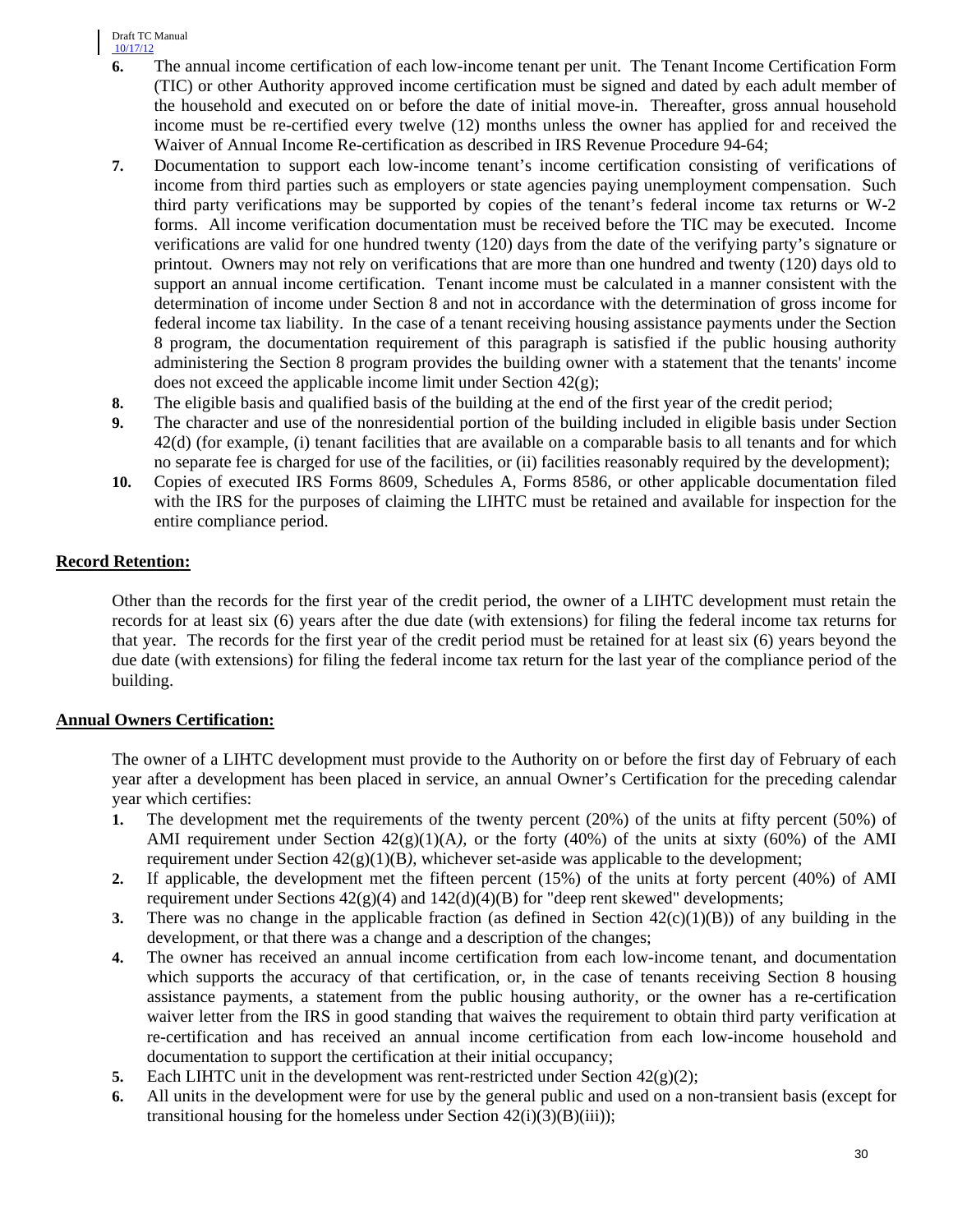6. The annual income certification of each low-income tenant per unit. The Tenant Income Certification Form (TIC) or other Authority approved income certification must be signed and dated by each adult member of the household and executed on or before the date of initial move-in. Thereafter, gross annual household income must be re-certified every twelve (12) months unless the owner has applied for and received the Waiver of Annual Income Re-certification as described in IRS Revenue Procedure 94-64;
7. Documentation to support each low-income tenant's income certification consisting of verifications of income from third parties such as employers or state agencies paying unemployment compensation. Such third party verifications may be supported by copies of the tenant's federal income tax returns or W-2 forms. All income verification documentation must be received before the TIC may be executed. Income verifications are valid for one hundred twenty (120) days from the date of the verifying party's signature or printout. Owners may not rely on verifications that are more than one hundred and twenty (120) days old to support an annual income certification. Tenant income must be calculated in a manner consistent with the determination of income under Section 8 and not in accordance with the determination of gross income for federal income tax liability. In the case of a tenant receiving housing assistance payments under the Section 8 program, the documentation requirement of this paragraph is satisfied if the public housing authority administering the Section 8 program provides the building owner with a statement that the tenants' income does not exceed the applicable income limit under Section 42(g);
8. The eligible basis and qualified basis of the building at the end of the first year of the credit period;
9. The character and use of the nonresidential portion of the building included in eligible basis under Section 42(d) (for example, (i) tenant facilities that are available on a comparable basis to all tenants and for which no separate fee is charged for use of the facilities, or (ii) facilities reasonably required by the development);
10. Copies of executed IRS Forms 8609, Schedules A, Forms 8586, or other applicable documentation filed with the IRS for the purposes of claiming the LIHTC must be retained and available for inspection for the entire compliance period.

**Record Retention:**

Other than the records for the first year of the credit period, the owner of a LIHTC development must retain the records for at least six (6) years after the due date (with extensions) for filing the federal income tax returns for that year. The records for the first year of the credit period must be retained for at least six (6) years beyond the due date (with extensions) for filing the federal income tax return for the last year of the compliance period of the building.

**Annual Owners Certification:**

The owner of a LIHTC development must provide to the Authority on or before the first day of February of each year after a development has been placed in service, an annual Owner's Certification for the preceding calendar year which certifies:

1. The development met the requirements of the twenty percent (20%) of the units at fifty percent (50%) of AMI requirement under Section 42(g)(1)(A*),* or the forty (40%) of the units at sixty (60%) of the AMI requirement under Section 42(g)(1)(B*)*, whichever set-aside was applicable to the development;
2. If applicable, the development met the fifteen percent (15%) of the units at forty percent (40%) of AMI requirement under Sections 42(g)(4) and 142(d)(4)(B) for "deep rent skewed" developments;
3. There was no change in the applicable fraction (as defined in Section 42(c)(1)(B)) of any building in the development, or that there was a change and a description of the changes;
4. The owner has received an annual income certification from each low-income tenant, and documentation which supports the accuracy of that certification, or, in the case of tenants receiving Section 8 housing assistance payments, a statement from the public housing authority, or the owner has a re-certification waiver letter from the IRS in good standing that waives the requirement to obtain third party verification at re-certification and has received an annual income certification from each low-income household and documentation to support the certification at their initial occupancy;
5. Each LIHTC unit in the development was rent-restricted under Section 42(g)(2);
6. All units in the development were for use by the general public and used on a non-transient basis (except for transitional housing for the homeless under Section 42(i)(3)(B)(iii));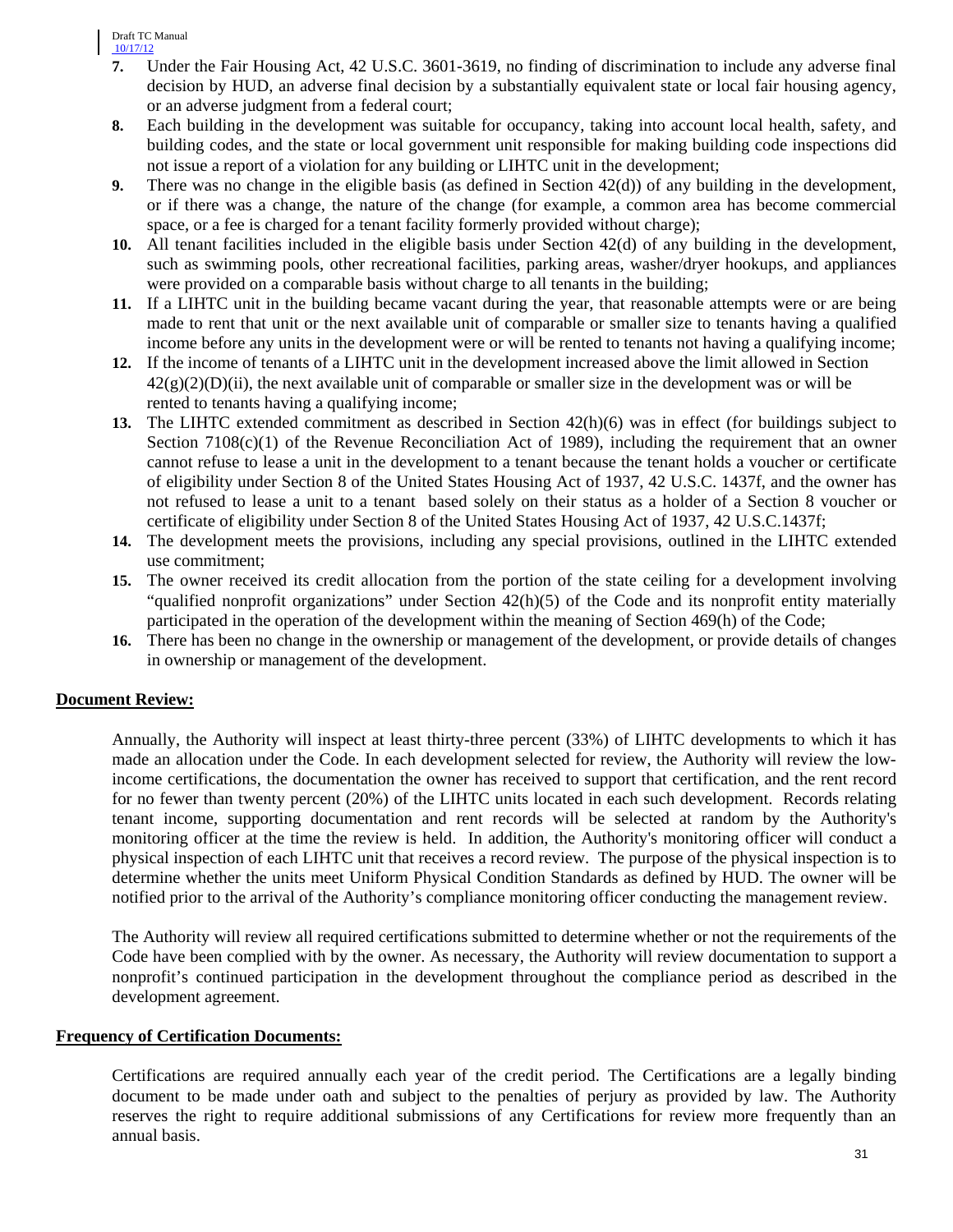7. Under the Fair Housing Act, 42 U.S.C. 3601-3619, no finding of discrimination to include any adverse final decision by HUD, an adverse final decision by a substantially equivalent state or local fair housing agency, or an adverse judgment from a federal court;
8. Each building in the development was suitable for occupancy, taking into account local health, safety, and building codes, and the state or local government unit responsible for making building code inspections did not issue a report of a violation for any building or LIHTC unit in the development;
9. There was no change in the eligible basis (as defined in Section 42(d)) of any building in the development, or if there was a change, the nature of the change (for example, a common area has become commercial space, or a fee is charged for a tenant facility formerly provided without charge);
10. All tenant facilities included in the eligible basis under Section 42(d) of any building in the development, such as swimming pools, other recreational facilities, parking areas, washer/dryer hookups, and appliances were provided on a comparable basis without charge to all tenants in the building;
11. If a LIHTC unit in the building became vacant during the year, that reasonable attempts were or are being made to rent that unit or the next available unit of comparable or smaller size to tenants having a qualified income before any units in the development were or will be rented to tenants not having a qualifying income;
12. If the income of tenants of a LIHTC unit in the development increased above the limit allowed in Section 42(g)(2)(D)(ii), the next available unit of comparable or smaller size in the development was or will be rented to tenants having a qualifying income;
13. The LIHTC extended commitment as described in Section 42(h)(6) was in effect (for buildings subject to Section 7108(c)(1) of the Revenue Reconciliation Act of 1989), including the requirement that an owner cannot refuse to lease a unit in the development to a tenant because the tenant holds a voucher or certificate of eligibility under Section 8 of the United States Housing Act of 1937, 42 U.S.C. 1437f, and the owner has not refused to lease a unit to a tenant based solely on their status as a holder of a Section 8 voucher or certificate of eligibility under Section 8 of the United States Housing Act of 1937, 42 U.S.C.1437f;
14. The development meets the provisions, including any special provisions, outlined in the LIHTC extended use commitment;
15. The owner received its credit allocation from the portion of the state ceiling for a development involving "qualified nonprofit organizations" under Section 42(h)(5) of the Code and its nonprofit entity materially participated in the operation of the development within the meaning of Section 469(h) of the Code;
16. There has been no change in the ownership or management of the development, or provide details of changes in ownership or management of the development.

**Document Review:**

Annually, the Authority will inspect at least thirty-three percent (33%) of LIHTC developments to which it has made an allocation under the Code. In each development selected for review, the Authority will review the low-income certifications, the documentation the owner has received to support that certification, and the rent record for no fewer than twenty percent (20%) of the LIHTC units located in each such development. Records relating tenant income, supporting documentation and rent records will be selected at random by the Authority's monitoring officer at the time the review is held. In addition, the Authority's monitoring officer will conduct a physical inspection of each LIHTC unit that receives a record review. The purpose of the physical inspection is to determine whether the units meet Uniform Physical Condition Standards as defined by HUD. The owner will be notified prior to the arrival of the Authority's compliance monitoring officer conducting the management review.

The Authority will review all required certifications submitted to determine whether or not the requirements of the Code have been complied with by the owner. As necessary, the Authority will review documentation to support a nonprofit's continued participation in the development throughout the compliance period as described in the development agreement.

**Frequency of Certification Documents:**

Certifications are required annually each year of the credit period. The Certifications are a legally binding document to be made under oath and subject to the penalties of perjury as provided by law. The Authority reserves the right to require additional submissions of any Certifications for review more frequently than an annual basis.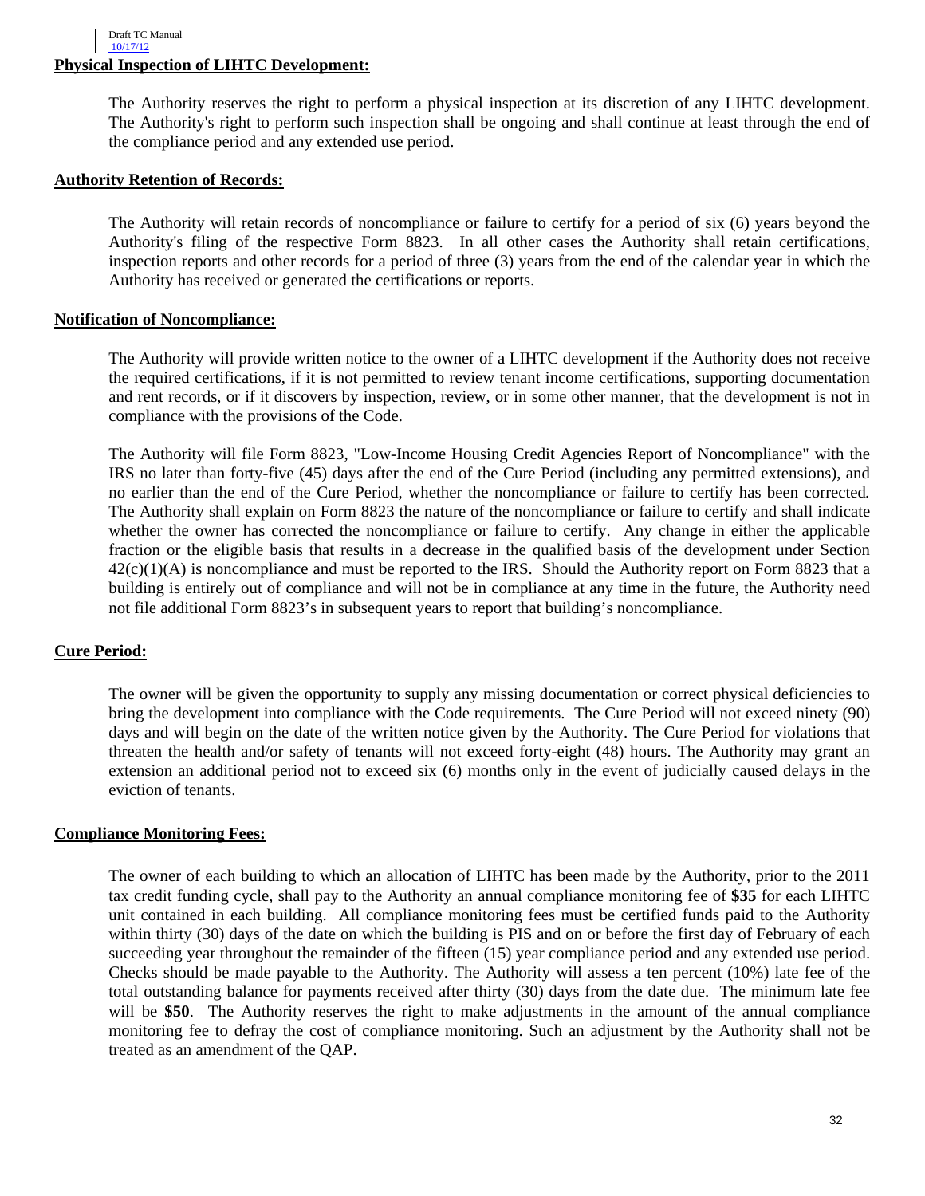## Physical Inspection of LIHTC Development:

The Authority reserves the right to perform a physical inspection at its discretion of any LIHTC development. The Authority's right to perform such inspection shall be ongoing and shall continue at least through the end of the compliance period and any extended use period.

## Authority Retention of Records:

The Authority will retain records of noncompliance or failure to certify for a period of six (6) years beyond the Authority's filing of the respective Form 8823. In all other cases the Authority shall retain certifications, inspection reports and other records for a period of three (3) years from the end of the calendar year in which the Authority has received or generated the certifications or reports.

## Notification of Noncompliance:

The Authority will provide written notice to the owner of a LIHTC development if the Authority does not receive the required certifications, if it is not permitted to review tenant income certifications, supporting documentation and rent records, or if it discovers by inspection, review, or in some other manner, that the development is not in compliance with the provisions of the Code.

The Authority will file Form 8823, "Low-Income Housing Credit Agencies Report of Noncompliance" with the IRS no later than forty-five (45) days after the end of the Cure Period (including any permitted extensions), and no earlier than the end of the Cure Period, whether the noncompliance or failure to certify has been corrected. The Authority shall explain on Form 8823 the nature of the noncompliance or failure to certify and shall indicate whether the owner has corrected the noncompliance or failure to certify. Any change in either the applicable fraction or the eligible basis that results in a decrease in the qualified basis of the development under Section 42(c)(1)(A) is noncompliance and must be reported to the IRS. Should the Authority report on Form 8823 that a building is entirely out of compliance and will not be in compliance at any time in the future, the Authority need not file additional Form 8823's in subsequent years to report that building's noncompliance.

## Cure Period:

The owner will be given the opportunity to supply any missing documentation or correct physical deficiencies to bring the development into compliance with the Code requirements. The Cure Period will not exceed ninety (90) days and will begin on the date of the written notice given by the Authority. The Cure Period for violations that threaten the health and/or safety of tenants will not exceed forty-eight (48) hours. The Authority may grant an extension an additional period not to exceed six (6) months only in the event of judicially caused delays in the eviction of tenants.

## Compliance Monitoring Fees:

The owner of each building to which an allocation of LIHTC has been made by the Authority, prior to the 2011 tax credit funding cycle, shall pay to the Authority an annual compliance monitoring fee of **$35** for each LIHTC unit contained in each building. All compliance monitoring fees must be certified funds paid to the Authority within thirty (30) days of the date on which the building is PIS and on or before the first day of February of each succeeding year throughout the remainder of the fifteen (15) year compliance period and any extended use period. Checks should be made payable to the Authority. The Authority will assess a ten percent (10%) late fee of the total outstanding balance for payments received after thirty (30) days from the date due. The minimum late fee will be **$50**. The Authority reserves the right to make adjustments in the amount of the annual compliance monitoring fee to defray the cost of compliance monitoring. Such an adjustment by the Authority shall not be treated as an amendment of the QAP.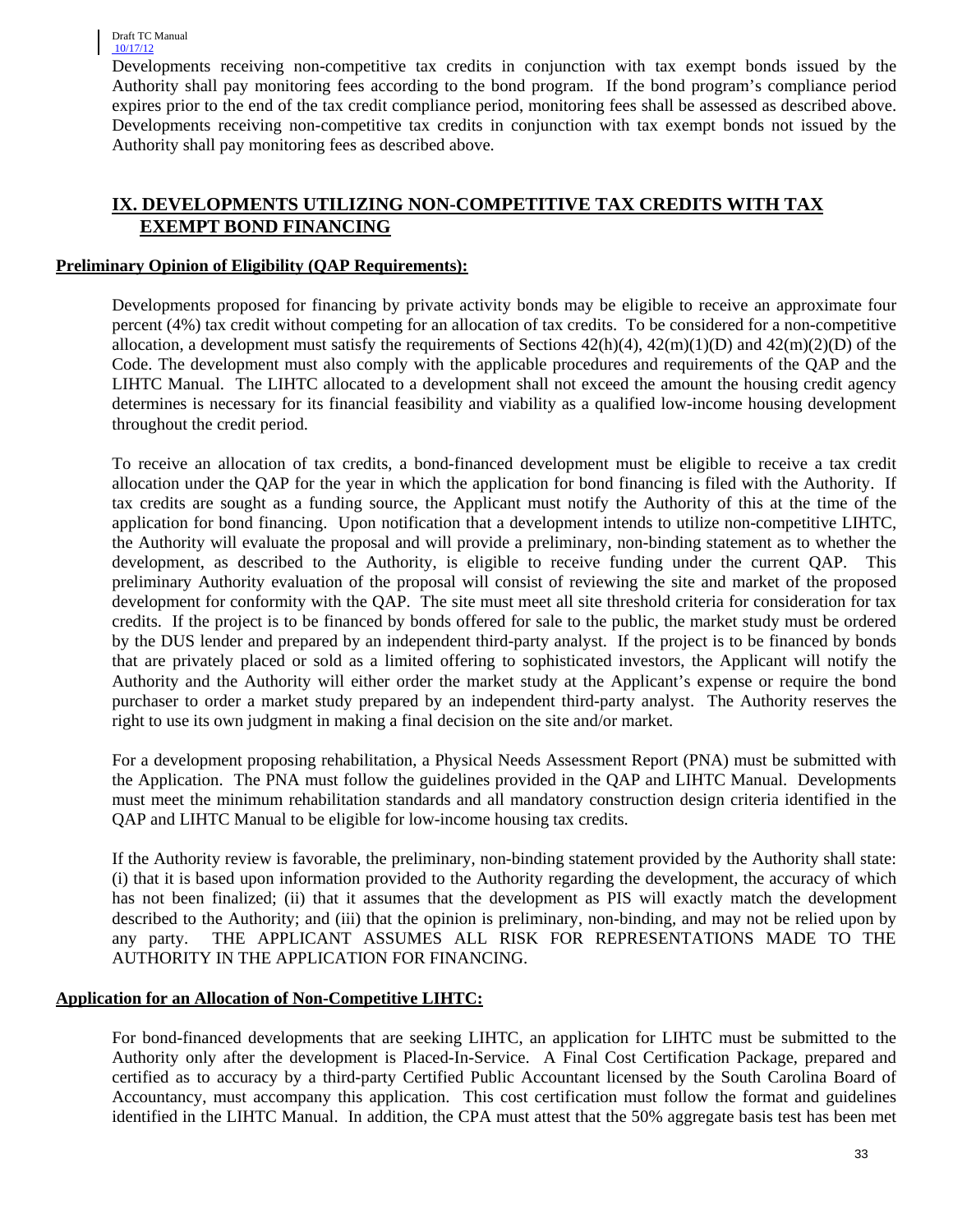Developments receiving non-competitive tax credits in conjunction with tax exempt bonds issued by the Authority shall pay monitoring fees according to the bond program. If the bond program's compliance period expires prior to the end of the tax credit compliance period, monitoring fees shall be assessed as described above. Developments receiving non-competitive tax credits in conjunction with tax exempt bonds not issued by the Authority shall pay monitoring fees as described above.

## IX. DEVELOPMENTS UTILIZING NON-COMPETITIVE TAX CREDITS WITH TAX EXEMPT BOND FINANCING

**Preliminary Opinion of Eligibility (QAP Requirements):**

Developments proposed for financing by private activity bonds may be eligible to receive an approximate four percent (4%) tax credit without competing for an allocation of tax credits. To be considered for a non-competitive allocation, a development must satisfy the requirements of Sections 42(h)(4), 42(m)(1)(D) and 42(m)(2)(D) of the Code. The development must also comply with the applicable procedures and requirements of the QAP and the LIHTC Manual. The LIHTC allocated to a development shall not exceed the amount the housing credit agency determines is necessary for its financial feasibility and viability as a qualified low-income housing development throughout the credit period.

To receive an allocation of tax credits, a bond-financed development must be eligible to receive a tax credit allocation under the QAP for the year in which the application for bond financing is filed with the Authority. If tax credits are sought as a funding source, the Applicant must notify the Authority of this at the time of the application for bond financing. Upon notification that a development intends to utilize non-competitive LIHTC, the Authority will evaluate the proposal and will provide a preliminary, non-binding statement as to whether the development, as described to the Authority, is eligible to receive funding under the current QAP. This preliminary Authority evaluation of the proposal will consist of reviewing the site and market of the proposed development for conformity with the QAP. The site must meet all site threshold criteria for consideration for tax credits. If the project is to be financed by bonds offered for sale to the public, the market study must be ordered by the DUS lender and prepared by an independent third-party analyst. If the project is to be financed by bonds that are privately placed or sold as a limited offering to sophisticated investors, the Applicant will notify the Authority and the Authority will either order the market study at the Applicant's expense or require the bond purchaser to order a market study prepared by an independent third-party analyst. The Authority reserves the right to use its own judgment in making a final decision on the site and/or market.

For a development proposing rehabilitation, a Physical Needs Assessment Report (PNA) must be submitted with the Application. The PNA must follow the guidelines provided in the QAP and LIHTC Manual. Developments must meet the minimum rehabilitation standards and all mandatory construction design criteria identified in the QAP and LIHTC Manual to be eligible for low-income housing tax credits.

If the Authority review is favorable, the preliminary, non-binding statement provided by the Authority shall state: (i) that it is based upon information provided to the Authority regarding the development, the accuracy of which has not been finalized; (ii) that it assumes that the development as PIS will exactly match the development described to the Authority; and (iii) that the opinion is preliminary, non-binding, and may not be relied upon by any party. THE APPLICANT ASSUMES ALL RISK FOR REPRESENTATIONS MADE TO THE AUTHORITY IN THE APPLICATION FOR FINANCING.

**Application for an Allocation of Non-Competitive LIHTC:**

For bond-financed developments that are seeking LIHTC, an application for LIHTC must be submitted to the Authority only after the development is Placed-In-Service. A Final Cost Certification Package, prepared and certified as to accuracy by a third-party Certified Public Accountant licensed by the South Carolina Board of Accountancy, must accompany this application. This cost certification must follow the format and guidelines identified in the LIHTC Manual. In addition, the CPA must attest that the 50% aggregate basis test has been met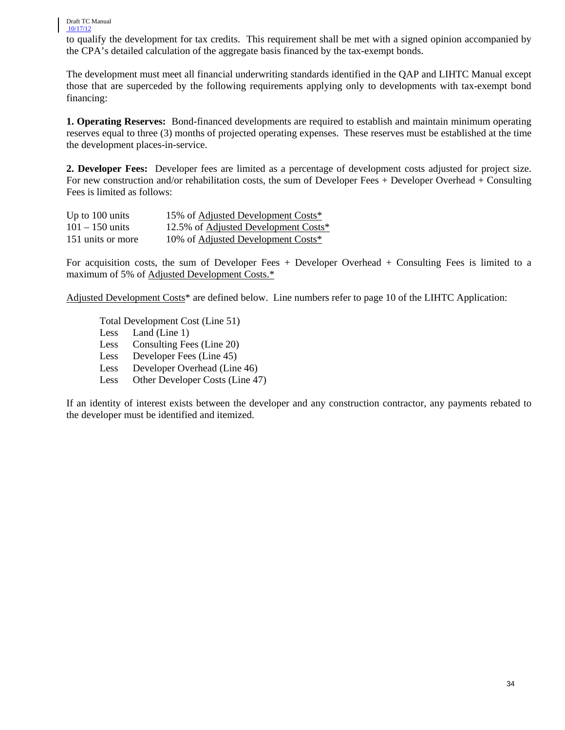to qualify the development for tax credits. This requirement shall be met with a signed opinion accompanied by the CPA's detailed calculation of the aggregate basis financed by the tax-exempt bonds.

The development must meet all financial underwriting standards identified in the QAP and LIHTC Manual except those that are superceded by the following requirements applying only to developments with tax-exempt bond financing:

**1. Operating Reserves:** Bond-financed developments are required to establish and maintain minimum operating reserves equal to three (3) months of projected operating expenses. These reserves must be established at the time the development places-in-service.

**2. Developer Fees:** Developer fees are limited as a percentage of development costs adjusted for project size. For new construction and/or rehabilitation costs, the sum of Developer Fees + Developer Overhead + Consulting Fees is limited as follows:

| | |
|---|---|
| Up to 100 units | 15% of Adjusted Development Costs* |
| 101 – 150 units | 12.5% of Adjusted Development Costs* |
| 151 units or more | 10% of Adjusted Development Costs* |

For acquisition costs, the sum of Developer Fees + Developer Overhead + Consulting Fees is limited to a maximum of 5% of Adjusted Development Costs.*

Adjusted Development Costs* are defined below. Line numbers refer to page 10 of the LIHTC Application:

Total Development Cost (Line 51)
Less Land (Line 1)
Less Consulting Fees (Line 20)
Less Developer Fees (Line 45)
Less Developer Overhead (Line 46)
Less Other Developer Costs (Line 47)

If an identity of interest exists between the developer and any construction contractor, any payments rebated to the developer must be identified and itemized.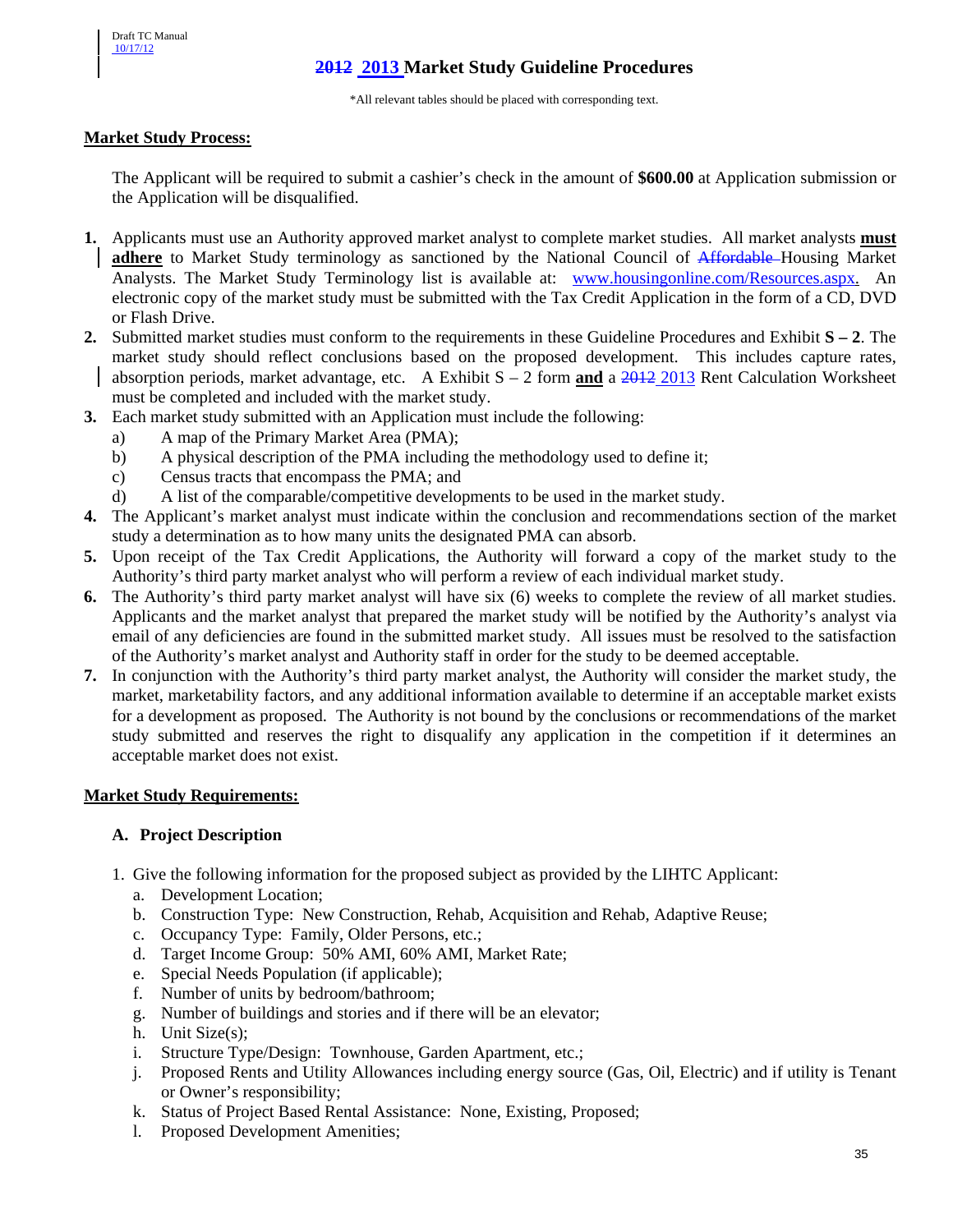Draft TC Manual
10/17/12

# ~~2012~~ 2013 Market Study Guideline Procedures

*All relevant tables should be placed with corresponding text.

**Market Study Process:**

The Applicant will be required to submit a cashier's check in the amount of **$600.00** at Application submission or the Application will be disqualified.

1. Applicants must use an Authority approved market analyst to complete market studies. All market analysts **must adhere** to Market Study terminology as sanctioned by the National Council of ~~Affordable~~ Housing Market Analysts. The Market Study Terminology list is available at: www.housingonline.com/Resources.aspx. An electronic copy of the market study must be submitted with the Tax Credit Application in the form of a CD, DVD or Flash Drive.
2. Submitted market studies must conform to the requirements in these Guideline Procedures and Exhibit **S – 2**. The market study should reflect conclusions based on the proposed development. This includes capture rates, absorption periods, market advantage, etc. A Exhibit S – 2 form **and** a ~~2012~~ 2013 Rent Calculation Worksheet must be completed and included with the market study.
3. Each market study submitted with an Application must include the following:
   a) A map of the Primary Market Area (PMA);
   b) A physical description of the PMA including the methodology used to define it;
   c) Census tracts that encompass the PMA; and
   d) A list of the comparable/competitive developments to be used in the market study.
4. The Applicant's market analyst must indicate within the conclusion and recommendations section of the market study a determination as to how many units the designated PMA can absorb.
5. Upon receipt of the Tax Credit Applications, the Authority will forward a copy of the market study to the Authority's third party market analyst who will perform a review of each individual market study.
6. The Authority's third party market analyst will have six (6) weeks to complete the review of all market studies. Applicants and the market analyst that prepared the market study will be notified by the Authority's analyst via email of any deficiencies are found in the submitted market study. All issues must be resolved to the satisfaction of the Authority's market analyst and Authority staff in order for the study to be deemed acceptable.
7. In conjunction with the Authority's third party market analyst, the Authority will consider the market study, the market, marketability factors, and any additional information available to determine if an acceptable market exists for a development as proposed. The Authority is not bound by the conclusions or recommendations of the market study submitted and reserves the right to disqualify any application in the competition if it determines an acceptable market does not exist.

**Market Study Requirements:**

### A. Project Description

1. Give the following information for the proposed subject as provided by the LIHTC Applicant:
   a. Development Location;
   b. Construction Type: New Construction, Rehab, Acquisition and Rehab, Adaptive Reuse;
   c. Occupancy Type: Family, Older Persons, etc.;
   d. Target Income Group: 50% AMI, 60% AMI, Market Rate;
   e. Special Needs Population (if applicable);
   f. Number of units by bedroom/bathroom;
   g. Number of buildings and stories and if there will be an elevator;
   h. Unit Size(s);
   i. Structure Type/Design: Townhouse, Garden Apartment, etc.;
   j. Proposed Rents and Utility Allowances including energy source (Gas, Oil, Electric) and if utility is Tenant or Owner's responsibility;
   k. Status of Project Based Rental Assistance: None, Existing, Proposed;
   l. Proposed Development Amenities;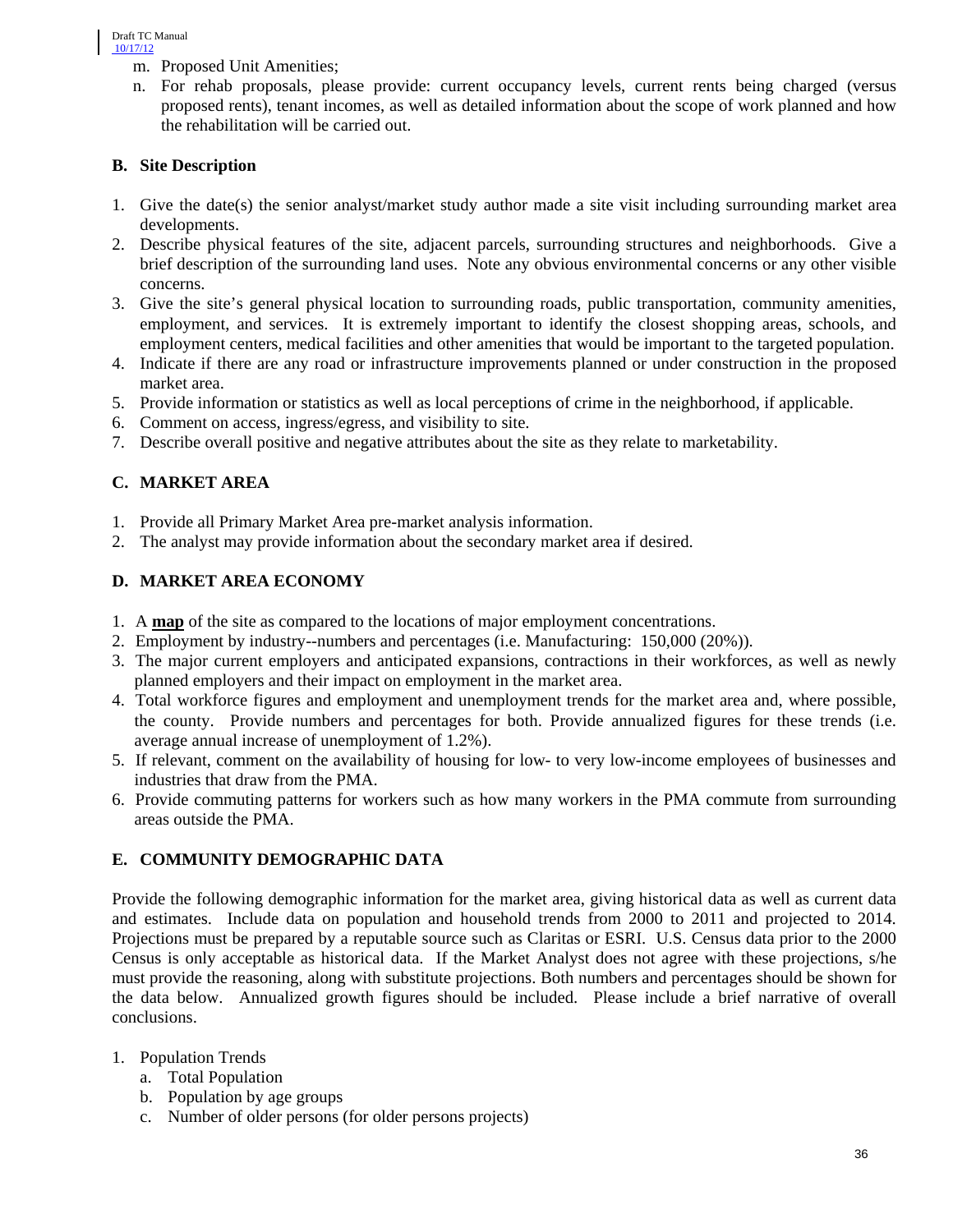m. Proposed Unit Amenities;
n. For rehab proposals, please provide: current occupancy levels, current rents being charged (versus proposed rents), tenant incomes, as well as detailed information about the scope of work planned and how the rehabilitation will be carried out.

### B. Site Description

1. Give the date(s) the senior analyst/market study author made a site visit including surrounding market area developments.
2. Describe physical features of the site, adjacent parcels, surrounding structures and neighborhoods. Give a brief description of the surrounding land uses. Note any obvious environmental concerns or any other visible concerns.
3. Give the site's general physical location to surrounding roads, public transportation, community amenities, employment, and services. It is extremely important to identify the closest shopping areas, schools, and employment centers, medical facilities and other amenities that would be important to the targeted population.
4. Indicate if there are any road or infrastructure improvements planned or under construction in the proposed market area.
5. Provide information or statistics as well as local perceptions of crime in the neighborhood, if applicable.
6. Comment on access, ingress/egress, and visibility to site.
7. Describe overall positive and negative attributes about the site as they relate to marketability.

### C. MARKET AREA

1. Provide all Primary Market Area pre-market analysis information.
2. The analyst may provide information about the secondary market area if desired.

### D. MARKET AREA ECONOMY

1. A **map** of the site as compared to the locations of major employment concentrations.
2. Employment by industry--numbers and percentages (i.e. Manufacturing: 150,000 (20%)).
3. The major current employers and anticipated expansions, contractions in their workforces, as well as newly planned employers and their impact on employment in the market area.
4. Total workforce figures and employment and unemployment trends for the market area and, where possible, the county. Provide numbers and percentages for both. Provide annualized figures for these trends (i.e. average annual increase of unemployment of 1.2%).
5. If relevant, comment on the availability of housing for low- to very low-income employees of businesses and industries that draw from the PMA.
6. Provide commuting patterns for workers such as how many workers in the PMA commute from surrounding areas outside the PMA.

### E. COMMUNITY DEMOGRAPHIC DATA

Provide the following demographic information for the market area, giving historical data as well as current data and estimates. Include data on population and household trends from 2000 to 2011 and projected to 2014. Projections must be prepared by a reputable source such as Claritas or ESRI. U.S. Census data prior to the 2000 Census is only acceptable as historical data. If the Market Analyst does not agree with these projections, s/he must provide the reasoning, along with substitute projections. Both numbers and percentages should be shown for the data below. Annualized growth figures should be included. Please include a brief narrative of overall conclusions.

1. Population Trends
   a. Total Population
   b. Population by age groups
   c. Number of older persons (for older persons projects)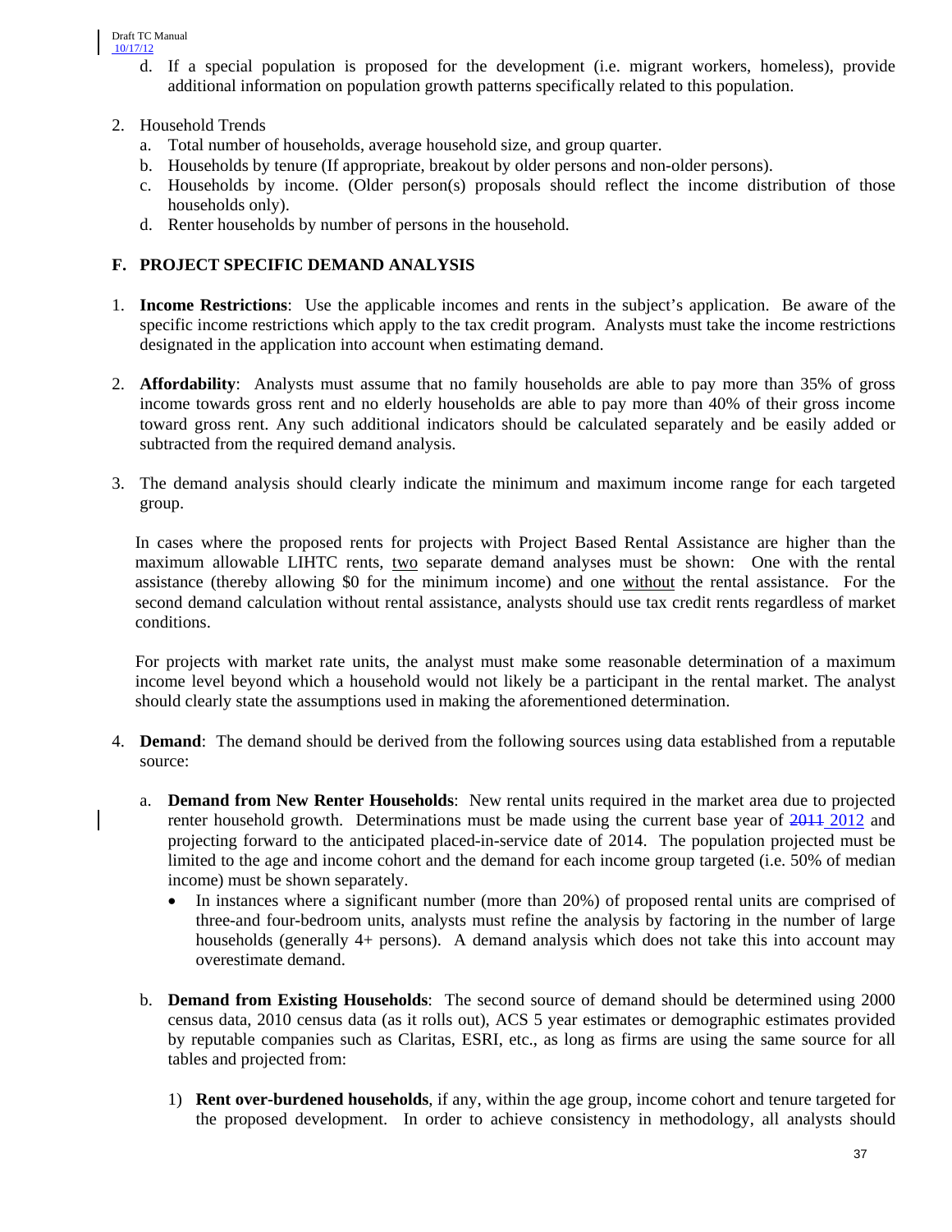d. If a special population is proposed for the development (i.e. migrant workers, homeless), provide additional information on population growth patterns specifically related to this population.

2. Household Trends
   a. Total number of households, average household size, and group quarter.
   b. Households by tenure (If appropriate, breakout by older persons and non-older persons).
   c. Households by income. (Older person(s) proposals should reflect the income distribution of those households only).
   d. Renter households by number of persons in the household.

## F. PROJECT SPECIFIC DEMAND ANALYSIS

1. **Income Restrictions**: Use the applicable incomes and rents in the subject's application. Be aware of the specific income restrictions which apply to the tax credit program. Analysts must take the income restrictions designated in the application into account when estimating demand.

2. **Affordability**: Analysts must assume that no family households are able to pay more than 35% of gross income towards gross rent and no elderly households are able to pay more than 40% of their gross income toward gross rent. Any such additional indicators should be calculated separately and be easily added or subtracted from the required demand analysis.

3. The demand analysis should clearly indicate the minimum and maximum income range for each targeted group.

   In cases where the proposed rents for projects with Project Based Rental Assistance are higher than the maximum allowable LIHTC rents, two separate demand analyses must be shown: One with the rental assistance (thereby allowing $0 for the minimum income) and one without the rental assistance. For the second demand calculation without rental assistance, analysts should use tax credit rents regardless of market conditions.

   For projects with market rate units, the analyst must make some reasonable determination of a maximum income level beyond which a household would not likely be a participant in the rental market. The analyst should clearly state the assumptions used in making the aforementioned determination.

4. **Demand**: The demand should be derived from the following sources using data established from a reputable source:

   a. **Demand from New Renter Households**: New rental units required in the market area due to projected renter household growth. Determinations must be made using the current base year of ~~2011~~ 2012 and projecting forward to the anticipated placed-in-service date of 2014. The population projected must be limited to the age and income cohort and the demand for each income group targeted (i.e. 50% of median income) must be shown separately.
      - In instances where a significant number (more than 20%) of proposed rental units are comprised of three-and four-bedroom units, analysts must refine the analysis by factoring in the number of large households (generally 4+ persons). A demand analysis which does not take this into account may overestimate demand.

   b. **Demand from Existing Households**: The second source of demand should be determined using 2000 census data, 2010 census data (as it rolls out), ACS 5 year estimates or demographic estimates provided by reputable companies such as Claritas, ESRI, etc., as long as firms are using the same source for all tables and projected from:

      1) **Rent over-burdened households**, if any, within the age group, income cohort and tenure targeted for the proposed development. In order to achieve consistency in methodology, all analysts should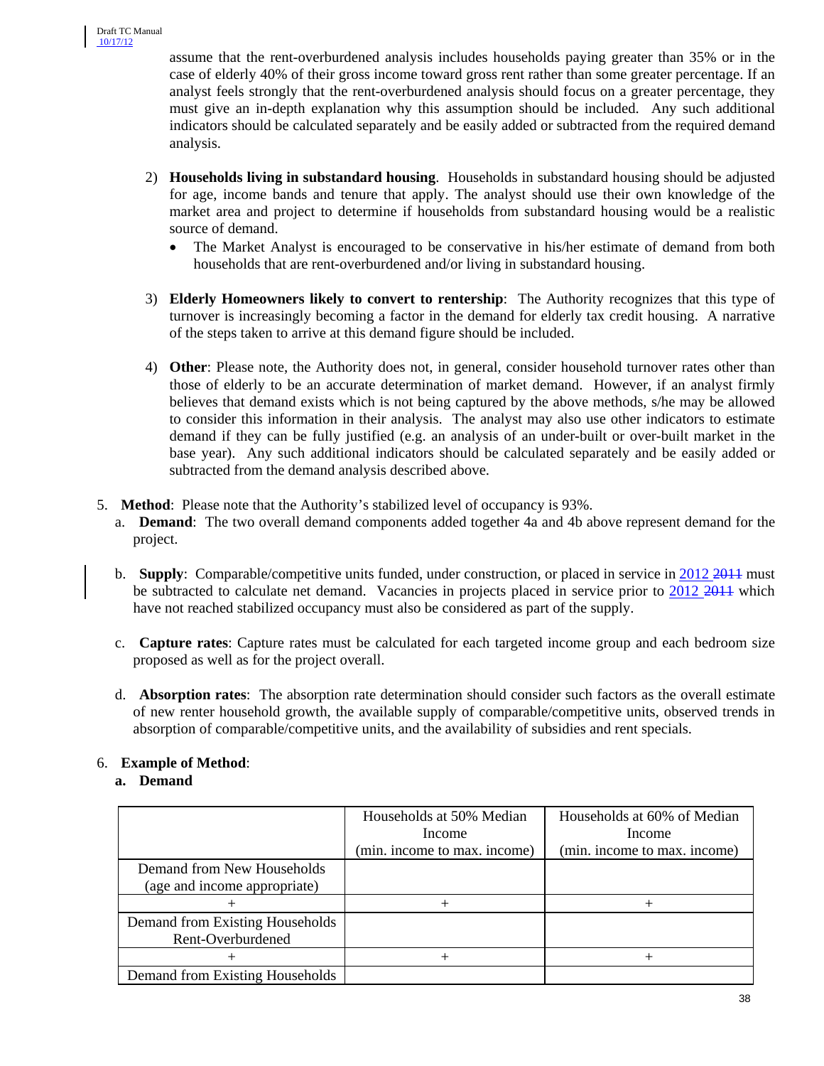assume that the rent-overburdened analysis includes households paying greater than 35% or in the case of elderly 40% of their gross income toward gross rent rather than some greater percentage. If an analyst feels strongly that the rent-overburdened analysis should focus on a greater percentage, they must give an in-depth explanation why this assumption should be included. Any such additional indicators should be calculated separately and be easily added or subtracted from the required demand analysis.

2) **Households living in substandard housing**. Households in substandard housing should be adjusted for age, income bands and tenure that apply. The analyst should use their own knowledge of the market area and project to determine if households from substandard housing would be a realistic source of demand.
   - The Market Analyst is encouraged to be conservative in his/her estimate of demand from both households that are rent-overburdened and/or living in substandard housing.

3) **Elderly Homeowners likely to convert to rentership**: The Authority recognizes that this type of turnover is increasingly becoming a factor in the demand for elderly tax credit housing. A narrative of the steps taken to arrive at this demand figure should be included.

4) **Other**: Please note, the Authority does not, in general, consider household turnover rates other than those of elderly to be an accurate determination of market demand. However, if an analyst firmly believes that demand exists which is not being captured by the above methods, s/he may be allowed to consider this information in their analysis. The analyst may also use other indicators to estimate demand if they can be fully justified (e.g. an analysis of an under-built or over-built market in the base year). Any such additional indicators should be calculated separately and be easily added or subtracted from the demand analysis described above.

5. **Method**: Please note that the Authority's stabilized level of occupancy is 93%.
   a. **Demand**: The two overall demand components added together 4a and 4b above represent demand for the project.

   b. **Supply**: Comparable/competitive units funded, under construction, or placed in service in 2012 ~~2011~~ must be subtracted to calculate net demand. Vacancies in projects placed in service prior to 2012 ~~2011~~ which have not reached stabilized occupancy must also be considered as part of the supply.

   c. **Capture rates**: Capture rates must be calculated for each targeted income group and each bedroom size proposed as well as for the project overall.

   d. **Absorption rates**: The absorption rate determination should consider such factors as the overall estimate of new renter household growth, the available supply of comparable/competitive units, observed trends in absorption of comparable/competitive units, and the availability of subsidies and rent specials.

6. **Example of Method**:

   **a. Demand**

| | Households at 50% Median Income (min. income to max. income) | Households at 60% of Median Income (min. income to max. income) |
|---|---|---|
| Demand from New Households (age and income appropriate) | | |
| + | + | + |
| Demand from Existing Households Rent-Overburdened | | |
| + | + | + |
| Demand from Existing Households | | |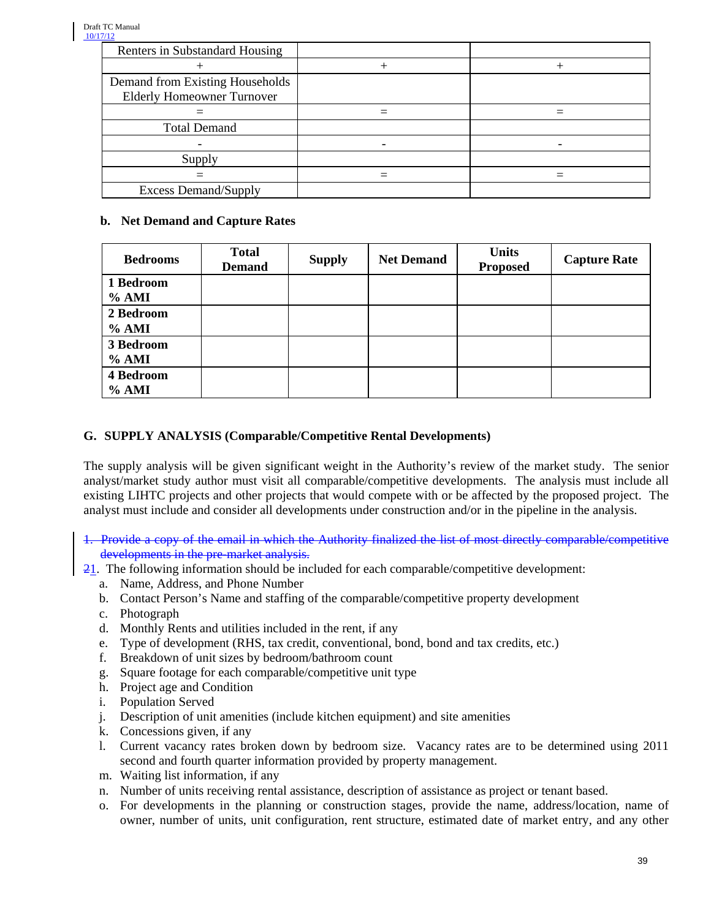| Renters in Substandard Housing | | |
|---|---|---|
| + | + | + |
| Demand from Existing Households Elderly Homeowner Turnover | | |
| = | = | = |
| Total Demand | | |
| - | - | - |
| Supply | | |
| = | = | = |
| Excess Demand/Supply | | |

**b. Net Demand and Capture Rates**

| Bedrooms | Total Demand | Supply | Net Demand | Units Proposed | Capture Rate |
|---|---|---|---|---|---|
| **1 Bedroom % AMI** | | | | | |
| **2 Bedroom % AMI** | | | | | |
| **3 Bedroom % AMI** | | | | | |
| **4 Bedroom % AMI** | | | | | |

**G. SUPPLY ANALYSIS (Comparable/Competitive Rental Developments)**

The supply analysis will be given significant weight in the Authority's review of the market study. The senior analyst/market study author must visit all comparable/competitive developments. The analysis must include all existing LIHTC projects and other projects that would compete with or be affected by the proposed project. The analyst must include and consider all developments under construction and/or in the pipeline in the analysis.

~~1. Provide a copy of the email in which the Authority finalized the list of most directly comparable/competitive developments in the pre-market analysis.~~

~~2~~1. The following information should be included for each comparable/competitive development:

a. Name, Address, and Phone Number
b. Contact Person's Name and staffing of the comparable/competitive property development
c. Photograph
d. Monthly Rents and utilities included in the rent, if any
e. Type of development (RHS, tax credit, conventional, bond, bond and tax credits, etc.)
f. Breakdown of unit sizes by bedroom/bathroom count
g. Square footage for each comparable/competitive unit type
h. Project age and Condition
i. Population Served
j. Description of unit amenities (include kitchen equipment) and site amenities
k. Concessions given, if any
l. Current vacancy rates broken down by bedroom size. Vacancy rates are to be determined using 2011 second and fourth quarter information provided by property management.
m. Waiting list information, if any
n. Number of units receiving rental assistance, description of assistance as project or tenant based.
o. For developments in the planning or construction stages, provide the name, address/location, name of owner, number of units, unit configuration, rent structure, estimated date of market entry, and any other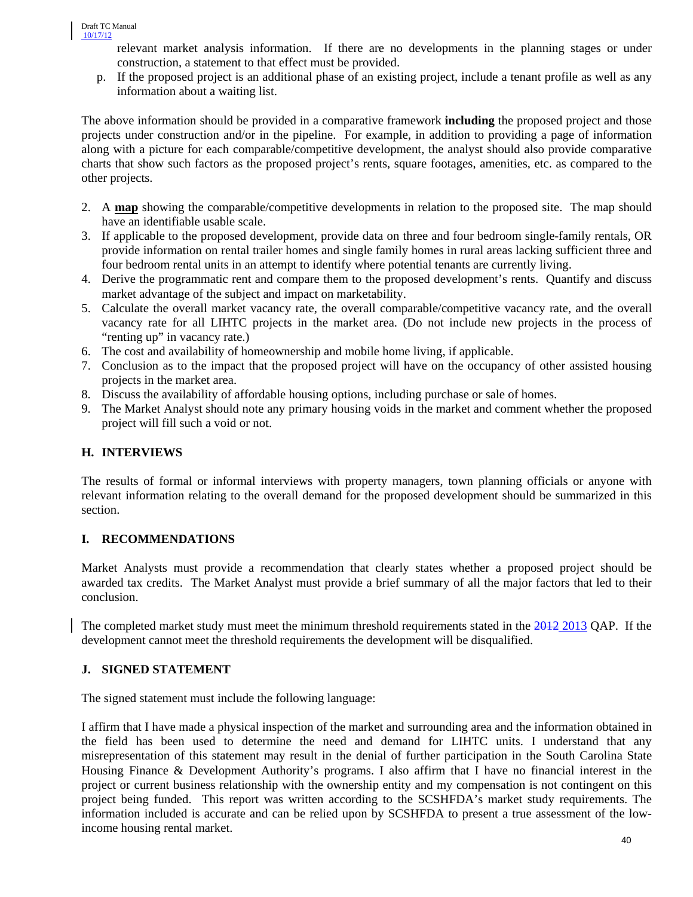relevant market analysis information. If there are no developments in the planning stages or under construction, a statement to that effect must be provided.

p. If the proposed project is an additional phase of an existing project, include a tenant profile as well as any information about a waiting list.

The above information should be provided in a comparative framework **including** the proposed project and those projects under construction and/or in the pipeline. For example, in addition to providing a page of information along with a picture for each comparable/competitive development, the analyst should also provide comparative charts that show such factors as the proposed project's rents, square footages, amenities, etc. as compared to the other projects.

2. A **map** showing the comparable/competitive developments in relation to the proposed site. The map should have an identifiable usable scale.
3. If applicable to the proposed development, provide data on three and four bedroom single-family rentals, OR provide information on rental trailer homes and single family homes in rural areas lacking sufficient three and four bedroom rental units in an attempt to identify where potential tenants are currently living.
4. Derive the programmatic rent and compare them to the proposed development's rents. Quantify and discuss market advantage of the subject and impact on marketability.
5. Calculate the overall market vacancy rate, the overall comparable/competitive vacancy rate, and the overall vacancy rate for all LIHTC projects in the market area. (Do not include new projects in the process of "renting up" in vacancy rate.)
6. The cost and availability of homeownership and mobile home living, if applicable.
7. Conclusion as to the impact that the proposed project will have on the occupancy of other assisted housing projects in the market area.
8. Discuss the availability of affordable housing options, including purchase or sale of homes.
9. The Market Analyst should note any primary housing voids in the market and comment whether the proposed project will fill such a void or not.

## H. INTERVIEWS

The results of formal or informal interviews with property managers, town planning officials or anyone with relevant information relating to the overall demand for the proposed development should be summarized in this section.

## I. RECOMMENDATIONS

Market Analysts must provide a recommendation that clearly states whether a proposed project should be awarded tax credits. The Market Analyst must provide a brief summary of all the major factors that led to their conclusion.

The completed market study must meet the minimum threshold requirements stated in the ~~2012~~ 2013 QAP. If the development cannot meet the threshold requirements the development will be disqualified.

## J. SIGNED STATEMENT

The signed statement must include the following language:

I affirm that I have made a physical inspection of the market and surrounding area and the information obtained in the field has been used to determine the need and demand for LIHTC units. I understand that any misrepresentation of this statement may result in the denial of further participation in the South Carolina State Housing Finance & Development Authority's programs. I also affirm that I have no financial interest in the project or current business relationship with the ownership entity and my compensation is not contingent on this project being funded. This report was written according to the SCSHFDA's market study requirements. The information included is accurate and can be relied upon by SCSHFDA to present a true assessment of the low-income housing rental market.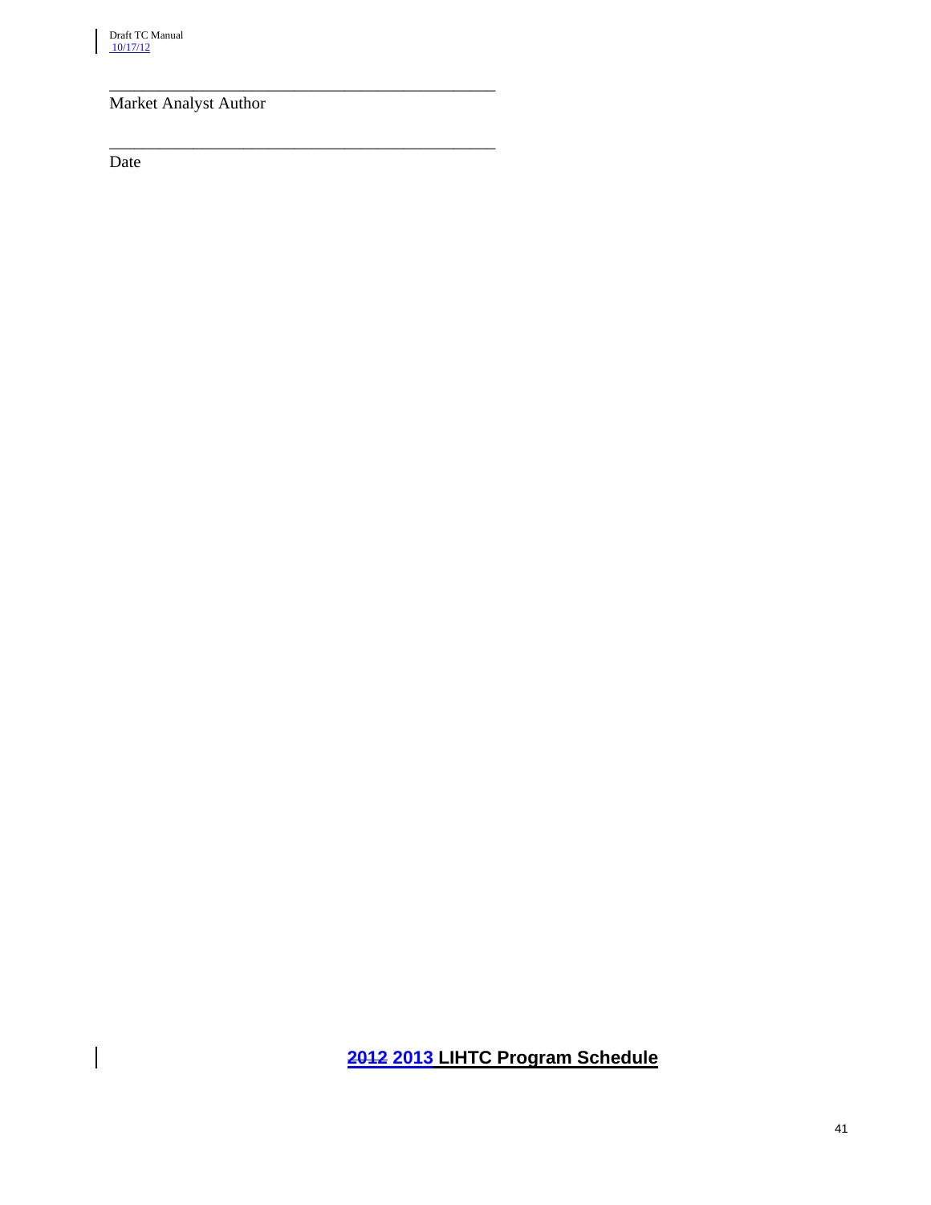\_\_\_\_\_\_\_\_\_\_\_\_\_\_\_\_\_\_\_\_\_\_\_\_\_\_\_\_\_\_\_\_\_\_\_\_\_\_\_\_\_\_\_\_\_\_

Market Analyst Author

\_\_\_\_\_\_\_\_\_\_\_\_\_\_\_\_\_\_\_\_\_\_\_\_\_\_\_\_\_\_\_\_\_\_\_\_\_\_\_\_\_\_\_\_\_\_

Date

## ~~2012~~ 2013 LIHTC Program Schedule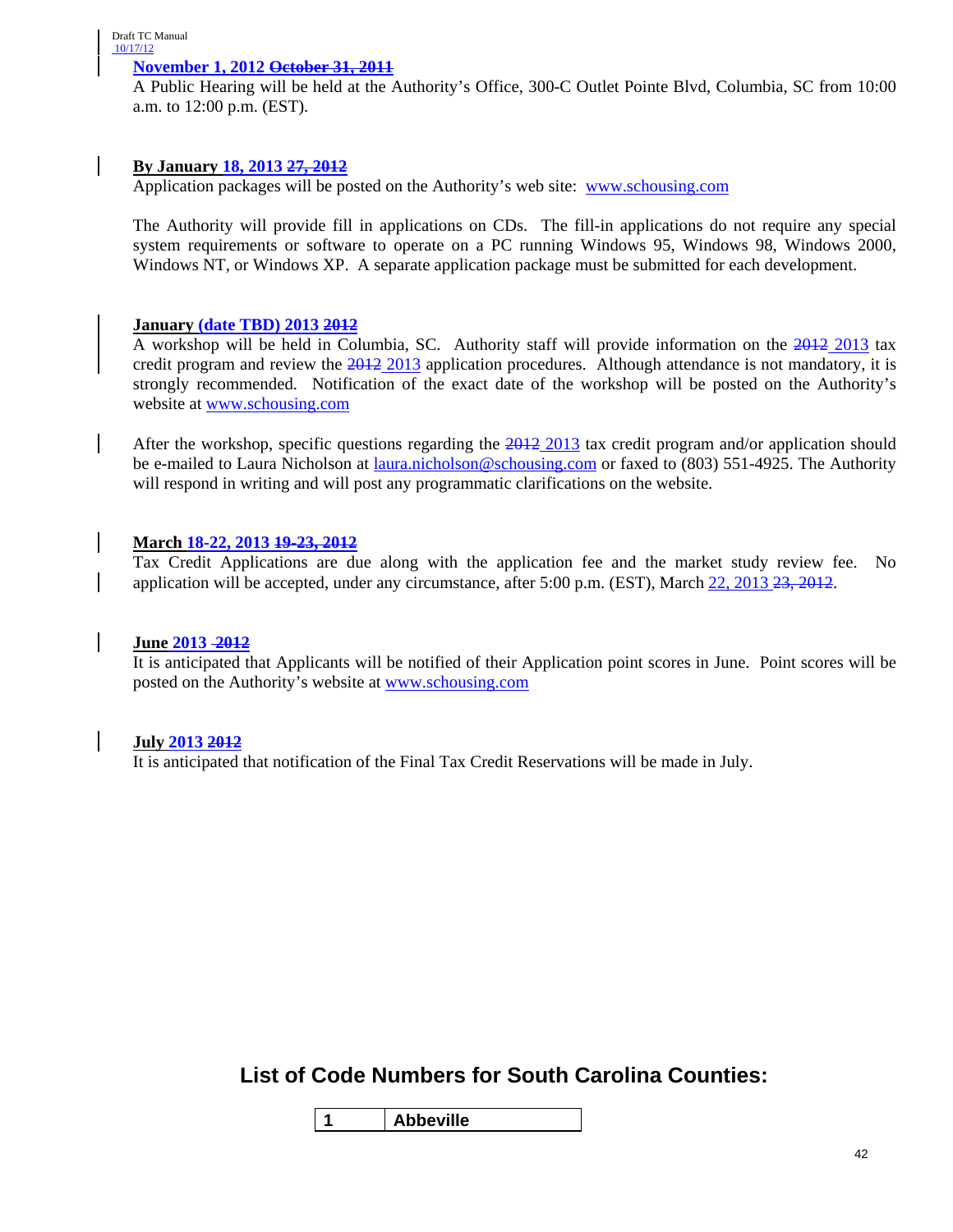**November 1, 2012 ~~October 31, 2011~~**
A Public Hearing will be held at the Authority's Office, 300-C Outlet Pointe Blvd, Columbia, SC from 10:00 a.m. to 12:00 p.m. (EST).

**By January 18, 2013 ~~27, 2012~~**
Application packages will be posted on the Authority's web site: www.schousing.com

The Authority will provide fill in applications on CDs. The fill-in applications do not require any special system requirements or software to operate on a PC running Windows 95, Windows 98, Windows 2000, Windows NT, or Windows XP. A separate application package must be submitted for each development.

**January (date TBD) 2013 ~~2012~~**
A workshop will be held in Columbia, SC. Authority staff will provide information on the ~~2012~~ 2013 tax credit program and review the ~~2012~~ 2013 application procedures. Although attendance is not mandatory, it is strongly recommended. Notification of the exact date of the workshop will be posted on the Authority's website at www.schousing.com

After the workshop, specific questions regarding the ~~2012~~ 2013 tax credit program and/or application should be e-mailed to Laura Nicholson at laura.nicholson@schousing.com or faxed to (803) 551-4925. The Authority will respond in writing and will post any programmatic clarifications on the website.

**March 18-22, 2013 ~~19-23, 2012~~**
Tax Credit Applications are due along with the application fee and the market study review fee. No application will be accepted, under any circumstance, after 5:00 p.m. (EST), March 22, 2013 ~~23, 2012~~.

**June 2013 ~~2012~~**
It is anticipated that Applicants will be notified of their Application point scores in June. Point scores will be posted on the Authority's website at www.schousing.com

**July 2013 ~~2012~~**
It is anticipated that notification of the Final Tax Credit Reservations will be made in July.

## List of Code Numbers for South Carolina Counties:

| 1 | Abbeville |
|---|---|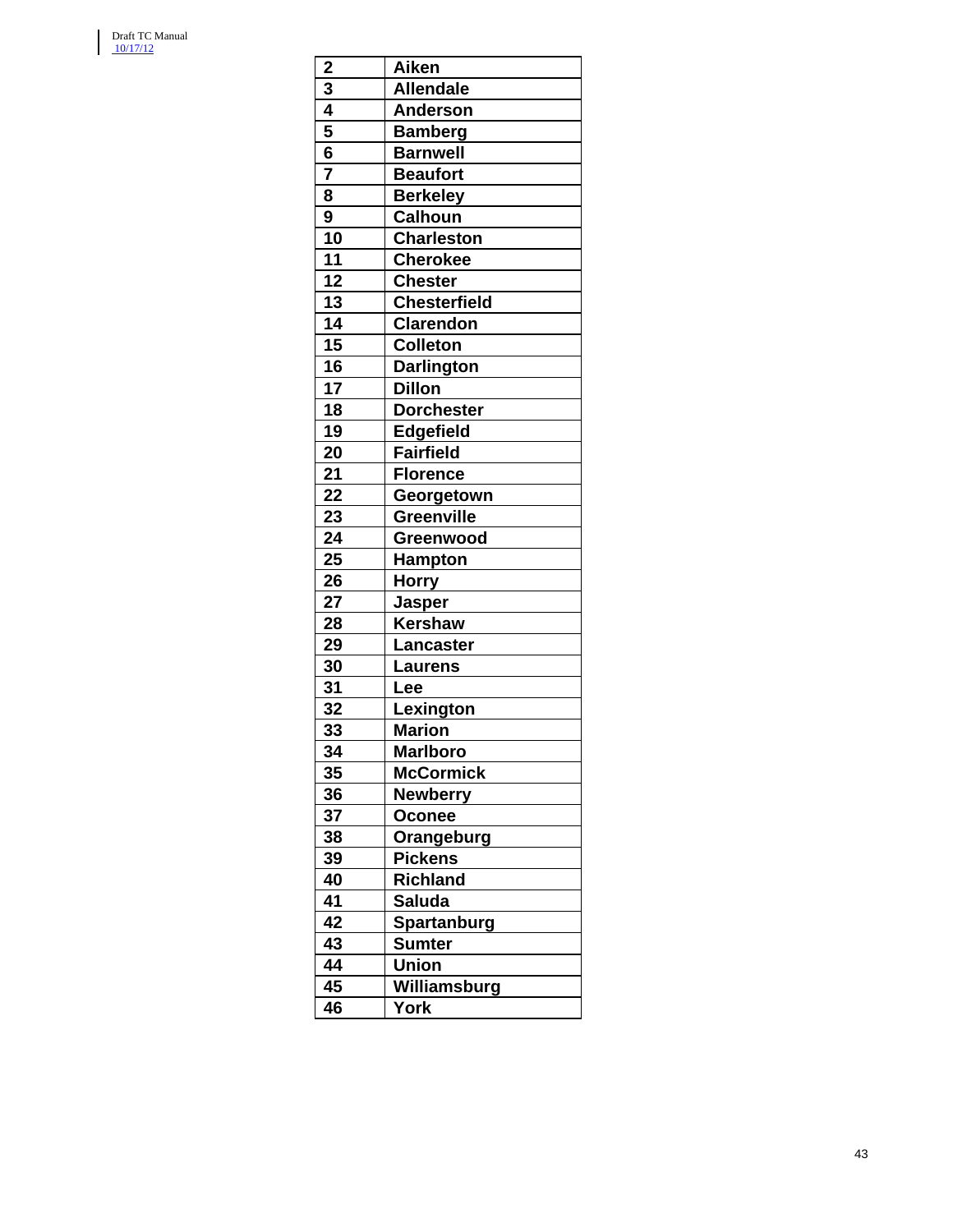| | |
|---|---|
| 2 | Aiken |
| 3 | Allendale |
| 4 | Anderson |
| 5 | Bamberg |
| 6 | Barnwell |
| 7 | Beaufort |
| 8 | Berkeley |
| 9 | Calhoun |
| 10 | Charleston |
| 11 | Cherokee |
| 12 | Chester |
| 13 | Chesterfield |
| 14 | Clarendon |
| 15 | Colleton |
| 16 | Darlington |
| 17 | Dillon |
| 18 | Dorchester |
| 19 | Edgefield |
| 20 | Fairfield |
| 21 | Florence |
| 22 | Georgetown |
| 23 | Greenville |
| 24 | Greenwood |
| 25 | Hampton |
| 26 | Horry |
| 27 | Jasper |
| 28 | Kershaw |
| 29 | Lancaster |
| 30 | Laurens |
| 31 | Lee |
| 32 | Lexington |
| 33 | Marion |
| 34 | Marlboro |
| 35 | McCormick |
| 36 | Newberry |
| 37 | Oconee |
| 38 | Orangeburg |
| 39 | Pickens |
| 40 | Richland |
| 41 | Saluda |
| 42 | Spartanburg |
| 43 | Sumter |
| 44 | Union |
| 45 | Williamsburg |
| 46 | York |